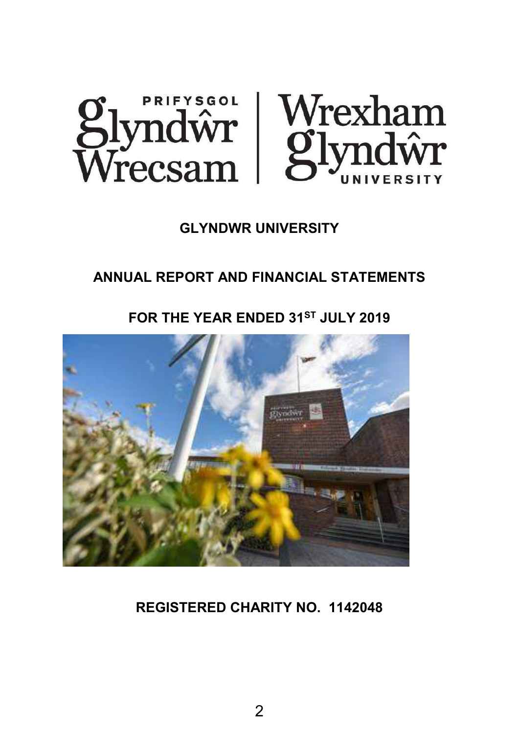Prifysgol Glyndŵr Wrecsam | Wrexham Glyndŵr University

# GLYNDWR UNIVERSITY

## ANNUAL REPORT AND FINANCIAL STATEMENTS

## FOR THE YEAR ENDED 31ST JULY 2019

**REGISTERED CHARITY NO. 1142048**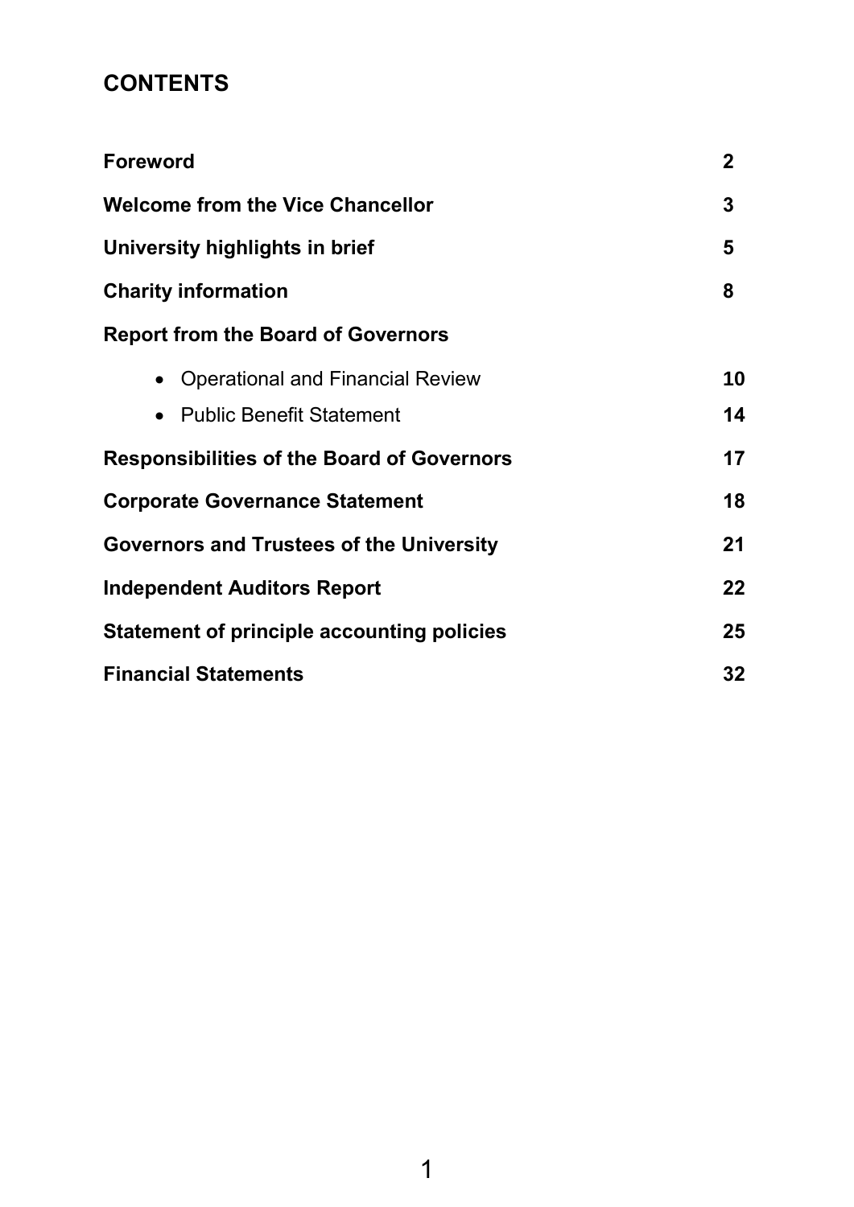# CONTENTS

| | |
|---|---|
| **Foreword** | **2** |
| **Welcome from the Vice Chancellor** | **3** |
| **University highlights in brief** | **5** |
| **Charity information** | **8** |
| **Report from the Board of Governors** | |
| • Operational and Financial Review | **10** |
| • Public Benefit Statement | **14** |
| **Responsibilities of the Board of Governors** | **17** |
| **Corporate Governance Statement** | **18** |
| **Governors and Trustees of the University** | **21** |
| **Independent Auditors Report** | **22** |
| **Statement of principle accounting policies** | **25** |
| **Financial Statements** | **32** |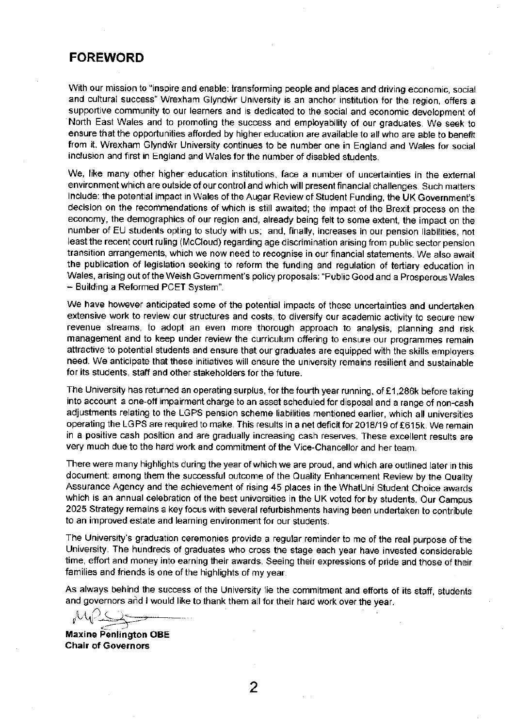## FOREWORD

With our mission to "inspire and enable: transforming people and places and driving economic, social and cultural success" Wrexham Glyndŵr University is an anchor institution for the region, offers a supportive community to our learners and is dedicated to the social and economic development of North East Wales and to promoting the success and employability of our graduates. We seek to ensure that the opportunities afforded by higher education are available to all who are able to benefit from it. Wrexham Glyndŵr University continues to be number one in England and Wales for social inclusion and first in England and Wales for the number of disabled students.

We, like many other higher education institutions, face a number of uncertainties in the external environment which are outside of our control and which will present financial challenges. Such matters include: the potential impact in Wales of the Augar Review of Student Funding, the UK Government's decision on the recommendations of which is still awaited; the impact of the Brexit process on the economy, the demographics of our region and, already being felt to some extent, the impact on the number of EU students opting to study with us; and, finally, increases in our pension liabilities, not least the recent court ruling (McCloud) regarding age discrimination arising from public sector pension transition arrangements, which we now need to recognise in our financial statements. We also await the publication of legislation seeking to reform the funding and regulation of tertiary education in Wales, arising out of the Welsh Government's policy proposals: "Public Good and a Prosperous Wales – Building a Reformed PCET System".

We have however anticipated some of the potential impacts of these uncertainties and undertaken extensive work to review our structures and costs, to diversify our academic activity to secure new revenue streams, to adopt an even more thorough approach to analysis, planning and risk management and to keep under review the curriculum offering to ensure our programmes remain attractive to potential students and ensure that our graduates are equipped with the skills employers need. We anticipate that these initiatives will ensure the university remains resilient and sustainable for its students, staff and other stakeholders for the future.

The University has returned an operating surplus, for the fourth year running, of £1,286k before taking into account a one-off impairment charge to an asset scheduled for disposal and a range of non-cash adjustments relating to the LGPS pension scheme liabilities mentioned earlier, which all universities operating the LGPS are required to make. This results in a net deficit for 2018/19 of £615k. We remain in a positive cash position and are gradually increasing cash reserves. These excellent results are very much due to the hard work and commitment of the Vice-Chancellor and her team.

There were many highlights during the year of which we are proud, and which are outlined later in this document: among them the successful outcome of the Quality Enhancement Review by the Quality Assurance Agency and the achievement of rising 45 places in the WhatUni Student Choice awards which is an annual celebration of the best universities in the UK voted for by students. Our Campus 2025 Strategy remains a key focus with several refurbishments having been undertaken to contribute to an improved estate and learning environment for our students.

The University's graduation ceremonies provide a regular reminder to me of the real purpose of the University. The hundreds of graduates who cross the stage each year have invested considerable time, effort and money into earning their awards. Seeing their expressions of pride and those of their families and friends is one of the highlights of my year.

As always behind the success of the University lie the commitment and efforts of its staff, students and governors and I would like to thank them all for their hard work over the year.

**Maxine Penlington OBE**
**Chair of Governors**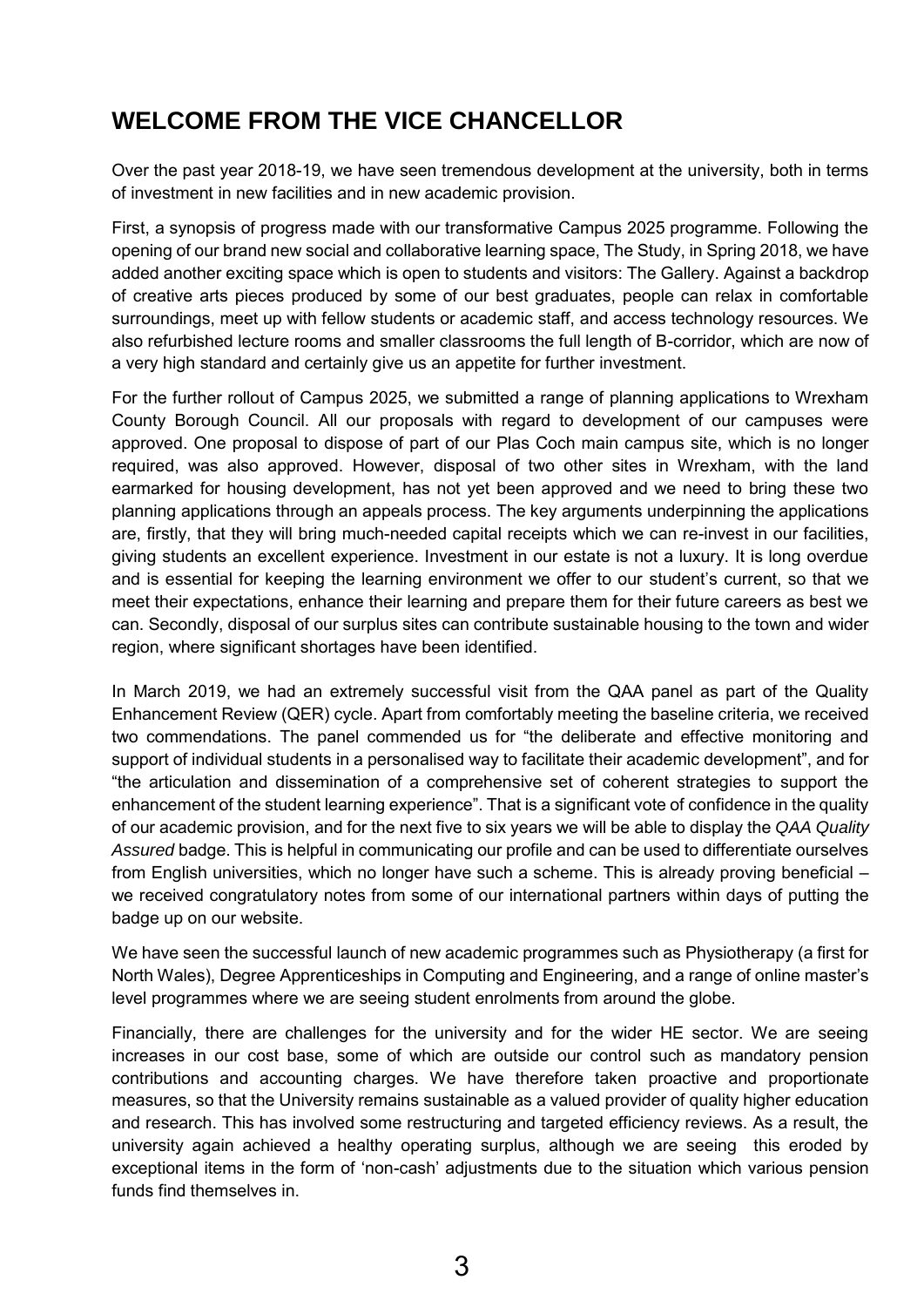# WELCOME FROM THE VICE CHANCELLOR

Over the past year 2018-19, we have seen tremendous development at the university, both in terms of investment in new facilities and in new academic provision.

First, a synopsis of progress made with our transformative Campus 2025 programme. Following the opening of our brand new social and collaborative learning space, The Study, in Spring 2018, we have added another exciting space which is open to students and visitors: The Gallery. Against a backdrop of creative arts pieces produced by some of our best graduates, people can relax in comfortable surroundings, meet up with fellow students or academic staff, and access technology resources. We also refurbished lecture rooms and smaller classrooms the full length of B-corridor, which are now of a very high standard and certainly give us an appetite for further investment.

For the further rollout of Campus 2025, we submitted a range of planning applications to Wrexham County Borough Council. All our proposals with regard to development of our campuses were approved. One proposal to dispose of part of our Plas Coch main campus site, which is no longer required, was also approved. However, disposal of two other sites in Wrexham, with the land earmarked for housing development, has not yet been approved and we need to bring these two planning applications through an appeals process. The key arguments underpinning the applications are, firstly, that they will bring much-needed capital receipts which we can re-invest in our facilities, giving students an excellent experience. Investment in our estate is not a luxury. It is long overdue and is essential for keeping the learning environment we offer to our student's current, so that we meet their expectations, enhance their learning and prepare them for their future careers as best we can. Secondly, disposal of our surplus sites can contribute sustainable housing to the town and wider region, where significant shortages have been identified.

In March 2019, we had an extremely successful visit from the QAA panel as part of the Quality Enhancement Review (QER) cycle. Apart from comfortably meeting the baseline criteria, we received two commendations. The panel commended us for "the deliberate and effective monitoring and support of individual students in a personalised way to facilitate their academic development", and for "the articulation and dissemination of a comprehensive set of coherent strategies to support the enhancement of the student learning experience". That is a significant vote of confidence in the quality of our academic provision, and for the next five to six years we will be able to display the *QAA Quality Assured* badge. This is helpful in communicating our profile and can be used to differentiate ourselves from English universities, which no longer have such a scheme. This is already proving beneficial – we received congratulatory notes from some of our international partners within days of putting the badge up on our website.

We have seen the successful launch of new academic programmes such as Physiotherapy (a first for North Wales), Degree Apprenticeships in Computing and Engineering, and a range of online master's level programmes where we are seeing student enrolments from around the globe.

Financially, there are challenges for the university and for the wider HE sector. We are seeing increases in our cost base, some of which are outside our control such as mandatory pension contributions and accounting charges. We have therefore taken proactive and proportionate measures, so that the University remains sustainable as a valued provider of quality higher education and research. This has involved some restructuring and targeted efficiency reviews. As a result, the university again achieved a healthy operating surplus, although we are seeing this eroded by exceptional items in the form of 'non-cash' adjustments due to the situation which various pension funds find themselves in.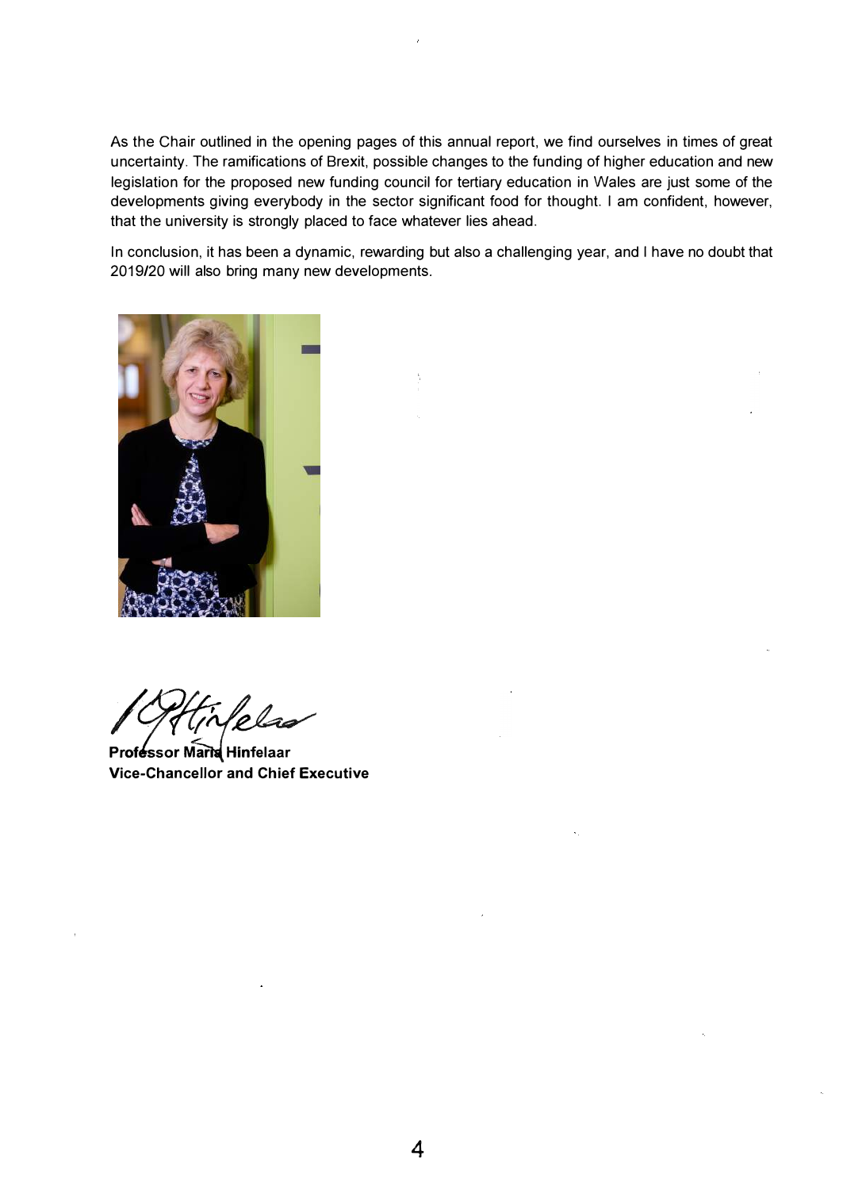As the Chair outlined in the opening pages of this annual report, we find ourselves in times of great uncertainty. The ramifications of Brexit, possible changes to the funding of higher education and new legislation for the proposed new funding council for tertiary education in Wales are just some of the developments giving everybody in the sector significant food for thought. I am confident, however, that the university is strongly placed to face whatever lies ahead.

In conclusion, it has been a dynamic, rewarding but also a challenging year, and I have no doubt that 2019/20 will also bring many new developments.

**Professor Maria Hinfelaar**
**Vice-Chancellor and Chief Executive**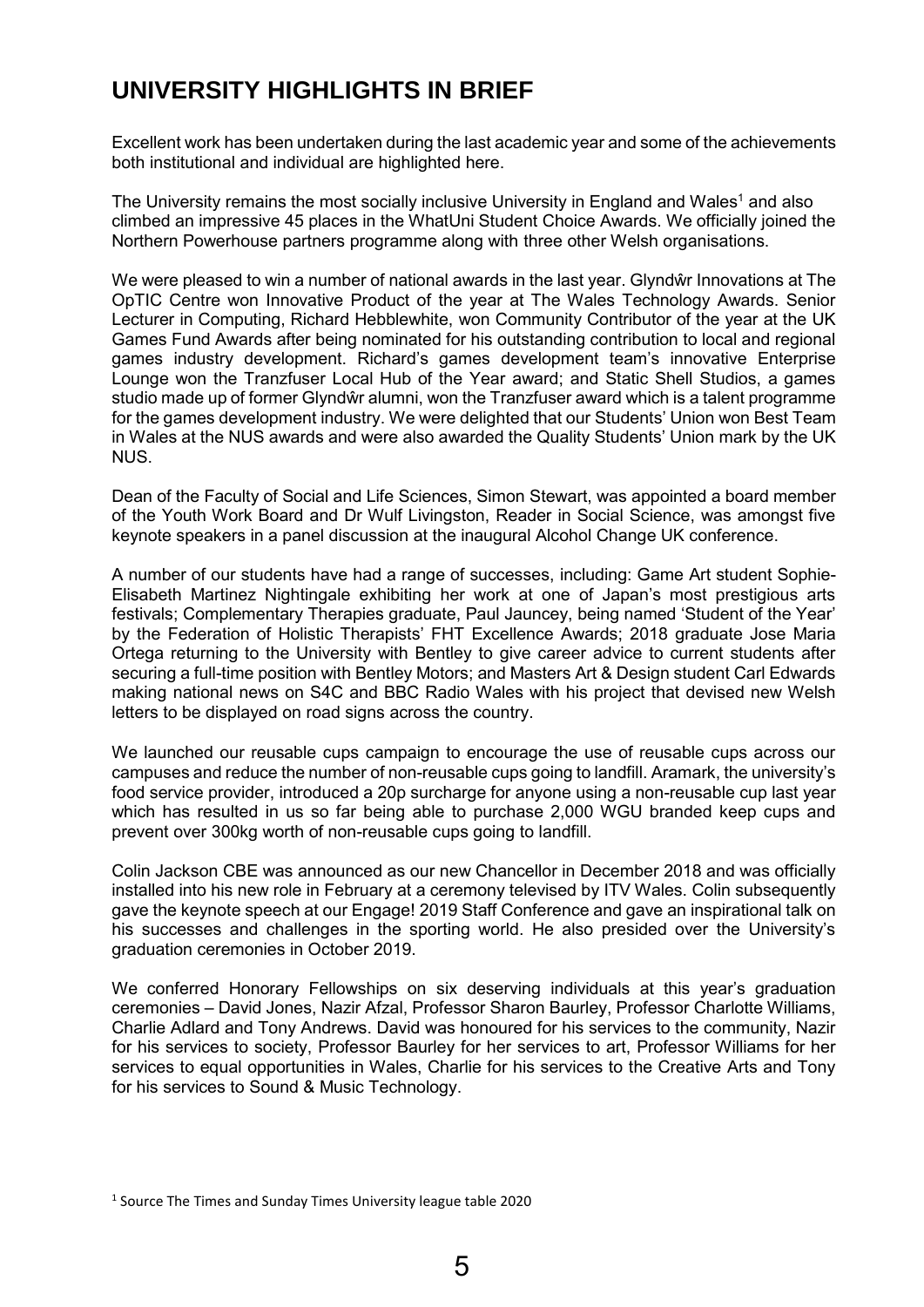# UNIVERSITY HIGHLIGHTS IN BRIEF

Excellent work has been undertaken during the last academic year and some of the achievements both institutional and individual are highlighted here.

The University remains the most socially inclusive University in England and Wales[1] and also climbed an impressive 45 places in the WhatUni Student Choice Awards. We officially joined the Northern Powerhouse partners programme along with three other Welsh organisations.

We were pleased to win a number of national awards in the last year. Glyndŵr Innovations at The OpTIC Centre won Innovative Product of the year at The Wales Technology Awards. Senior Lecturer in Computing, Richard Hebblewhite, won Community Contributor of the year at the UK Games Fund Awards after being nominated for his outstanding contribution to local and regional games industry development. Richard's games development team's innovative Enterprise Lounge won the Tranzfuser Local Hub of the Year award; and Static Shell Studios, a games studio made up of former Glyndŵr alumni, won the Tranzfuser award which is a talent programme for the games development industry. We were delighted that our Students' Union won Best Team in Wales at the NUS awards and were also awarded the Quality Students' Union mark by the UK NUS.

Dean of the Faculty of Social and Life Sciences, Simon Stewart, was appointed a board member of the Youth Work Board and Dr Wulf Livingston, Reader in Social Science, was amongst five keynote speakers in a panel discussion at the inaugural Alcohol Change UK conference.

A number of our students have had a range of successes, including: Game Art student Sophie-Elisabeth Martinez Nightingale exhibiting her work at one of Japan's most prestigious arts festivals; Complementary Therapies graduate, Paul Jauncey, being named 'Student of the Year' by the Federation of Holistic Therapists' FHT Excellence Awards; 2018 graduate Jose Maria Ortega returning to the University with Bentley to give career advice to current students after securing a full-time position with Bentley Motors; and Masters Art & Design student Carl Edwards making national news on S4C and BBC Radio Wales with his project that devised new Welsh letters to be displayed on road signs across the country.

We launched our reusable cups campaign to encourage the use of reusable cups across our campuses and reduce the number of non-reusable cups going to landfill. Aramark, the university's food service provider, introduced a 20p surcharge for anyone using a non-reusable cup last year which has resulted in us so far being able to purchase 2,000 WGU branded keep cups and prevent over 300kg worth of non-reusable cups going to landfill.

Colin Jackson CBE was announced as our new Chancellor in December 2018 and was officially installed into his new role in February at a ceremony televised by ITV Wales. Colin subsequently gave the keynote speech at our Engage! 2019 Staff Conference and gave an inspirational talk on his successes and challenges in the sporting world. He also presided over the University's graduation ceremonies in October 2019.

We conferred Honorary Fellowships on six deserving individuals at this year's graduation ceremonies – David Jones, Nazir Afzal, Professor Sharon Baurley, Professor Charlotte Williams, Charlie Adlard and Tony Andrews. David was honoured for his services to the community, Nazir for his services to society, Professor Baurley for her services to art, Professor Williams for her services to equal opportunities in Wales, Charlie for his services to the Creative Arts and Tony for his services to Sound & Music Technology.

[1] Source The Times and Sunday Times University league table 2020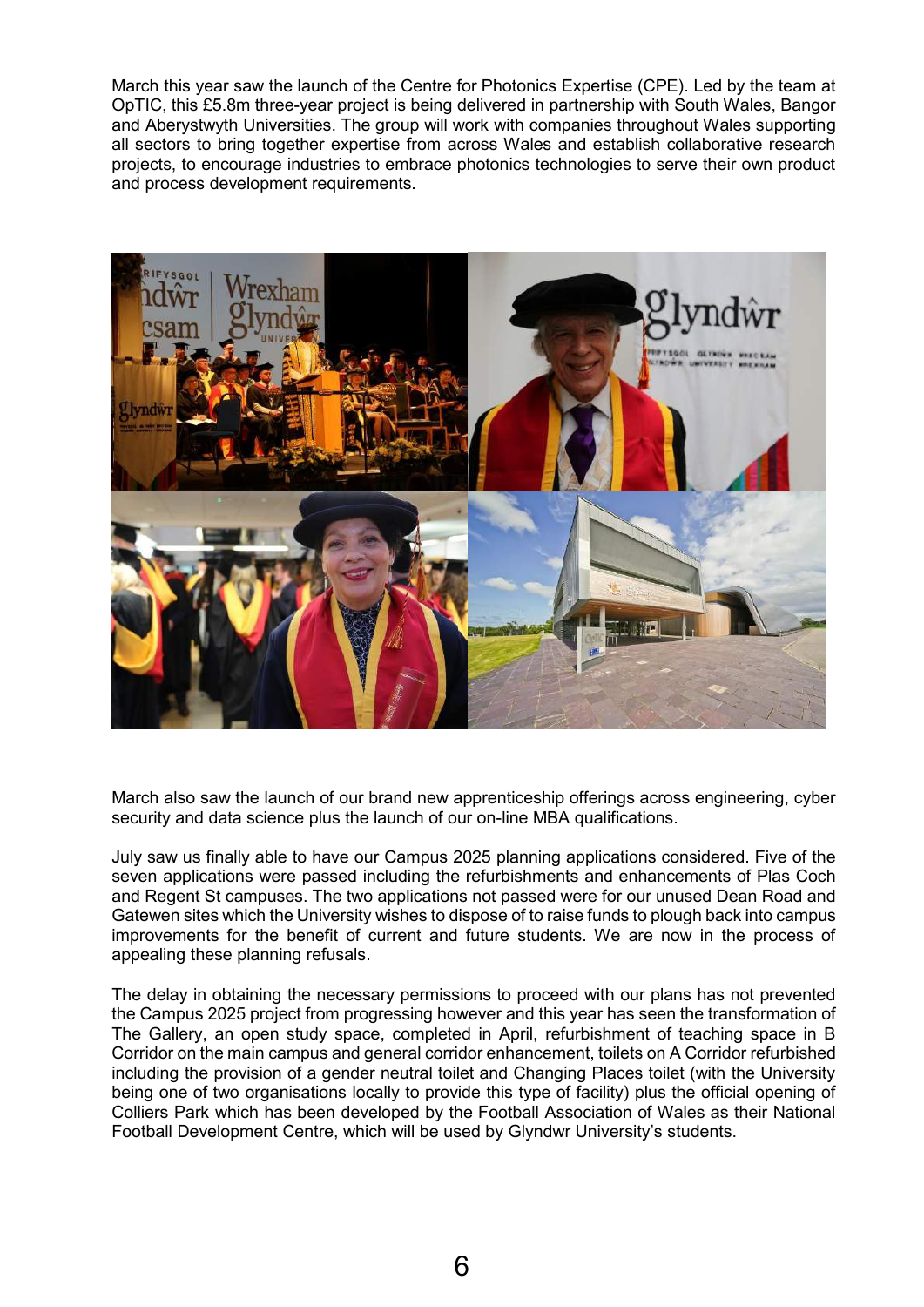March this year saw the launch of the Centre for Photonics Expertise (CPE). Led by the team at OpTIC, this £5.8m three-year project is being delivered in partnership with South Wales, Bangor and Aberystwyth Universities. The group will work with companies throughout Wales supporting all sectors to bring together expertise from across Wales and establish collaborative research projects, to encourage industries to embrace photonics technologies to serve their own product and process development requirements.

March also saw the launch of our brand new apprenticeship offerings across engineering, cyber security and data science plus the launch of our on-line MBA qualifications.

July saw us finally able to have our Campus 2025 planning applications considered. Five of the seven applications were passed including the refurbishments and enhancements of Plas Coch and Regent St campuses. The two applications not passed were for our unused Dean Road and Gatewen sites which the University wishes to dispose of to raise funds to plough back into campus improvements for the benefit of current and future students. We are now in the process of appealing these planning refusals.

The delay in obtaining the necessary permissions to proceed with our plans has not prevented the Campus 2025 project from progressing however and this year has seen the transformation of The Gallery, an open study space, completed in April, refurbishment of teaching space in B Corridor on the main campus and general corridor enhancement, toilets on A Corridor refurbished including the provision of a gender neutral toilet and Changing Places toilet (with the University being one of two organisations locally to provide this type of facility) plus the official opening of Colliers Park which has been developed by the Football Association of Wales as their National Football Development Centre, which will be used by Glyndwr University's students.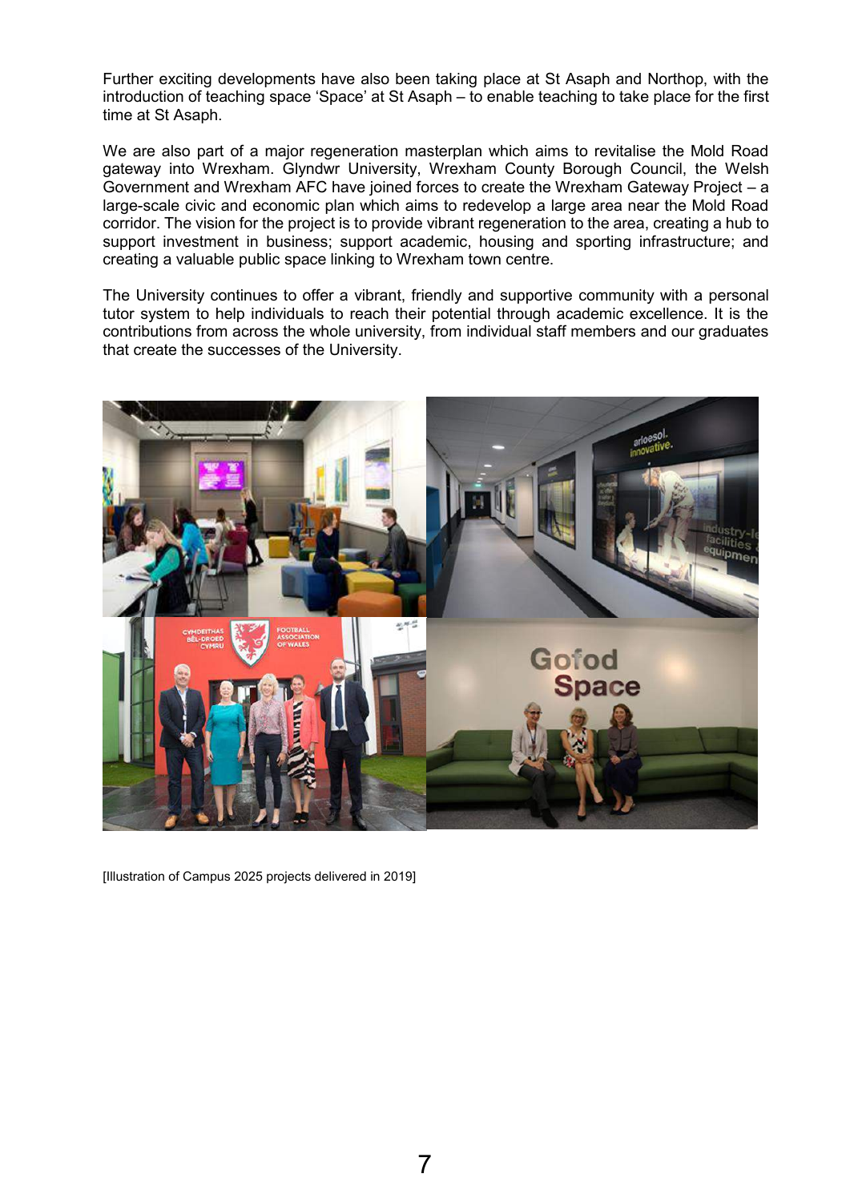Further exciting developments have also been taking place at St Asaph and Northop, with the introduction of teaching space 'Space' at St Asaph – to enable teaching to take place for the first time at St Asaph.

We are also part of a major regeneration masterplan which aims to revitalise the Mold Road gateway into Wrexham. Glyndwr University, Wrexham County Borough Council, the Welsh Government and Wrexham AFC have joined forces to create the Wrexham Gateway Project – a large-scale civic and economic plan which aims to redevelop a large area near the Mold Road corridor. The vision for the project is to provide vibrant regeneration to the area, creating a hub to support investment in business; support academic, housing and sporting infrastructure; and creating a valuable public space linking to Wrexham town centre.

The University continues to offer a vibrant, friendly and supportive community with a personal tutor system to help individuals to reach their potential through academic excellence. It is the contributions from across the whole university, from individual staff members and our graduates that create the successes of the University.

[Illustration of Campus 2025 projects delivered in 2019]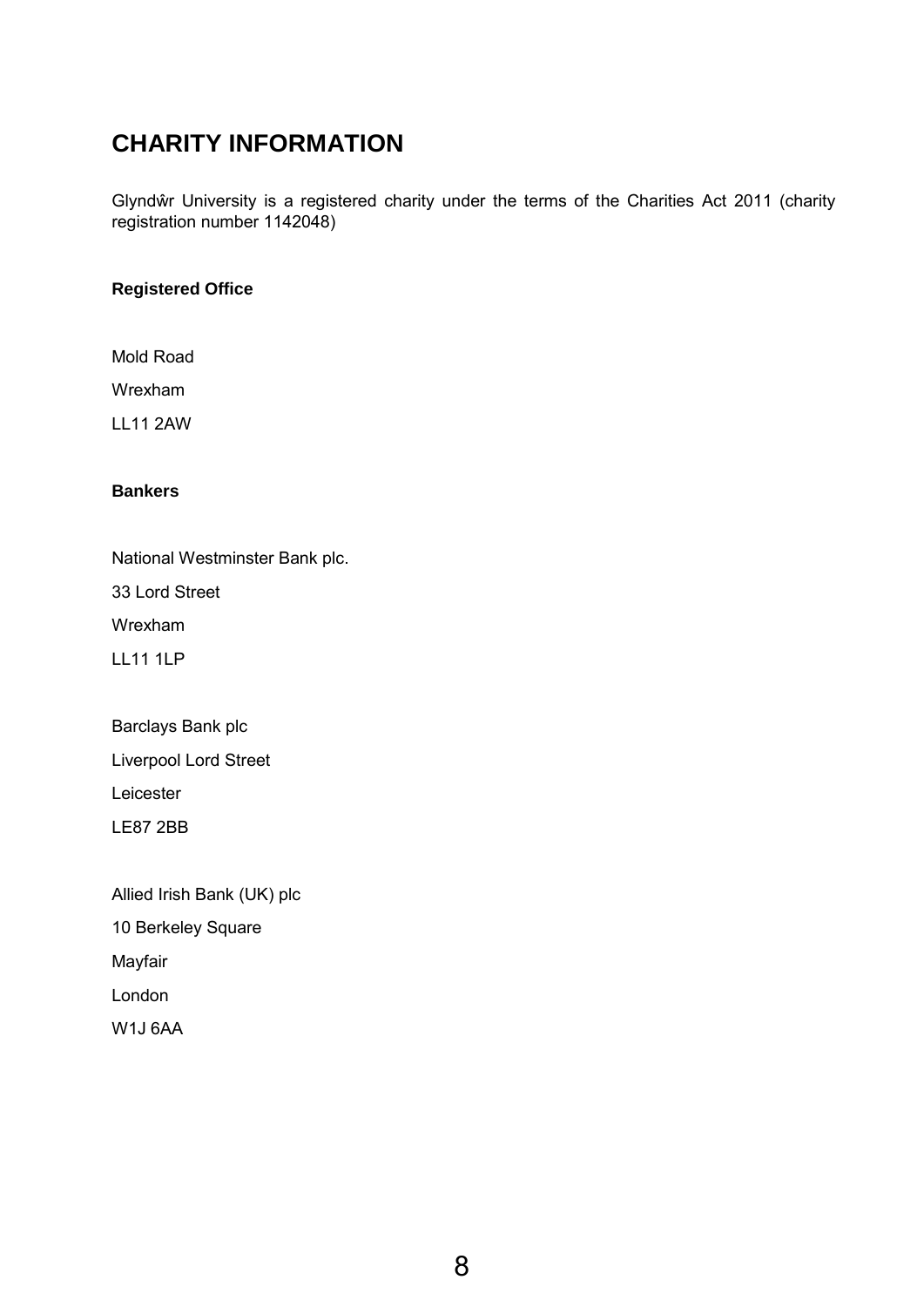# CHARITY INFORMATION

Glyndŵr University is a registered charity under the terms of the Charities Act 2011 (charity registration number 1142048)

**Registered Office**

Mold Road

Wrexham

LL11 2AW

**Bankers**

National Westminster Bank plc.

33 Lord Street

Wrexham

LL11 1LP

Barclays Bank plc

Liverpool Lord Street

Leicester

LE87 2BB

Allied Irish Bank (UK) plc

10 Berkeley Square

Mayfair

London

W1J 6AA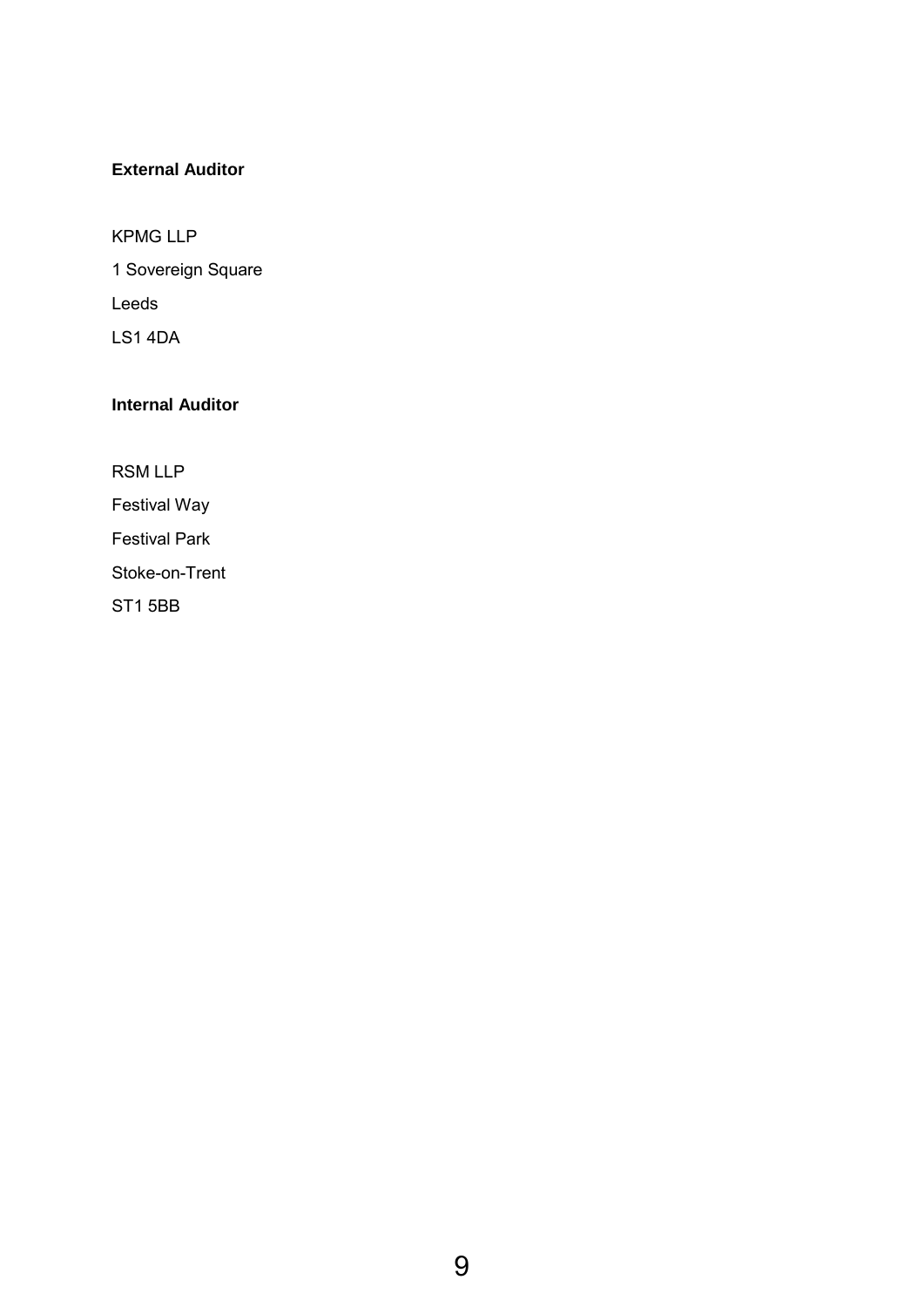**External Auditor**

KPMG LLP

1 Sovereign Square

Leeds

LS1 4DA

**Internal Auditor**

RSM LLP

Festival Way

Festival Park

Stoke-on-Trent

ST1 5BB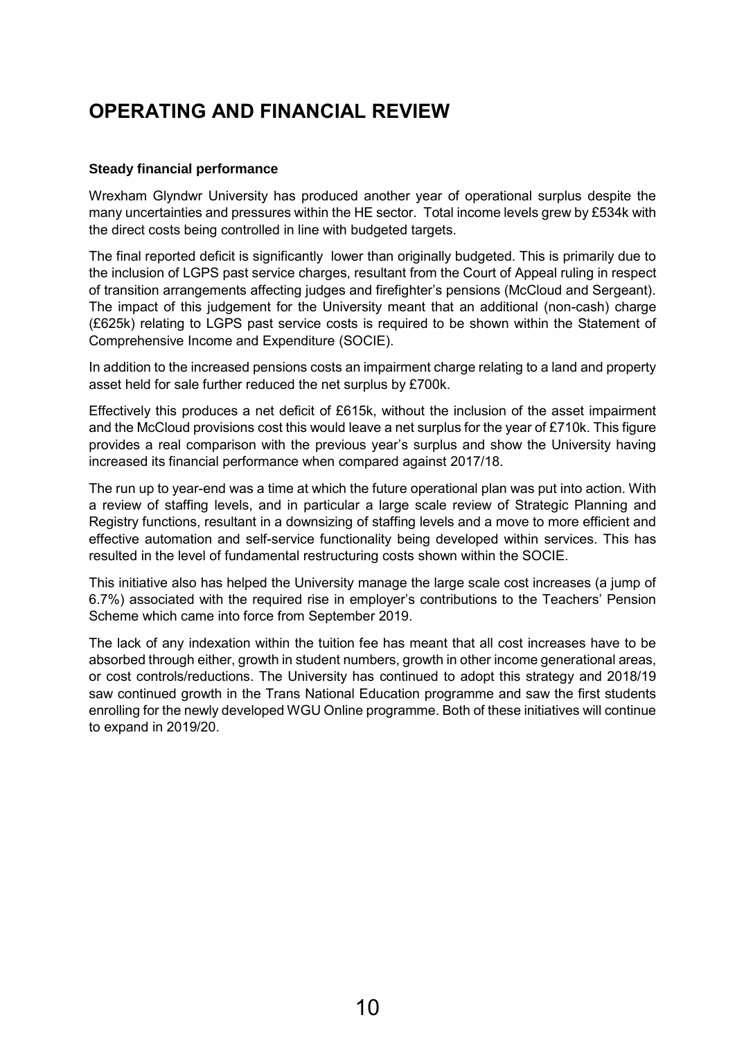# OPERATING AND FINANCIAL REVIEW

### Steady financial performance

Wrexham Glyndwr University has produced another year of operational surplus despite the many uncertainties and pressures within the HE sector. Total income levels grew by £534k with the direct costs being controlled in line with budgeted targets.

The final reported deficit is significantly lower than originally budgeted. This is primarily due to the inclusion of LGPS past service charges, resultant from the Court of Appeal ruling in respect of transition arrangements affecting judges and firefighter's pensions (McCloud and Sergeant). The impact of this judgement for the University meant that an additional (non-cash) charge (£625k) relating to LGPS past service costs is required to be shown within the Statement of Comprehensive Income and Expenditure (SOCIE).

In addition to the increased pensions costs an impairment charge relating to a land and property asset held for sale further reduced the net surplus by £700k.

Effectively this produces a net deficit of £615k, without the inclusion of the asset impairment and the McCloud provisions cost this would leave a net surplus for the year of £710k. This figure provides a real comparison with the previous year's surplus and show the University having increased its financial performance when compared against 2017/18.

The run up to year-end was a time at which the future operational plan was put into action. With a review of staffing levels, and in particular a large scale review of Strategic Planning and Registry functions, resultant in a downsizing of staffing levels and a move to more efficient and effective automation and self-service functionality being developed within services. This has resulted in the level of fundamental restructuring costs shown within the SOCIE.

This initiative also has helped the University manage the large scale cost increases (a jump of 6.7%) associated with the required rise in employer's contributions to the Teachers' Pension Scheme which came into force from September 2019.

The lack of any indexation within the tuition fee has meant that all cost increases have to be absorbed through either, growth in student numbers, growth in other income generational areas, or cost controls/reductions. The University has continued to adopt this strategy and 2018/19 saw continued growth in the Trans National Education programme and saw the first students enrolling for the newly developed WGU Online programme. Both of these initiatives will continue to expand in 2019/20.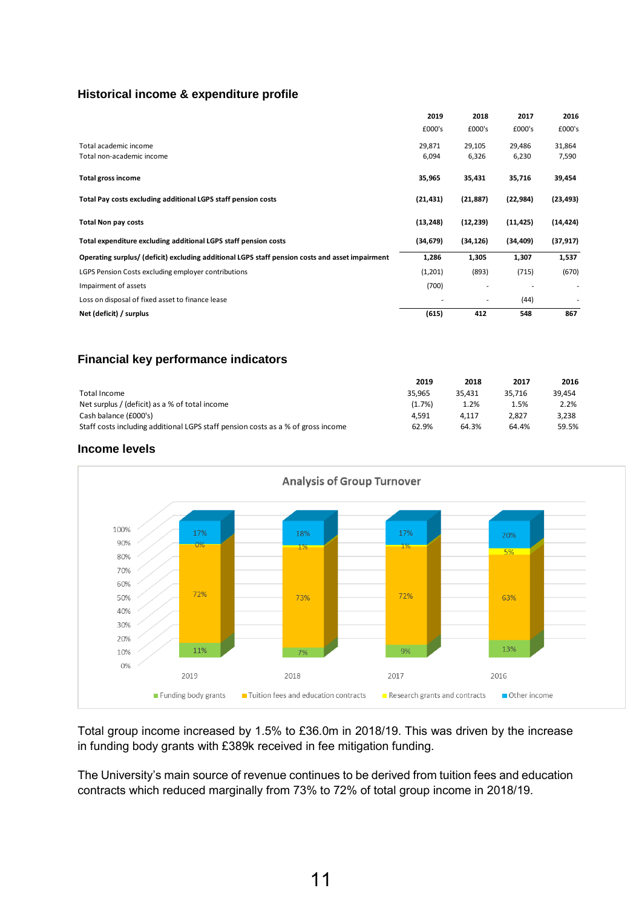## Historical income & expenditure profile

| | 2019 | 2018 | 2017 | 2016 |
|---|---|---|---|---|
| | £000's | £000's | £000's | £000's |
| Total academic income | 29,871 | 29,105 | 29,486 | 31,864 |
| Total non-academic income | 6,094 | 6,326 | 6,230 | 7,590 |
| **Total gross income** | **35,965** | **35,431** | **35,716** | **39,454** |
| **Total Pay costs excluding additional LGPS staff pension costs** | **(21,431)** | **(21,887)** | **(22,984)** | **(23,493)** |
| **Total Non pay costs** | **(13,248)** | **(12,239)** | **(11,425)** | **(14,424)** |
| **Total expenditure excluding additional LGPS staff pension costs** | **(34,679)** | **(34,126)** | **(34,409)** | **(37,917)** |
| **Operating surplus/ (deficit) excluding additional LGPS staff pension costs and asset impairment** | **1,286** | **1,305** | **1,307** | **1,537** |
| LGPS Pension Costs excluding employer contributions | (1,201) | (893) | (715) | (670) |
| Impairment of assets | (700) | - | - | - |
| Loss on disposal of fixed asset to finance lease | - | - | (44) | - |
| **Net (deficit) / surplus** | **(615)** | **412** | **548** | **867** |

## Financial key performance indicators

| | 2019 | 2018 | 2017 | 2016 |
|---|---|---|---|---|
| Total Income | 35,965 | 35,431 | 35,716 | 39,454 |
| Net surplus / (deficit) as a % of total income | (1.7%) | 1.2% | 1.5% | 2.2% |
| Cash balance (£000's) | 4,591 | 4,117 | 2,827 | 3,238 |
| Staff costs including additional LGPS staff pension costs as a % of gross income | 62.9% | 64.3% | 64.4% | 59.5% |

## Income levels

Analysis of Group Turnover

100%
90%
80%
70%
60%
50%
40%
30%
20%
10%
0%

2019: 11%, 72%, 0%, 17%
2018: 7%, 73%, 1%, 18%
2017: 9%, 72%, 1%, 17%
2016: 13%, 63%, 5%, 20%

Funding body grants
Tuition fees and education contracts
Research grants and contracts
Other income

Total group income increased by 1.5% to £36.0m in 2018/19. This was driven by the increase in funding body grants with £389k received in fee mitigation funding.

The University's main source of revenue continues to be derived from tuition fees and education contracts which reduced marginally from 73% to 72% of total group income in 2018/19.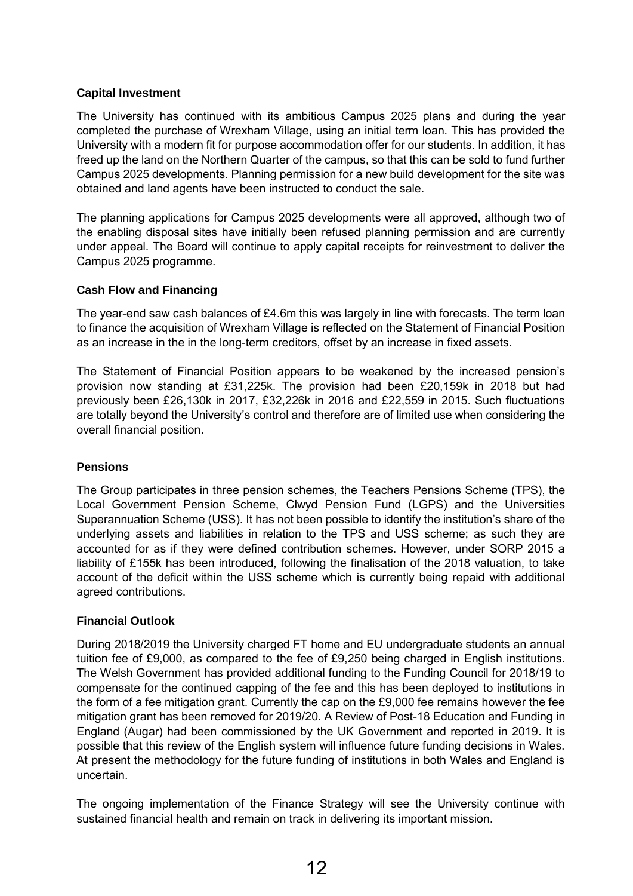**Capital Investment**

The University has continued with its ambitious Campus 2025 plans and during the year completed the purchase of Wrexham Village, using an initial term loan. This has provided the University with a modern fit for purpose accommodation offer for our students. In addition, it has freed up the land on the Northern Quarter of the campus, so that this can be sold to fund further Campus 2025 developments. Planning permission for a new build development for the site was obtained and land agents have been instructed to conduct the sale.

The planning applications for Campus 2025 developments were all approved, although two of the enabling disposal sites have initially been refused planning permission and are currently under appeal. The Board will continue to apply capital receipts for reinvestment to deliver the Campus 2025 programme.

**Cash Flow and Financing**

The year-end saw cash balances of £4.6m this was largely in line with forecasts. The term loan to finance the acquisition of Wrexham Village is reflected on the Statement of Financial Position as an increase in the in the long-term creditors, offset by an increase in fixed assets.

The Statement of Financial Position appears to be weakened by the increased pension's provision now standing at £31,225k. The provision had been £20,159k in 2018 but had previously been £26,130k in 2017, £32,226k in 2016 and £22,559 in 2015. Such fluctuations are totally beyond the University's control and therefore are of limited use when considering the overall financial position.

**Pensions**

The Group participates in three pension schemes, the Teachers Pensions Scheme (TPS), the Local Government Pension Scheme, Clwyd Pension Fund (LGPS) and the Universities Superannuation Scheme (USS). It has not been possible to identify the institution's share of the underlying assets and liabilities in relation to the TPS and USS scheme; as such they are accounted for as if they were defined contribution schemes. However, under SORP 2015 a liability of £155k has been introduced, following the finalisation of the 2018 valuation, to take account of the deficit within the USS scheme which is currently being repaid with additional agreed contributions.

**Financial Outlook**

During 2018/2019 the University charged FT home and EU undergraduate students an annual tuition fee of £9,000, as compared to the fee of £9,250 being charged in English institutions. The Welsh Government has provided additional funding to the Funding Council for 2018/19 to compensate for the continued capping of the fee and this has been deployed to institutions in the form of a fee mitigation grant. Currently the cap on the £9,000 fee remains however the fee mitigation grant has been removed for 2019/20. A Review of Post-18 Education and Funding in England (Augar) had been commissioned by the UK Government and reported in 2019. It is possible that this review of the English system will influence future funding decisions in Wales. At present the methodology for the future funding of institutions in both Wales and England is uncertain.

The ongoing implementation of the Finance Strategy will see the University continue with sustained financial health and remain on track in delivering its important mission.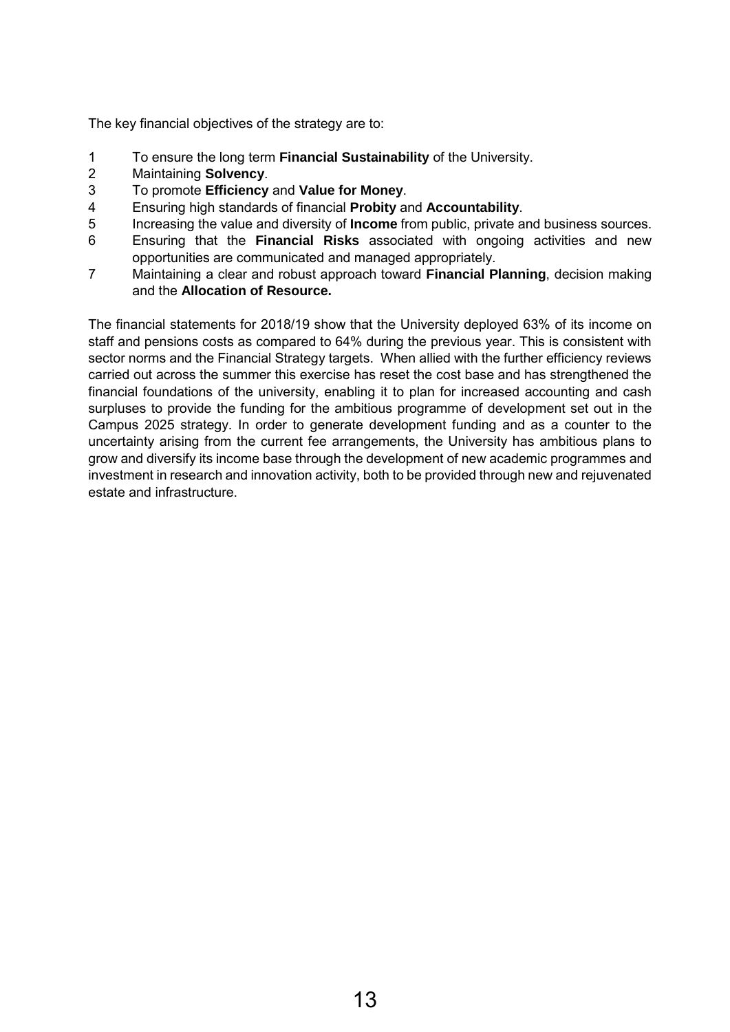The key financial objectives of the strategy are to:

1. To ensure the long term **Financial Sustainability** of the University.
2. Maintaining **Solvency**.
3. To promote **Efficiency** and **Value for Money**.
4. Ensuring high standards of financial **Probity** and **Accountability**.
5. Increasing the value and diversity of **Income** from public, private and business sources.
6. Ensuring that the **Financial Risks** associated with ongoing activities and new opportunities are communicated and managed appropriately.
7. Maintaining a clear and robust approach toward **Financial Planning**, decision making and the **Allocation of Resource.**

The financial statements for 2018/19 show that the University deployed 63% of its income on staff and pensions costs as compared to 64% during the previous year. This is consistent with sector norms and the Financial Strategy targets. When allied with the further efficiency reviews carried out across the summer this exercise has reset the cost base and has strengthened the financial foundations of the university, enabling it to plan for increased accounting and cash surpluses to provide the funding for the ambitious programme of development set out in the Campus 2025 strategy. In order to generate development funding and as a counter to the uncertainty arising from the current fee arrangements, the University has ambitious plans to grow and diversify its income base through the development of new academic programmes and investment in research and innovation activity, both to be provided through new and rejuvenated estate and infrastructure.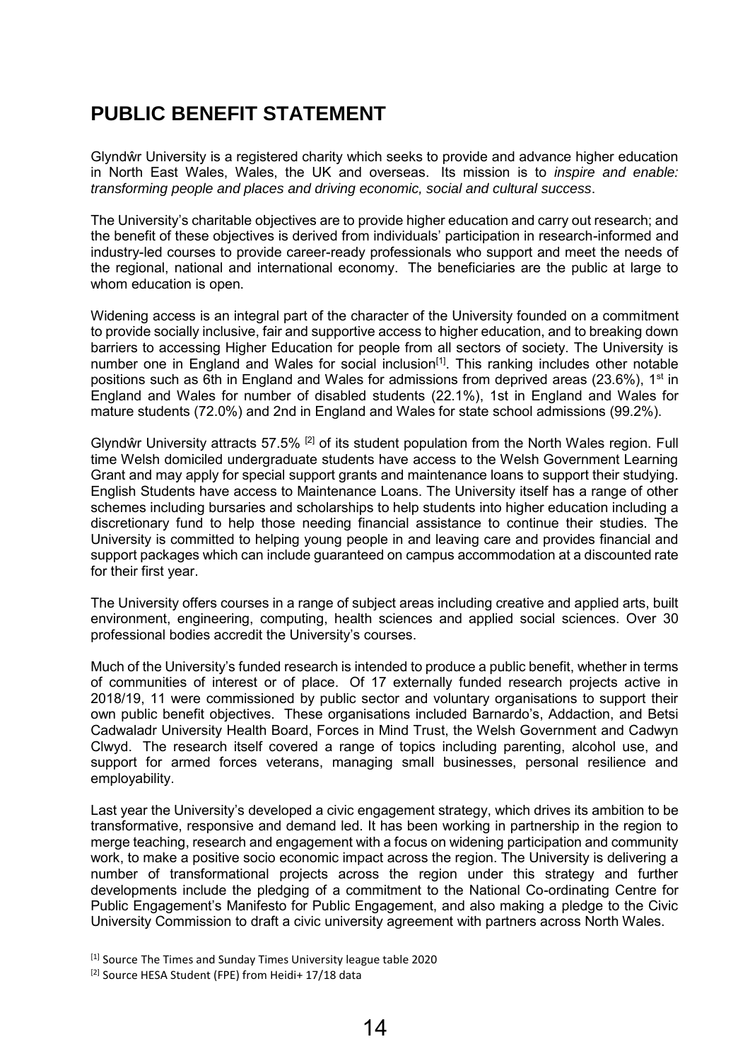# PUBLIC BENEFIT STATEMENT

Glyndŵr University is a registered charity which seeks to provide and advance higher education in North East Wales, Wales, the UK and overseas. Its mission is to *inspire and enable: transforming people and places and driving economic, social and cultural success*.

The University's charitable objectives are to provide higher education and carry out research; and the benefit of these objectives is derived from individuals' participation in research-informed and industry-led courses to provide career-ready professionals who support and meet the needs of the regional, national and international economy. The beneficiaries are the public at large to whom education is open.

Widening access is an integral part of the character of the University founded on a commitment to provide socially inclusive, fair and supportive access to higher education, and to breaking down barriers to accessing Higher Education for people from all sectors of society. The University is number one in England and Wales for social inclusion[1]. This ranking includes other notable positions such as 6th in England and Wales for admissions from deprived areas (23.6%), 1st in England and Wales for number of disabled students (22.1%), 1st in England and Wales for mature students (72.0%) and 2nd in England and Wales for state school admissions (99.2%).

Glyndŵr University attracts 57.5% [2] of its student population from the North Wales region. Full time Welsh domiciled undergraduate students have access to the Welsh Government Learning Grant and may apply for special support grants and maintenance loans to support their studying. English Students have access to Maintenance Loans. The University itself has a range of other schemes including bursaries and scholarships to help students into higher education including a discretionary fund to help those needing financial assistance to continue their studies. The University is committed to helping young people in and leaving care and provides financial and support packages which can include guaranteed on campus accommodation at a discounted rate for their first year.

The University offers courses in a range of subject areas including creative and applied arts, built environment, engineering, computing, health sciences and applied social sciences. Over 30 professional bodies accredit the University's courses.

Much of the University's funded research is intended to produce a public benefit, whether in terms of communities of interest or of place. Of 17 externally funded research projects active in 2018/19, 11 were commissioned by public sector and voluntary organisations to support their own public benefit objectives. These organisations included Barnardo's, Addaction, and Betsi Cadwaladr University Health Board, Forces in Mind Trust, the Welsh Government and Cadwyn Clwyd. The research itself covered a range of topics including parenting, alcohol use, and support for armed forces veterans, managing small businesses, personal resilience and employability.

Last year the University's developed a civic engagement strategy, which drives its ambition to be transformative, responsive and demand led. It has been working in partnership in the region to merge teaching, research and engagement with a focus on widening participation and community work, to make a positive socio economic impact across the region. The University is delivering a number of transformational projects across the region under this strategy and further developments include the pledging of a commitment to the National Co-ordinating Centre for Public Engagement's Manifesto for Public Engagement, and also making a pledge to the Civic University Commission to draft a civic university agreement with partners across North Wales.

[1] Source The Times and Sunday Times University league table 2020

[2] Source HESA Student (FPE) from Heidi+ 17/18 data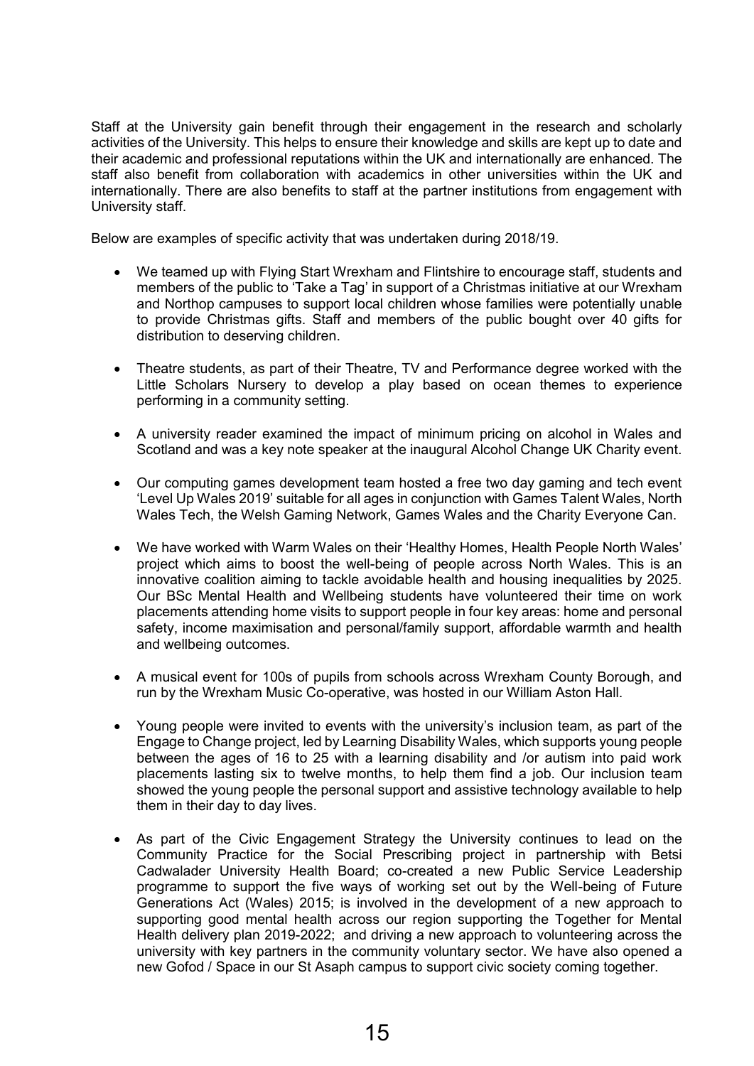Staff at the University gain benefit through their engagement in the research and scholarly activities of the University. This helps to ensure their knowledge and skills are kept up to date and their academic and professional reputations within the UK and internationally are enhanced. The staff also benefit from collaboration with academics in other universities within the UK and internationally. There are also benefits to staff at the partner institutions from engagement with University staff.

Below are examples of specific activity that was undertaken during 2018/19.

- We teamed up with Flying Start Wrexham and Flintshire to encourage staff, students and members of the public to 'Take a Tag' in support of a Christmas initiative at our Wrexham and Northop campuses to support local children whose families were potentially unable to provide Christmas gifts. Staff and members of the public bought over 40 gifts for distribution to deserving children.

- Theatre students, as part of their Theatre, TV and Performance degree worked with the Little Scholars Nursery to develop a play based on ocean themes to experience performing in a community setting.

- A university reader examined the impact of minimum pricing on alcohol in Wales and Scotland and was a key note speaker at the inaugural Alcohol Change UK Charity event.

- Our computing games development team hosted a free two day gaming and tech event 'Level Up Wales 2019' suitable for all ages in conjunction with Games Talent Wales, North Wales Tech, the Welsh Gaming Network, Games Wales and the Charity Everyone Can.

- We have worked with Warm Wales on their 'Healthy Homes, Health People North Wales' project which aims to boost the well-being of people across North Wales. This is an innovative coalition aiming to tackle avoidable health and housing inequalities by 2025. Our BSc Mental Health and Wellbeing students have volunteered their time on work placements attending home visits to support people in four key areas: home and personal safety, income maximisation and personal/family support, affordable warmth and health and wellbeing outcomes.

- A musical event for 100s of pupils from schools across Wrexham County Borough, and run by the Wrexham Music Co-operative, was hosted in our William Aston Hall.

- Young people were invited to events with the university's inclusion team, as part of the Engage to Change project, led by Learning Disability Wales, which supports young people between the ages of 16 to 25 with a learning disability and /or autism into paid work placements lasting six to twelve months, to help them find a job. Our inclusion team showed the young people the personal support and assistive technology available to help them in their day to day lives.

- As part of the Civic Engagement Strategy the University continues to lead on the Community Practice for the Social Prescribing project in partnership with Betsi Cadwalader University Health Board; co-created a new Public Service Leadership programme to support the five ways of working set out by the Well-being of Future Generations Act (Wales) 2015; is involved in the development of a new approach to supporting good mental health across our region supporting the Together for Mental Health delivery plan 2019-2022; and driving a new approach to volunteering across the university with key partners in the community voluntary sector. We have also opened a new Gofod / Space in our St Asaph campus to support civic society coming together.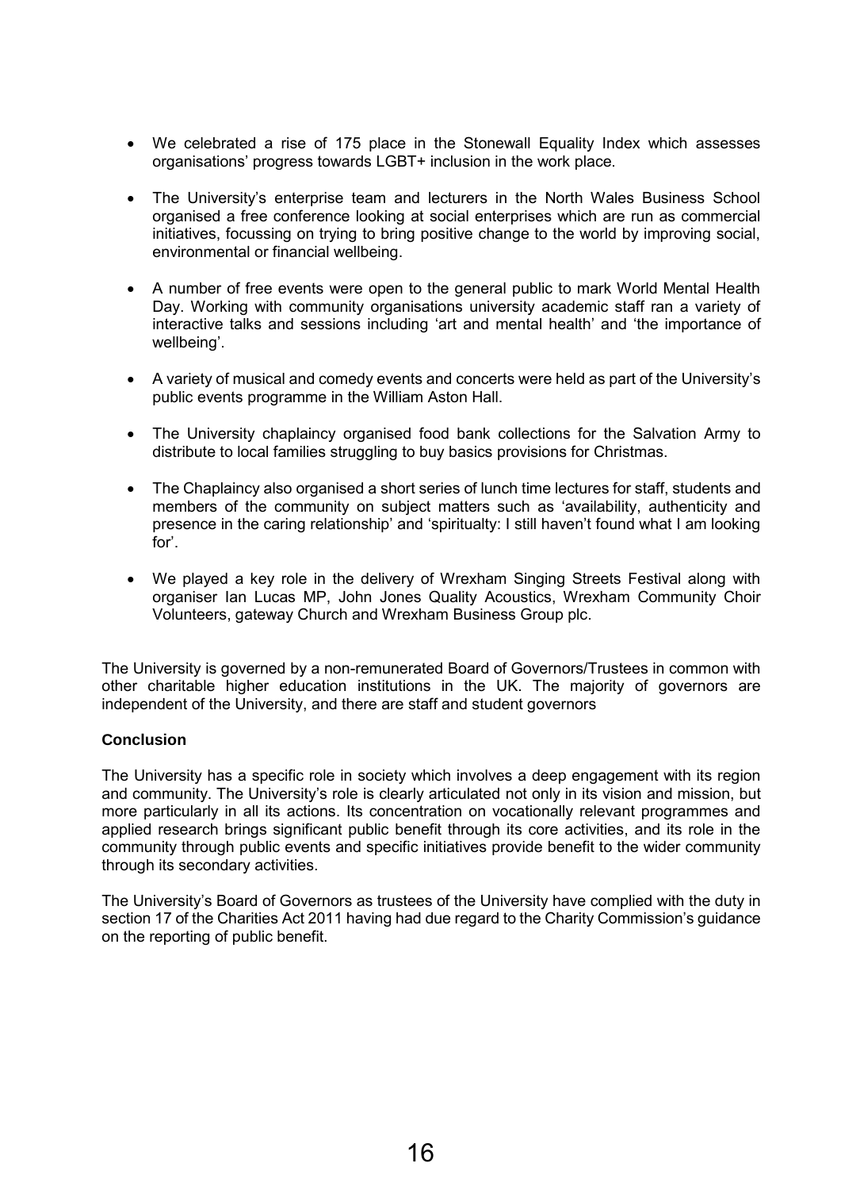- We celebrated a rise of 175 place in the Stonewall Equality Index which assesses organisations' progress towards LGBT+ inclusion in the work place.

- The University's enterprise team and lecturers in the North Wales Business School organised a free conference looking at social enterprises which are run as commercial initiatives, focussing on trying to bring positive change to the world by improving social, environmental or financial wellbeing.

- A number of free events were open to the general public to mark World Mental Health Day. Working with community organisations university academic staff ran a variety of interactive talks and sessions including 'art and mental health' and 'the importance of wellbeing'.

- A variety of musical and comedy events and concerts were held as part of the University's public events programme in the William Aston Hall.

- The University chaplaincy organised food bank collections for the Salvation Army to distribute to local families struggling to buy basics provisions for Christmas.

- The Chaplaincy also organised a short series of lunch time lectures for staff, students and members of the community on subject matters such as 'availability, authenticity and presence in the caring relationship' and 'spiritualty: I still haven't found what I am looking for'.

- We played a key role in the delivery of Wrexham Singing Streets Festival along with organiser Ian Lucas MP, John Jones Quality Acoustics, Wrexham Community Choir Volunteers, gateway Church and Wrexham Business Group plc.

The University is governed by a non-remunerated Board of Governors/Trustees in common with other charitable higher education institutions in the UK. The majority of governors are independent of the University, and there are staff and student governors

**Conclusion**

The University has a specific role in society which involves a deep engagement with its region and community. The University's role is clearly articulated not only in its vision and mission, but more particularly in all its actions. Its concentration on vocationally relevant programmes and applied research brings significant public benefit through its core activities, and its role in the community through public events and specific initiatives provide benefit to the wider community through its secondary activities.

The University's Board of Governors as trustees of the University have complied with the duty in section 17 of the Charities Act 2011 having had due regard to the Charity Commission's guidance on the reporting of public benefit.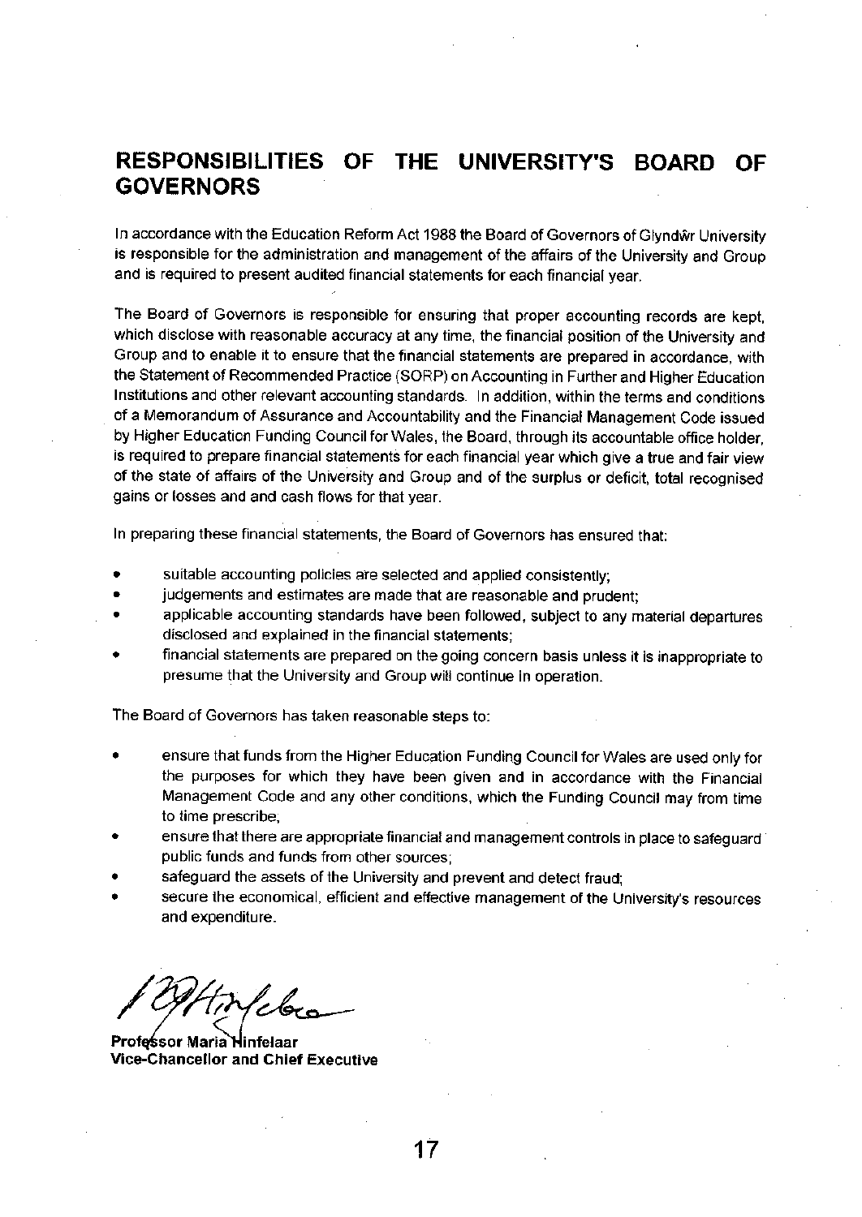# RESPONSIBILITIES OF THE UNIVERSITY'S BOARD OF GOVERNORS

In accordance with the Education Reform Act 1988 the Board of Governors of Glyndŵr University is responsible for the administration and management of the affairs of the University and Group and is required to present audited financial statements for each financial year.

The Board of Governors is responsible for ensuring that proper accounting records are kept, which disclose with reasonable accuracy at any time, the financial position of the University and Group and to enable it to ensure that the financial statements are prepared in accordance, with the Statement of Recommended Practice (SORP) on Accounting in Further and Higher Education Institutions and other relevant accounting standards. In addition, within the terms and conditions of a Memorandum of Assurance and Accountability and the Financial Management Code issued by Higher Education Funding Council for Wales, the Board, through its accountable office holder, is required to prepare financial statements for each financial year which give a true and fair view of the state of affairs of the University and Group and of the surplus or deficit, total recognised gains or losses and and cash flows for that year.

In preparing these financial statements, the Board of Governors has ensured that:

- suitable accounting policies are selected and applied consistently;
- judgements and estimates are made that are reasonable and prudent;
- applicable accounting standards have been followed, subject to any material departures disclosed and explained in the financial statements;
- financial statements are prepared on the going concern basis unless it is inappropriate to presume that the University and Group will continue in operation.

The Board of Governors has taken reasonable steps to:

- ensure that funds from the Higher Education Funding Council for Wales are used only for the purposes for which they have been given and in accordance with the Financial Management Code and any other conditions, which the Funding Council may from time to time prescribe;
- ensure that there are appropriate financial and management controls in place to safeguard public funds and funds from other sources;
- safeguard the assets of the University and prevent and detect fraud;
- secure the economical, efficient and effective management of the University's resources and expenditure.

**Professor Maria Hinfelaar**
**Vice-Chancellor and Chief Executive**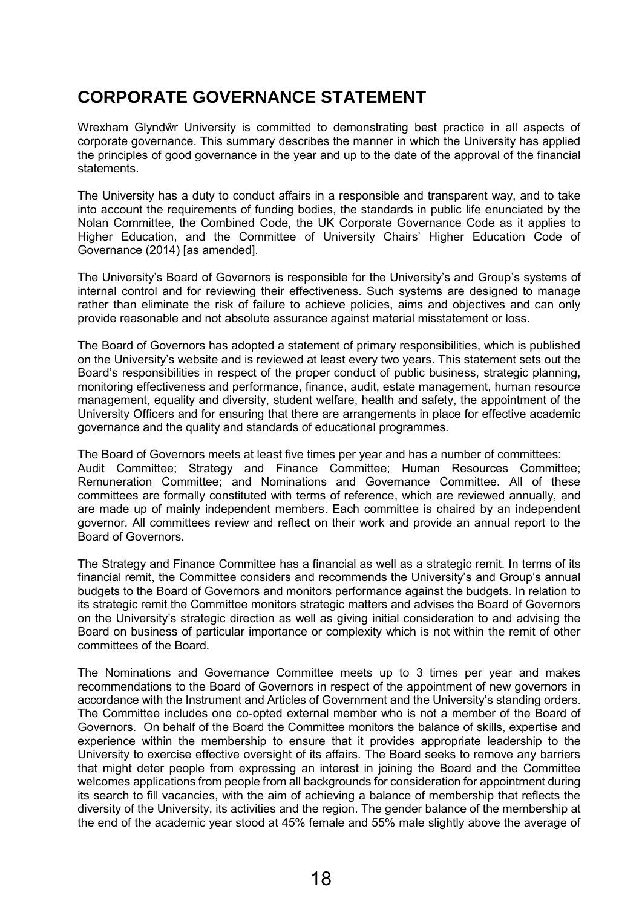# CORPORATE GOVERNANCE STATEMENT

Wrexham Glyndŵr University is committed to demonstrating best practice in all aspects of corporate governance. This summary describes the manner in which the University has applied the principles of good governance in the year and up to the date of the approval of the financial statements.

The University has a duty to conduct affairs in a responsible and transparent way, and to take into account the requirements of funding bodies, the standards in public life enunciated by the Nolan Committee, the Combined Code, the UK Corporate Governance Code as it applies to Higher Education, and the Committee of University Chairs' Higher Education Code of Governance (2014) [as amended].

The University's Board of Governors is responsible for the University's and Group's systems of internal control and for reviewing their effectiveness. Such systems are designed to manage rather than eliminate the risk of failure to achieve policies, aims and objectives and can only provide reasonable and not absolute assurance against material misstatement or loss.

The Board of Governors has adopted a statement of primary responsibilities, which is published on the University's website and is reviewed at least every two years. This statement sets out the Board's responsibilities in respect of the proper conduct of public business, strategic planning, monitoring effectiveness and performance, finance, audit, estate management, human resource management, equality and diversity, student welfare, health and safety, the appointment of the University Officers and for ensuring that there are arrangements in place for effective academic governance and the quality and standards of educational programmes.

The Board of Governors meets at least five times per year and has a number of committees: Audit Committee; Strategy and Finance Committee; Human Resources Committee; Remuneration Committee; and Nominations and Governance Committee. All of these committees are formally constituted with terms of reference, which are reviewed annually, and are made up of mainly independent members. Each committee is chaired by an independent governor. All committees review and reflect on their work and provide an annual report to the Board of Governors.

The Strategy and Finance Committee has a financial as well as a strategic remit. In terms of its financial remit, the Committee considers and recommends the University's and Group's annual budgets to the Board of Governors and monitors performance against the budgets. In relation to its strategic remit the Committee monitors strategic matters and advises the Board of Governors on the University's strategic direction as well as giving initial consideration to and advising the Board on business of particular importance or complexity which is not within the remit of other committees of the Board.

The Nominations and Governance Committee meets up to 3 times per year and makes recommendations to the Board of Governors in respect of the appointment of new governors in accordance with the Instrument and Articles of Government and the University's standing orders. The Committee includes one co-opted external member who is not a member of the Board of Governors. On behalf of the Board the Committee monitors the balance of skills, expertise and experience within the membership to ensure that it provides appropriate leadership to the University to exercise effective oversight of its affairs. The Board seeks to remove any barriers that might deter people from expressing an interest in joining the Board and the Committee welcomes applications from people from all backgrounds for consideration for appointment during its search to fill vacancies, with the aim of achieving a balance of membership that reflects the diversity of the University, its activities and the region. The gender balance of the membership at the end of the academic year stood at 45% female and 55% male slightly above the average of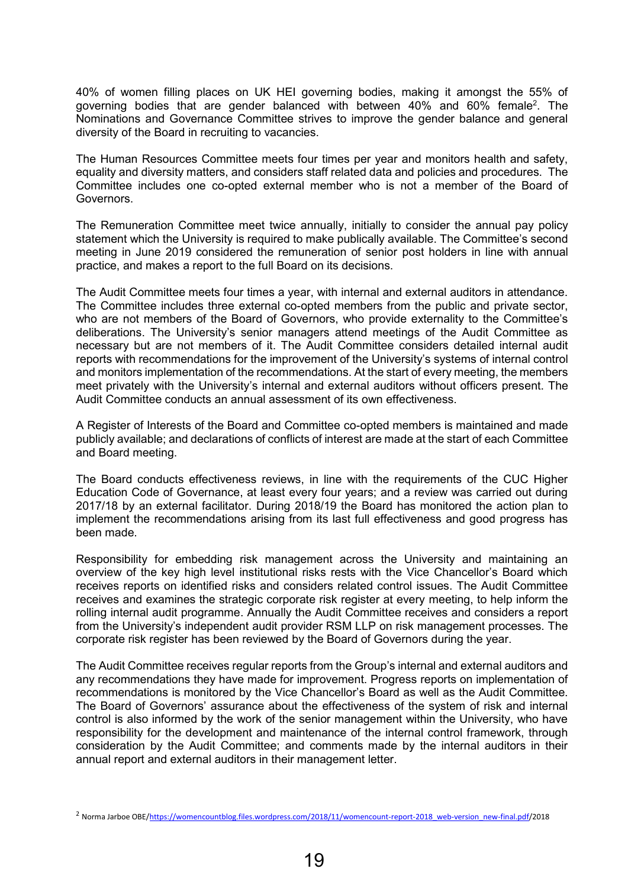40% of women filling places on UK HEI governing bodies, making it amongst the 55% of governing bodies that are gender balanced with between 40% and 60% female[2]. The Nominations and Governance Committee strives to improve the gender balance and general diversity of the Board in recruiting to vacancies.

The Human Resources Committee meets four times per year and monitors health and safety, equality and diversity matters, and considers staff related data and policies and procedures. The Committee includes one co-opted external member who is not a member of the Board of Governors.

The Remuneration Committee meet twice annually, initially to consider the annual pay policy statement which the University is required to make publically available. The Committee's second meeting in June 2019 considered the remuneration of senior post holders in line with annual practice, and makes a report to the full Board on its decisions.

The Audit Committee meets four times a year, with internal and external auditors in attendance. The Committee includes three external co-opted members from the public and private sector, who are not members of the Board of Governors, who provide externality to the Committee's deliberations. The University's senior managers attend meetings of the Audit Committee as necessary but are not members of it. The Audit Committee considers detailed internal audit reports with recommendations for the improvement of the University's systems of internal control and monitors implementation of the recommendations. At the start of every meeting, the members meet privately with the University's internal and external auditors without officers present. The Audit Committee conducts an annual assessment of its own effectiveness.

A Register of Interests of the Board and Committee co-opted members is maintained and made publicly available; and declarations of conflicts of interest are made at the start of each Committee and Board meeting.

The Board conducts effectiveness reviews, in line with the requirements of the CUC Higher Education Code of Governance, at least every four years; and a review was carried out during 2017/18 by an external facilitator. During 2018/19 the Board has monitored the action plan to implement the recommendations arising from its last full effectiveness and good progress has been made.

Responsibility for embedding risk management across the University and maintaining an overview of the key high level institutional risks rests with the Vice Chancellor's Board which receives reports on identified risks and considers related control issues. The Audit Committee receives and examines the strategic corporate risk register at every meeting, to help inform the rolling internal audit programme. Annually the Audit Committee receives and considers a report from the University's independent audit provider RSM LLP on risk management processes. The corporate risk register has been reviewed by the Board of Governors during the year.

The Audit Committee receives regular reports from the Group's internal and external auditors and any recommendations they have made for improvement. Progress reports on implementation of recommendations is monitored by the Vice Chancellor's Board as well as the Audit Committee. The Board of Governors' assurance about the effectiveness of the system of risk and internal control is also informed by the work of the senior management within the University, who have responsibility for the development and maintenance of the internal control framework, through consideration by the Audit Committee; and comments made by the internal auditors in their annual report and external auditors in their management letter.

[2] Norma Jarboe OBE/https://womencountblog.files.wordpress.com/2018/11/womencount-report-2018_web-version_new-final.pdf/2018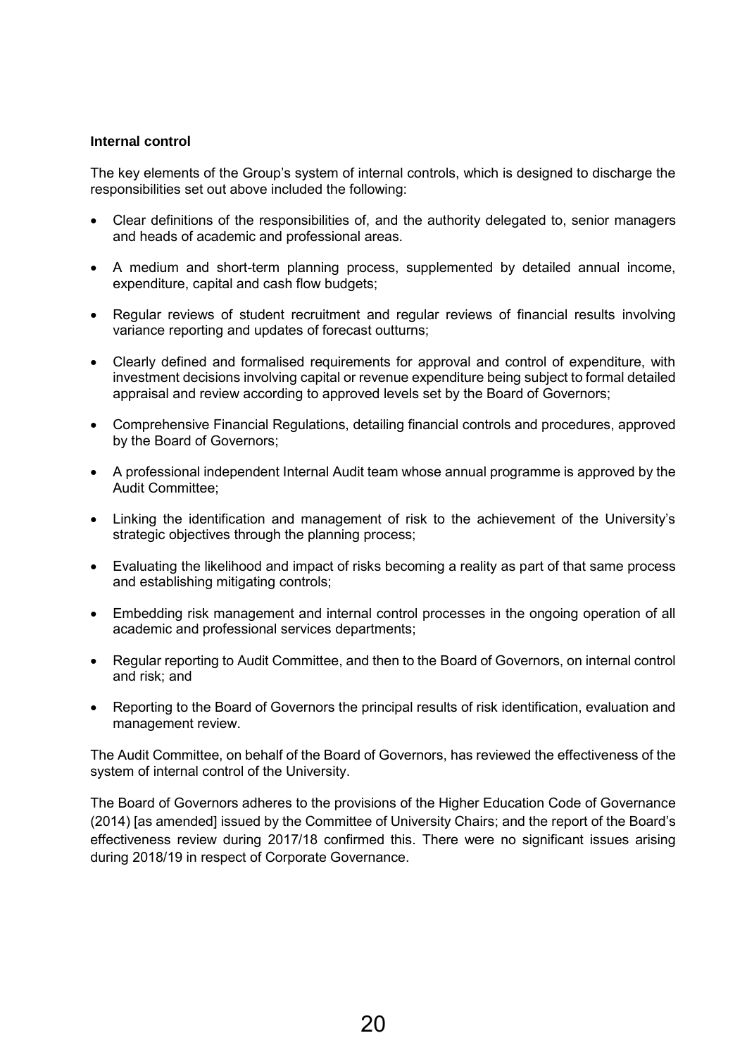**Internal control**

The key elements of the Group's system of internal controls, which is designed to discharge the responsibilities set out above included the following:

- Clear definitions of the responsibilities of, and the authority delegated to, senior managers and heads of academic and professional areas.
- A medium and short-term planning process, supplemented by detailed annual income, expenditure, capital and cash flow budgets;
- Regular reviews of student recruitment and regular reviews of financial results involving variance reporting and updates of forecast outturns;
- Clearly defined and formalised requirements for approval and control of expenditure, with investment decisions involving capital or revenue expenditure being subject to formal detailed appraisal and review according to approved levels set by the Board of Governors;
- Comprehensive Financial Regulations, detailing financial controls and procedures, approved by the Board of Governors;
- A professional independent Internal Audit team whose annual programme is approved by the Audit Committee;
- Linking the identification and management of risk to the achievement of the University's strategic objectives through the planning process;
- Evaluating the likelihood and impact of risks becoming a reality as part of that same process and establishing mitigating controls;
- Embedding risk management and internal control processes in the ongoing operation of all academic and professional services departments;
- Regular reporting to Audit Committee, and then to the Board of Governors, on internal control and risk; and
- Reporting to the Board of Governors the principal results of risk identification, evaluation and management review.

The Audit Committee, on behalf of the Board of Governors, has reviewed the effectiveness of the system of internal control of the University.

The Board of Governors adheres to the provisions of the Higher Education Code of Governance (2014) [as amended] issued by the Committee of University Chairs; and the report of the Board's effectiveness review during 2017/18 confirmed this. There were no significant issues arising during 2018/19 in respect of Corporate Governance.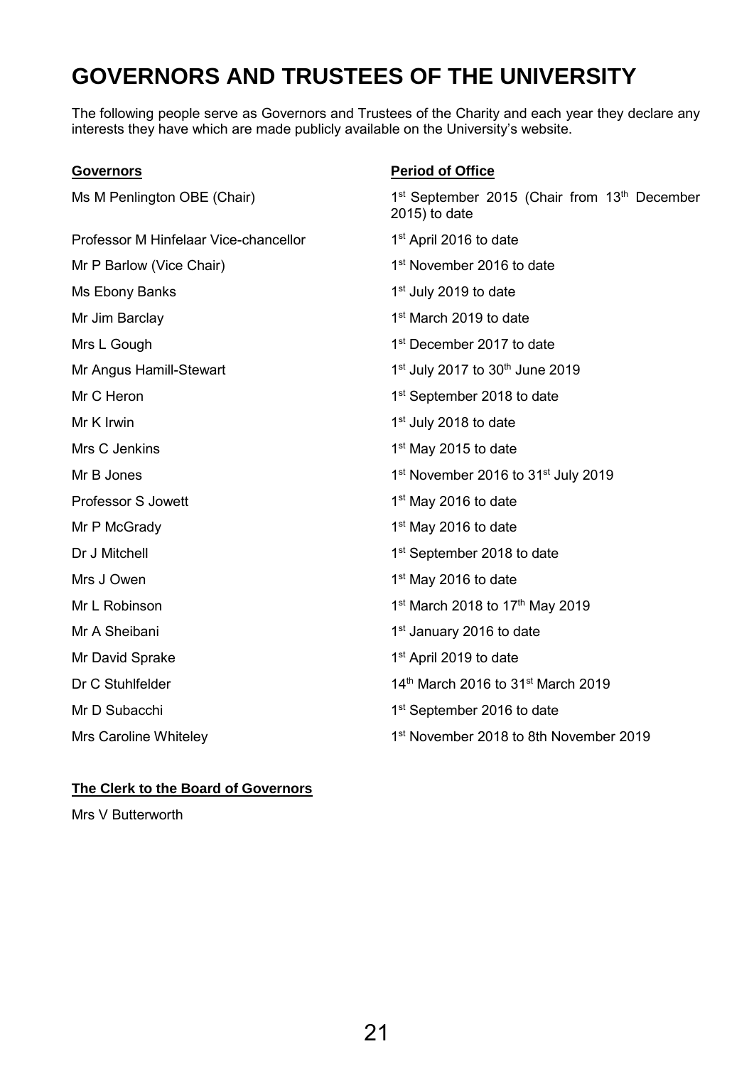# GOVERNORS AND TRUSTEES OF THE UNIVERSITY

The following people serve as Governors and Trustees of the Charity and each year they declare any interests they have which are made publicly available on the University's website.

| Governors | Period of Office |
| --- | --- |
| Ms M Penlington OBE (Chair) | 1st September 2015 (Chair from 13th December 2015) to date |
| Professor M Hinfelaar Vice-chancellor | 1st April 2016 to date |
| Mr P Barlow (Vice Chair) | 1st November 2016 to date |
| Ms Ebony Banks | 1st July 2019 to date |
| Mr Jim Barclay | 1st March 2019 to date |
| Mrs L Gough | 1st December 2017 to date |
| Mr Angus Hamill-Stewart | 1st July 2017 to 30th June 2019 |
| Mr C Heron | 1st September 2018 to date |
| Mr K Irwin | 1st July 2018 to date |
| Mrs C Jenkins | 1st May 2015 to date |
| Mr B Jones | 1st November 2016 to 31st July 2019 |
| Professor S Jowett | 1st May 2016 to date |
| Mr P McGrady | 1st May 2016 to date |
| Dr J Mitchell | 1st September 2018 to date |
| Mrs J Owen | 1st May 2016 to date |
| Mr L Robinson | 1st March 2018 to 17th May 2019 |
| Mr A Sheibani | 1st January 2016 to date |
| Mr David Sprake | 1st April 2019 to date |
| Dr C Stuhlfelder | 14th March 2016 to 31st March 2019 |
| Mr D Subacchi | 1st September 2016 to date |
| Mrs Caroline Whiteley | 1st November 2018 to 8th November 2019 |

**The Clerk to the Board of Governors**

Mrs V Butterworth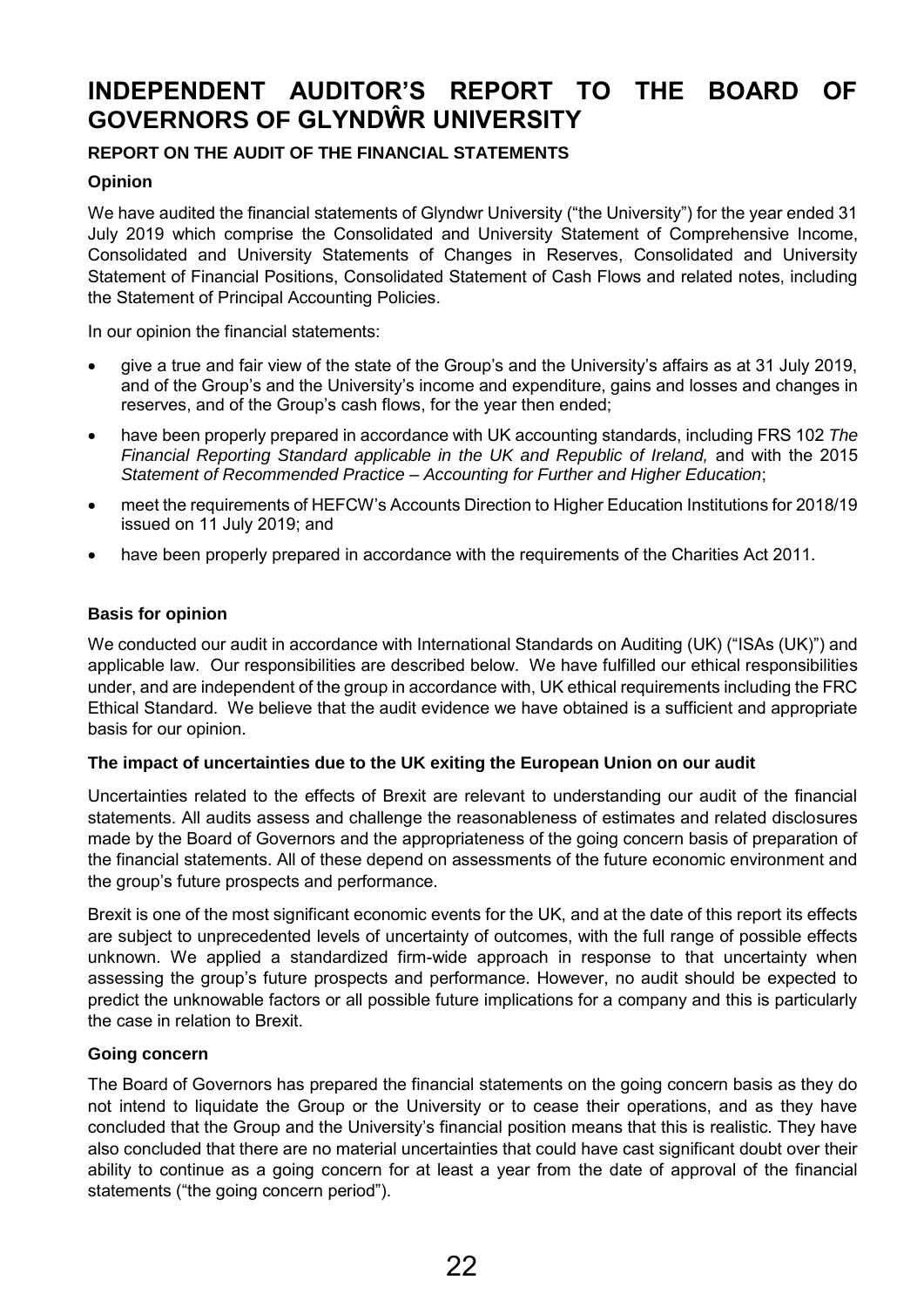# INDEPENDENT AUDITOR'S REPORT TO THE BOARD OF GOVERNORS OF GLYNDŴR UNIVERSITY

**REPORT ON THE AUDIT OF THE FINANCIAL STATEMENTS**

**Opinion**

We have audited the financial statements of Glyndwr University ("the University") for the year ended 31 July 2019 which comprise the Consolidated and University Statement of Comprehensive Income, Consolidated and University Statements of Changes in Reserves, Consolidated and University Statement of Financial Positions, Consolidated Statement of Cash Flows and related notes, including the Statement of Principal Accounting Policies.

In our opinion the financial statements:

- give a true and fair view of the state of the Group's and the University's affairs as at 31 July 2019, and of the Group's and the University's income and expenditure, gains and losses and changes in reserves, and of the Group's cash flows, for the year then ended;
- have been properly prepared in accordance with UK accounting standards, including FRS 102 *The Financial Reporting Standard applicable in the UK and Republic of Ireland,* and with the 2015 *Statement of Recommended Practice – Accounting for Further and Higher Education*;
- meet the requirements of HEFCW's Accounts Direction to Higher Education Institutions for 2018/19 issued on 11 July 2019; and
- have been properly prepared in accordance with the requirements of the Charities Act 2011.

**Basis for opinion**

We conducted our audit in accordance with International Standards on Auditing (UK) ("ISAs (UK)") and applicable law. Our responsibilities are described below. We have fulfilled our ethical responsibilities under, and are independent of the group in accordance with, UK ethical requirements including the FRC Ethical Standard. We believe that the audit evidence we have obtained is a sufficient and appropriate basis for our opinion.

**The impact of uncertainties due to the UK exiting the European Union on our audit**

Uncertainties related to the effects of Brexit are relevant to understanding our audit of the financial statements. All audits assess and challenge the reasonableness of estimates and related disclosures made by the Board of Governors and the appropriateness of the going concern basis of preparation of the financial statements. All of these depend on assessments of the future economic environment and the group's future prospects and performance.

Brexit is one of the most significant economic events for the UK, and at the date of this report its effects are subject to unprecedented levels of uncertainty of outcomes, with the full range of possible effects unknown. We applied a standardized firm-wide approach in response to that uncertainty when assessing the group's future prospects and performance. However, no audit should be expected to predict the unknowable factors or all possible future implications for a company and this is particularly the case in relation to Brexit.

**Going concern**

The Board of Governors has prepared the financial statements on the going concern basis as they do not intend to liquidate the Group or the University or to cease their operations, and as they have concluded that the Group and the University's financial position means that this is realistic. They have also concluded that there are no material uncertainties that could have cast significant doubt over their ability to continue as a going concern for at least a year from the date of approval of the financial statements ("the going concern period").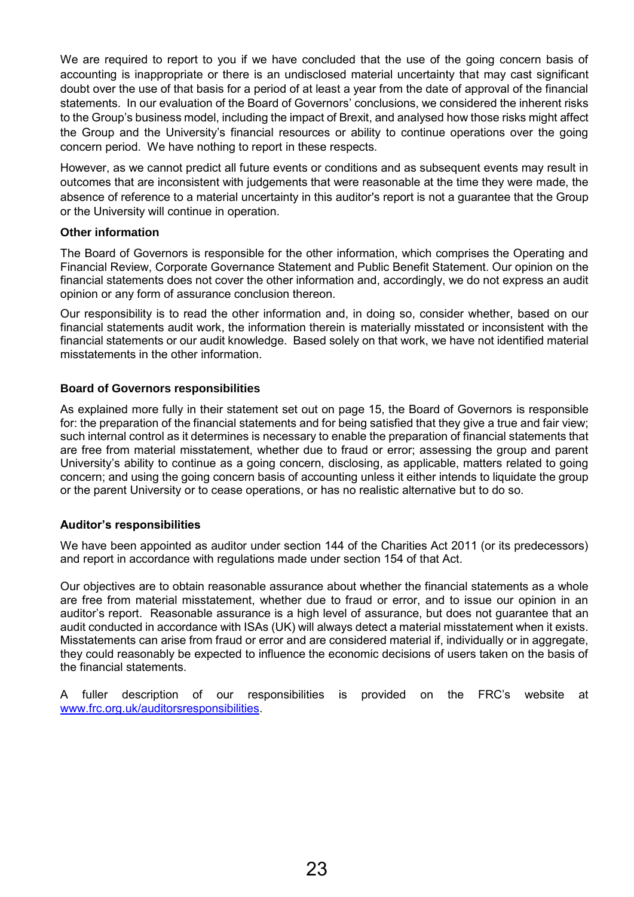We are required to report to you if we have concluded that the use of the going concern basis of accounting is inappropriate or there is an undisclosed material uncertainty that may cast significant doubt over the use of that basis for a period of at least a year from the date of approval of the financial statements. In our evaluation of the Board of Governors' conclusions, we considered the inherent risks to the Group's business model, including the impact of Brexit, and analysed how those risks might affect the Group and the University's financial resources or ability to continue operations over the going concern period. We have nothing to report in these respects.

However, as we cannot predict all future events or conditions and as subsequent events may result in outcomes that are inconsistent with judgements that were reasonable at the time they were made, the absence of reference to a material uncertainty in this auditor's report is not a guarantee that the Group or the University will continue in operation.

**Other information**

The Board of Governors is responsible for the other information, which comprises the Operating and Financial Review, Corporate Governance Statement and Public Benefit Statement. Our opinion on the financial statements does not cover the other information and, accordingly, we do not express an audit opinion or any form of assurance conclusion thereon.

Our responsibility is to read the other information and, in doing so, consider whether, based on our financial statements audit work, the information therein is materially misstated or inconsistent with the financial statements or our audit knowledge. Based solely on that work, we have not identified material misstatements in the other information.

**Board of Governors responsibilities**

As explained more fully in their statement set out on page 15, the Board of Governors is responsible for: the preparation of the financial statements and for being satisfied that they give a true and fair view; such internal control as it determines is necessary to enable the preparation of financial statements that are free from material misstatement, whether due to fraud or error; assessing the group and parent University's ability to continue as a going concern, disclosing, as applicable, matters related to going concern; and using the going concern basis of accounting unless it either intends to liquidate the group or the parent University or to cease operations, or has no realistic alternative but to do so.

**Auditor's responsibilities**

We have been appointed as auditor under section 144 of the Charities Act 2011 (or its predecessors) and report in accordance with regulations made under section 154 of that Act.

Our objectives are to obtain reasonable assurance about whether the financial statements as a whole are free from material misstatement, whether due to fraud or error, and to issue our opinion in an auditor's report. Reasonable assurance is a high level of assurance, but does not guarantee that an audit conducted in accordance with ISAs (UK) will always detect a material misstatement when it exists. Misstatements can arise from fraud or error and are considered material if, individually or in aggregate, they could reasonably be expected to influence the economic decisions of users taken on the basis of the financial statements.

A fuller description of our responsibilities is provided on the FRC's website at [www.frc.org.uk/auditorsresponsibilities](http://www.frc.org.uk/auditorsresponsibilities).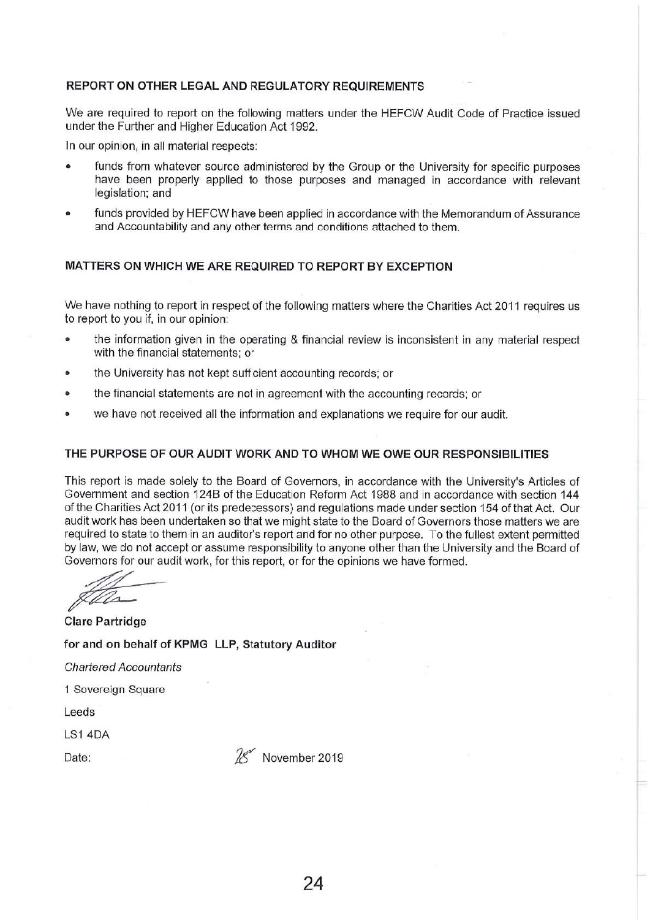## REPORT ON OTHER LEGAL AND REGULATORY REQUIREMENTS

We are required to report on the following matters under the HEFCW Audit Code of Practice issued under the Further and Higher Education Act 1992.

In our opinion, in all material respects:

- funds from whatever source administered by the Group or the University for specific purposes have been properly applied to those purposes and managed in accordance with relevant legislation; and
- funds provided by HEFCW have been applied in accordance with the Memorandum of Assurance and Accountability and any other terms and conditions attached to them.

## MATTERS ON WHICH WE ARE REQUIRED TO REPORT BY EXCEPTION

We have nothing to report in respect of the following matters where the Charities Act 2011 requires us to report to you if, in our opinion:

- the information given in the operating & financial review is inconsistent in any material respect with the financial statements; or
- the University has not kept sufficient accounting records; or
- the financial statements are not in agreement with the accounting records; or
- we have not received all the information and explanations we require for our audit.

## THE PURPOSE OF OUR AUDIT WORK AND TO WHOM WE OWE OUR RESPONSIBILITIES

This report is made solely to the Board of Governors, in accordance with the University's Articles of Government and section 124B of the Education Reform Act 1988 and in accordance with section 144 of the Charities Act 2011 (or its predecessors) and regulations made under section 154 of that Act. Our audit work has been undertaken so that we might state to the Board of Governors those matters we are required to state to them in an auditor's report and for no other purpose. To the fullest extent permitted by law, we do not accept or assume responsibility to anyone other than the University and the Board of Governors for our audit work, for this report, or for the opinions we have formed.

**Clare Partridge**

**for and on behalf of KPMG LLP, Statutory Auditor**

*Chartered Accountants*

1 Sovereign Square

Leeds

LS1 4DA

Date: 28 November 2019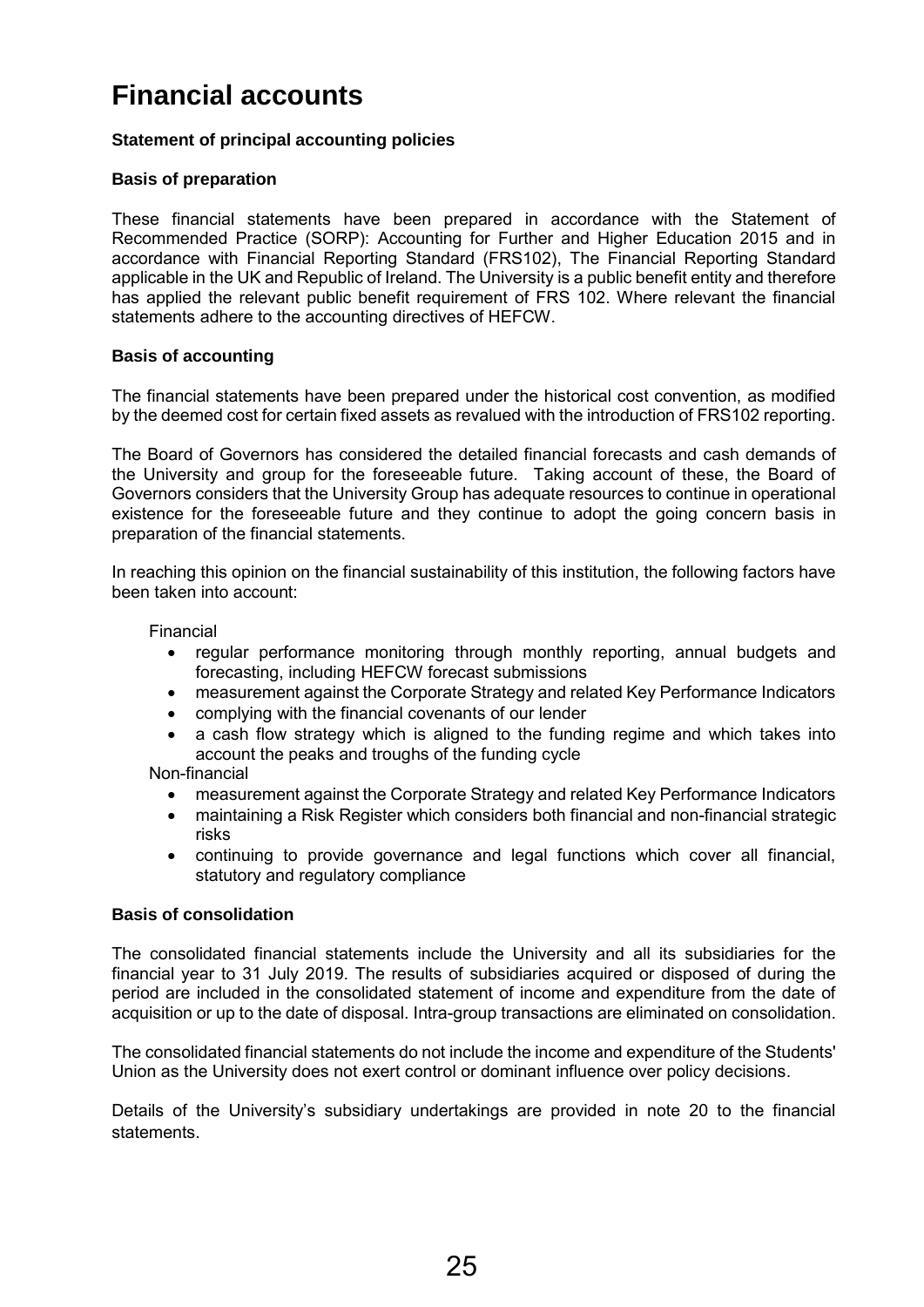# Financial accounts

**Statement of principal accounting policies**

**Basis of preparation**

These financial statements have been prepared in accordance with the Statement of Recommended Practice (SORP): Accounting for Further and Higher Education 2015 and in accordance with Financial Reporting Standard (FRS102), The Financial Reporting Standard applicable in the UK and Republic of Ireland. The University is a public benefit entity and therefore has applied the relevant public benefit requirement of FRS 102. Where relevant the financial statements adhere to the accounting directives of HEFCW.

**Basis of accounting**

The financial statements have been prepared under the historical cost convention, as modified by the deemed cost for certain fixed assets as revalued with the introduction of FRS102 reporting.

The Board of Governors has considered the detailed financial forecasts and cash demands of the University and group for the foreseeable future. Taking account of these, the Board of Governors considers that the University Group has adequate resources to continue in operational existence for the foreseeable future and they continue to adopt the going concern basis in preparation of the financial statements.

In reaching this opinion on the financial sustainability of this institution, the following factors have been taken into account:

Financial

- regular performance monitoring through monthly reporting, annual budgets and forecasting, including HEFCW forecast submissions
- measurement against the Corporate Strategy and related Key Performance Indicators
- complying with the financial covenants of our lender
- a cash flow strategy which is aligned to the funding regime and which takes into account the peaks and troughs of the funding cycle

Non-financial

- measurement against the Corporate Strategy and related Key Performance Indicators
- maintaining a Risk Register which considers both financial and non-financial strategic risks
- continuing to provide governance and legal functions which cover all financial, statutory and regulatory compliance

**Basis of consolidation**

The consolidated financial statements include the University and all its subsidiaries for the financial year to 31 July 2019. The results of subsidiaries acquired or disposed of during the period are included in the consolidated statement of income and expenditure from the date of acquisition or up to the date of disposal. Intra-group transactions are eliminated on consolidation.

The consolidated financial statements do not include the income and expenditure of the Students' Union as the University does not exert control or dominant influence over policy decisions.

Details of the University's subsidiary undertakings are provided in note 20 to the financial statements.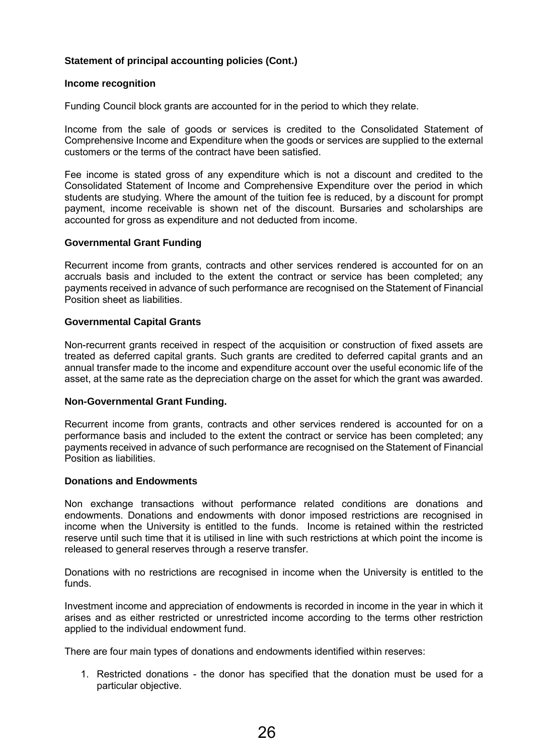**Statement of principal accounting policies (Cont.)**

**Income recognition**

Funding Council block grants are accounted for in the period to which they relate.

Income from the sale of goods or services is credited to the Consolidated Statement of Comprehensive Income and Expenditure when the goods or services are supplied to the external customers or the terms of the contract have been satisfied.

Fee income is stated gross of any expenditure which is not a discount and credited to the Consolidated Statement of Income and Comprehensive Expenditure over the period in which students are studying. Where the amount of the tuition fee is reduced, by a discount for prompt payment, income receivable is shown net of the discount. Bursaries and scholarships are accounted for gross as expenditure and not deducted from income.

**Governmental Grant Funding**

Recurrent income from grants, contracts and other services rendered is accounted for on an accruals basis and included to the extent the contract or service has been completed; any payments received in advance of such performance are recognised on the Statement of Financial Position sheet as liabilities.

**Governmental Capital Grants**

Non-recurrent grants received in respect of the acquisition or construction of fixed assets are treated as deferred capital grants. Such grants are credited to deferred capital grants and an annual transfer made to the income and expenditure account over the useful economic life of the asset, at the same rate as the depreciation charge on the asset for which the grant was awarded.

**Non-Governmental Grant Funding.**

Recurrent income from grants, contracts and other services rendered is accounted for on a performance basis and included to the extent the contract or service has been completed; any payments received in advance of such performance are recognised on the Statement of Financial Position as liabilities.

**Donations and Endowments**

Non exchange transactions without performance related conditions are donations and endowments. Donations and endowments with donor imposed restrictions are recognised in income when the University is entitled to the funds. Income is retained within the restricted reserve until such time that it is utilised in line with such restrictions at which point the income is released to general reserves through a reserve transfer.

Donations with no restrictions are recognised in income when the University is entitled to the funds.

Investment income and appreciation of endowments is recorded in income in the year in which it arises and as either restricted or unrestricted income according to the terms other restriction applied to the individual endowment fund.

There are four main types of donations and endowments identified within reserves:

1. Restricted donations - the donor has specified that the donation must be used for a particular objective.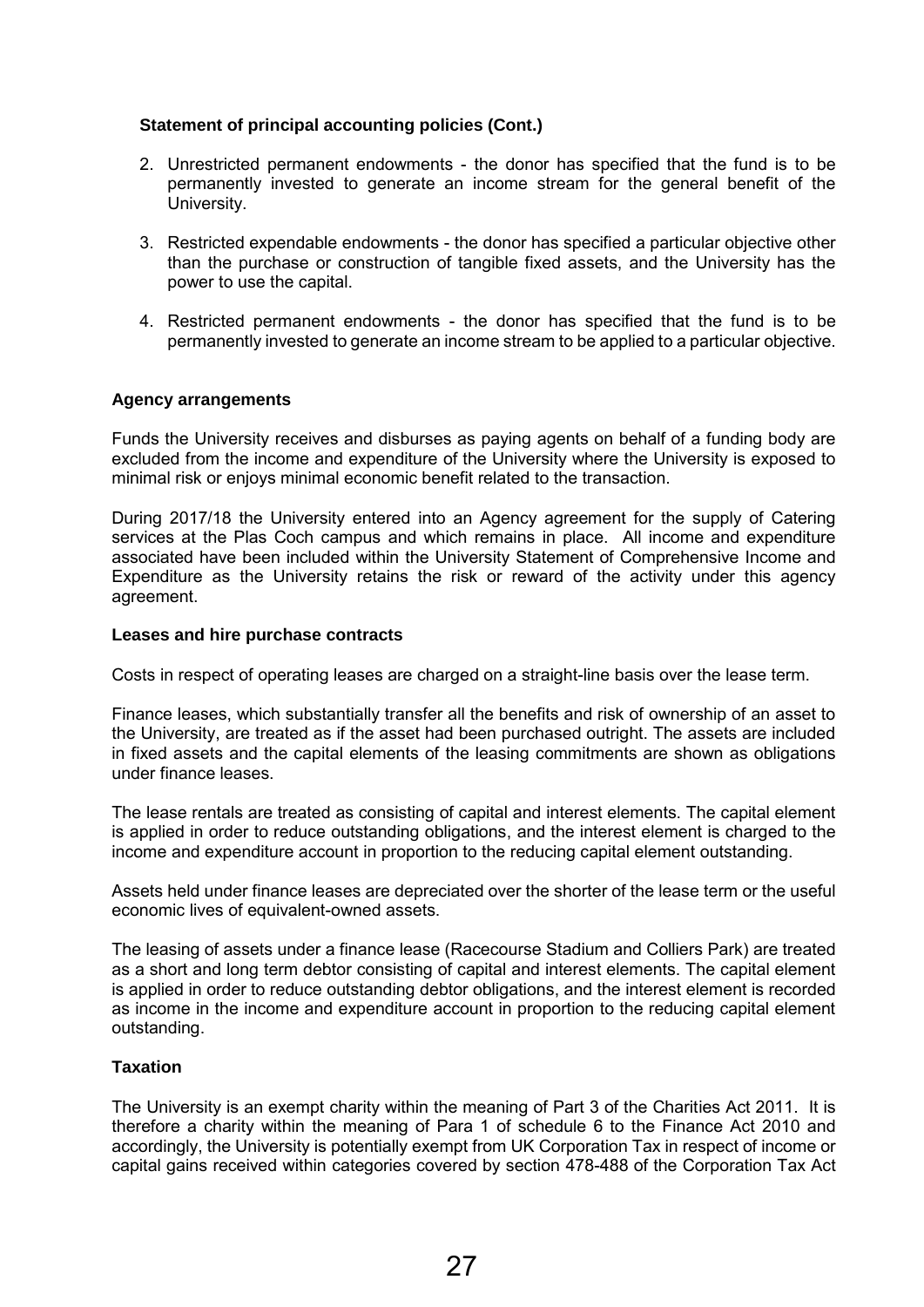### Statement of principal accounting policies (Cont.)

2. Unrestricted permanent endowments - the donor has specified that the fund is to be permanently invested to generate an income stream for the general benefit of the University.

3. Restricted expendable endowments - the donor has specified a particular objective other than the purchase or construction of tangible fixed assets, and the University has the power to use the capital.

4. Restricted permanent endowments - the donor has specified that the fund is to be permanently invested to generate an income stream to be applied to a particular objective.

**Agency arrangements**

Funds the University receives and disburses as paying agents on behalf of a funding body are excluded from the income and expenditure of the University where the University is exposed to minimal risk or enjoys minimal economic benefit related to the transaction.

During 2017/18 the University entered into an Agency agreement for the supply of Catering services at the Plas Coch campus and which remains in place. All income and expenditure associated have been included within the University Statement of Comprehensive Income and Expenditure as the University retains the risk or reward of the activity under this agency agreement.

**Leases and hire purchase contracts**

Costs in respect of operating leases are charged on a straight-line basis over the lease term.

Finance leases, which substantially transfer all the benefits and risk of ownership of an asset to the University, are treated as if the asset had been purchased outright. The assets are included in fixed assets and the capital elements of the leasing commitments are shown as obligations under finance leases.

The lease rentals are treated as consisting of capital and interest elements. The capital element is applied in order to reduce outstanding obligations, and the interest element is charged to the income and expenditure account in proportion to the reducing capital element outstanding.

Assets held under finance leases are depreciated over the shorter of the lease term or the useful economic lives of equivalent-owned assets.

The leasing of assets under a finance lease (Racecourse Stadium and Colliers Park) are treated as a short and long term debtor consisting of capital and interest elements. The capital element is applied in order to reduce outstanding debtor obligations, and the interest element is recorded as income in the income and expenditure account in proportion to the reducing capital element outstanding.

**Taxation**

The University is an exempt charity within the meaning of Part 3 of the Charities Act 2011. It is therefore a charity within the meaning of Para 1 of schedule 6 to the Finance Act 2010 and accordingly, the University is potentially exempt from UK Corporation Tax in respect of income or capital gains received within categories covered by section 478-488 of the Corporation Tax Act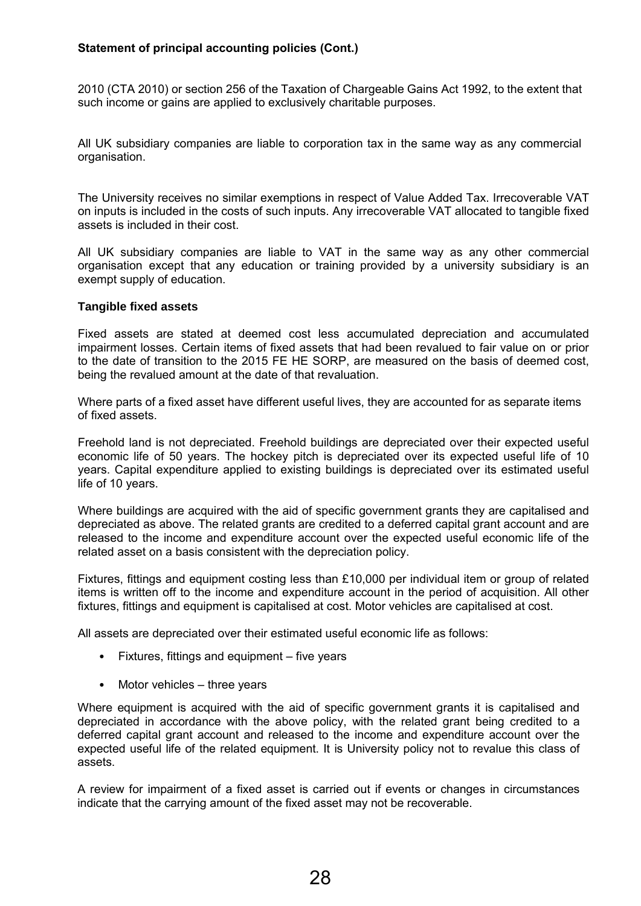**Statement of principal accounting policies (Cont.)**

2010 (CTA 2010) or section 256 of the Taxation of Chargeable Gains Act 1992, to the extent that such income or gains are applied to exclusively charitable purposes.

All UK subsidiary companies are liable to corporation tax in the same way as any commercial organisation.

The University receives no similar exemptions in respect of Value Added Tax. Irrecoverable VAT on inputs is included in the costs of such inputs. Any irrecoverable VAT allocated to tangible fixed assets is included in their cost.

All UK subsidiary companies are liable to VAT in the same way as any other commercial organisation except that any education or training provided by a university subsidiary is an exempt supply of education.

**Tangible fixed assets**

Fixed assets are stated at deemed cost less accumulated depreciation and accumulated impairment losses. Certain items of fixed assets that had been revalued to fair value on or prior to the date of transition to the 2015 FE HE SORP, are measured on the basis of deemed cost, being the revalued amount at the date of that revaluation.

Where parts of a fixed asset have different useful lives, they are accounted for as separate items of fixed assets.

Freehold land is not depreciated. Freehold buildings are depreciated over their expected useful economic life of 50 years. The hockey pitch is depreciated over its expected useful life of 10 years. Capital expenditure applied to existing buildings is depreciated over its estimated useful life of 10 years.

Where buildings are acquired with the aid of specific government grants they are capitalised and depreciated as above. The related grants are credited to a deferred capital grant account and are released to the income and expenditure account over the expected useful economic life of the related asset on a basis consistent with the depreciation policy.

Fixtures, fittings and equipment costing less than £10,000 per individual item or group of related items is written off to the income and expenditure account in the period of acquisition. All other fixtures, fittings and equipment is capitalised at cost. Motor vehicles are capitalised at cost.

All assets are depreciated over their estimated useful economic life as follows:

- Fixtures, fittings and equipment – five years
- Motor vehicles – three years

Where equipment is acquired with the aid of specific government grants it is capitalised and depreciated in accordance with the above policy, with the related grant being credited to a deferred capital grant account and released to the income and expenditure account over the expected useful life of the related equipment. It is University policy not to revalue this class of assets.

A review for impairment of a fixed asset is carried out if events or changes in circumstances indicate that the carrying amount of the fixed asset may not be recoverable.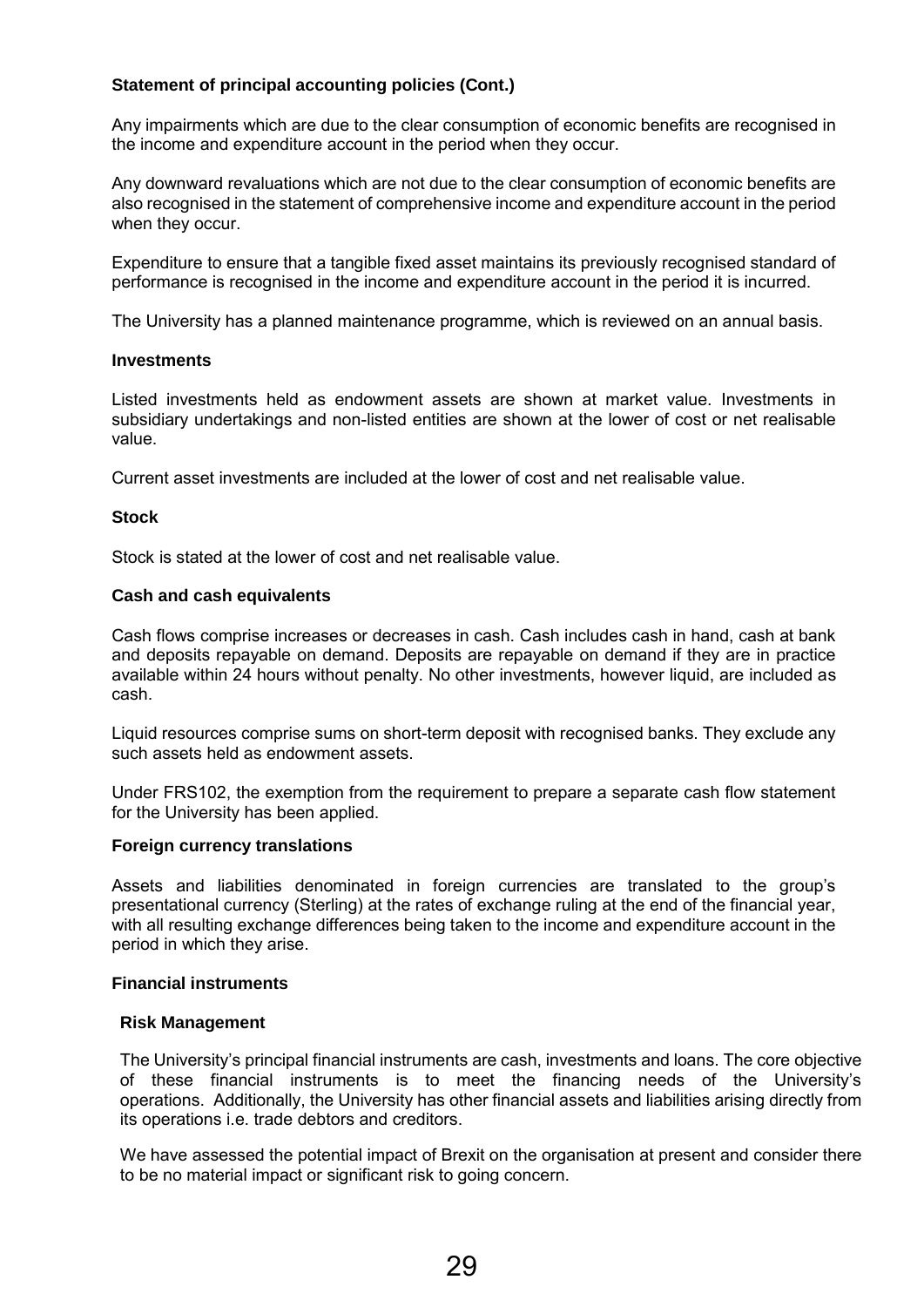**Statement of principal accounting policies (Cont.)**

Any impairments which are due to the clear consumption of economic benefits are recognised in the income and expenditure account in the period when they occur.

Any downward revaluations which are not due to the clear consumption of economic benefits are also recognised in the statement of comprehensive income and expenditure account in the period when they occur.

Expenditure to ensure that a tangible fixed asset maintains its previously recognised standard of performance is recognised in the income and expenditure account in the period it is incurred.

The University has a planned maintenance programme, which is reviewed on an annual basis.

**Investments**

Listed investments held as endowment assets are shown at market value. Investments in subsidiary undertakings and non-listed entities are shown at the lower of cost or net realisable value.

Current asset investments are included at the lower of cost and net realisable value.

**Stock**

Stock is stated at the lower of cost and net realisable value.

**Cash and cash equivalents**

Cash flows comprise increases or decreases in cash. Cash includes cash in hand, cash at bank and deposits repayable on demand. Deposits are repayable on demand if they are in practice available within 24 hours without penalty. No other investments, however liquid, are included as cash.

Liquid resources comprise sums on short-term deposit with recognised banks. They exclude any such assets held as endowment assets.

Under FRS102, the exemption from the requirement to prepare a separate cash flow statement for the University has been applied.

**Foreign currency translations**

Assets and liabilities denominated in foreign currencies are translated to the group's presentational currency (Sterling) at the rates of exchange ruling at the end of the financial year, with all resulting exchange differences being taken to the income and expenditure account in the period in which they arise.

**Financial instruments**

**Risk Management**

The University's principal financial instruments are cash, investments and loans. The core objective of these financial instruments is to meet the financing needs of the University's operations. Additionally, the University has other financial assets and liabilities arising directly from its operations i.e. trade debtors and creditors.

We have assessed the potential impact of Brexit on the organisation at present and consider there to be no material impact or significant risk to going concern.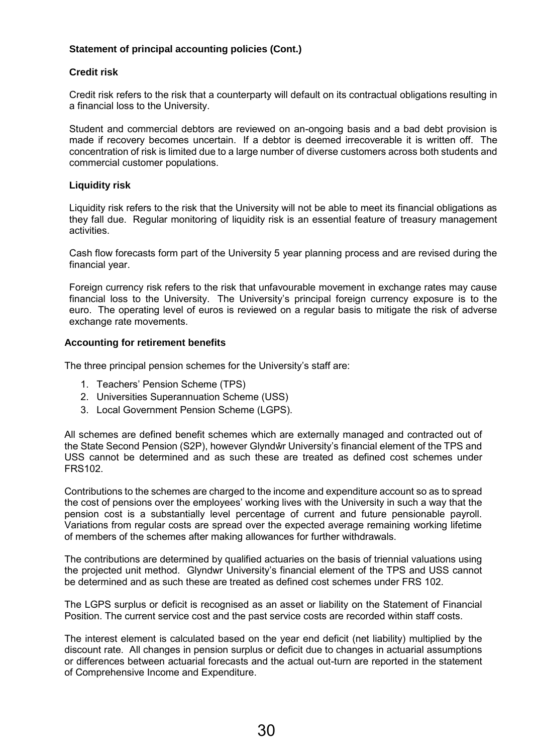**Statement of principal accounting policies (Cont.)**

**Credit risk**

Credit risk refers to the risk that a counterparty will default on its contractual obligations resulting in a financial loss to the University.

Student and commercial debtors are reviewed on an-ongoing basis and a bad debt provision is made if recovery becomes uncertain. If a debtor is deemed irrecoverable it is written off. The concentration of risk is limited due to a large number of diverse customers across both students and commercial customer populations.

**Liquidity risk**

Liquidity risk refers to the risk that the University will not be able to meet its financial obligations as they fall due. Regular monitoring of liquidity risk is an essential feature of treasury management activities.

Cash flow forecasts form part of the University 5 year planning process and are revised during the financial year.

Foreign currency risk refers to the risk that unfavourable movement in exchange rates may cause financial loss to the University. The University's principal foreign currency exposure is to the euro. The operating level of euros is reviewed on a regular basis to mitigate the risk of adverse exchange rate movements.

**Accounting for retirement benefits**

The three principal pension schemes for the University's staff are:

1. Teachers' Pension Scheme (TPS)
2. Universities Superannuation Scheme (USS)
3. Local Government Pension Scheme (LGPS).

All schemes are defined benefit schemes which are externally managed and contracted out of the State Second Pension (S2P), however Glyndŵr University's financial element of the TPS and USS cannot be determined and as such these are treated as defined cost schemes under FRS102.

Contributions to the schemes are charged to the income and expenditure account so as to spread the cost of pensions over the employees' working lives with the University in such a way that the pension cost is a substantially level percentage of current and future pensionable payroll. Variations from regular costs are spread over the expected average remaining working lifetime of members of the schemes after making allowances for further withdrawals.

The contributions are determined by qualified actuaries on the basis of triennial valuations using the projected unit method. Glyndwr University's financial element of the TPS and USS cannot be determined and as such these are treated as defined cost schemes under FRS 102.

The LGPS surplus or deficit is recognised as an asset or liability on the Statement of Financial Position. The current service cost and the past service costs are recorded within staff costs.

The interest element is calculated based on the year end deficit (net liability) multiplied by the discount rate. All changes in pension surplus or deficit due to changes in actuarial assumptions or differences between actuarial forecasts and the actual out-turn are reported in the statement of Comprehensive Income and Expenditure.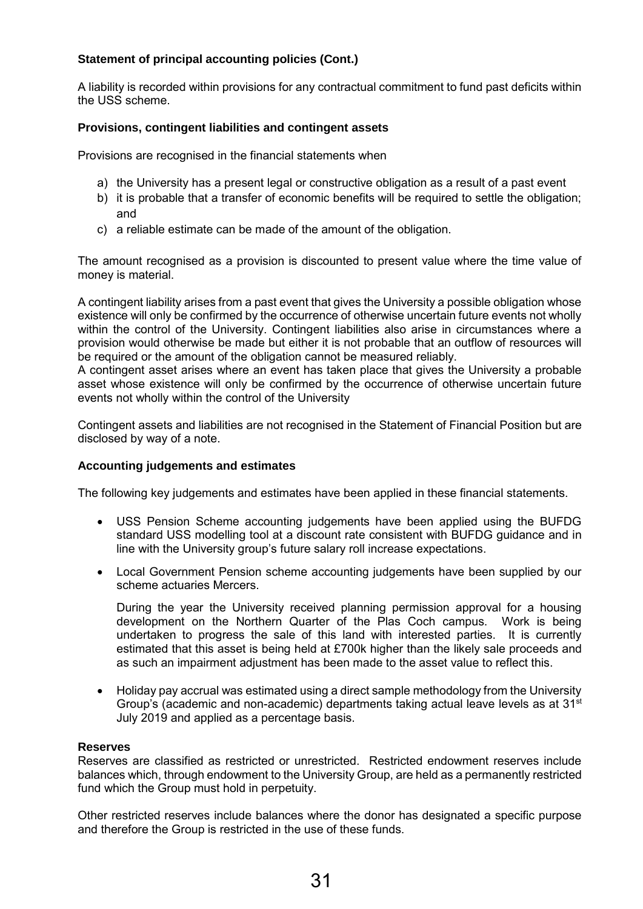**Statement of principal accounting policies (Cont.)**

A liability is recorded within provisions for any contractual commitment to fund past deficits within the USS scheme.

**Provisions, contingent liabilities and contingent assets**

Provisions are recognised in the financial statements when

a) the University has a present legal or constructive obligation as a result of a past event
b) it is probable that a transfer of economic benefits will be required to settle the obligation; and
c) a reliable estimate can be made of the amount of the obligation.

The amount recognised as a provision is discounted to present value where the time value of money is material.

A contingent liability arises from a past event that gives the University a possible obligation whose existence will only be confirmed by the occurrence of otherwise uncertain future events not wholly within the control of the University. Contingent liabilities also arise in circumstances where a provision would otherwise be made but either it is not probable that an outflow of resources will be required or the amount of the obligation cannot be measured reliably.
A contingent asset arises where an event has taken place that gives the University a probable asset whose existence will only be confirmed by the occurrence of otherwise uncertain future events not wholly within the control of the University

Contingent assets and liabilities are not recognised in the Statement of Financial Position but are disclosed by way of a note.

**Accounting judgements and estimates**

The following key judgements and estimates have been applied in these financial statements.

- USS Pension Scheme accounting judgements have been applied using the BUFDG standard USS modelling tool at a discount rate consistent with BUFDG guidance and in line with the University group's future salary roll increase expectations.

- Local Government Pension scheme accounting judgements have been supplied by our scheme actuaries Mercers.

  During the year the University received planning permission approval for a housing development on the Northern Quarter of the Plas Coch campus. Work is being undertaken to progress the sale of this land with interested parties. It is currently estimated that this asset is being held at £700k higher than the likely sale proceeds and as such an impairment adjustment has been made to the asset value to reflect this.

- Holiday pay accrual was estimated using a direct sample methodology from the University Group's (academic and non-academic) departments taking actual leave levels as at 31st July 2019 and applied as a percentage basis.

**Reserves**
Reserves are classified as restricted or unrestricted. Restricted endowment reserves include balances which, through endowment to the University Group, are held as a permanently restricted fund which the Group must hold in perpetuity.

Other restricted reserves include balances where the donor has designated a specific purpose and therefore the Group is restricted in the use of these funds.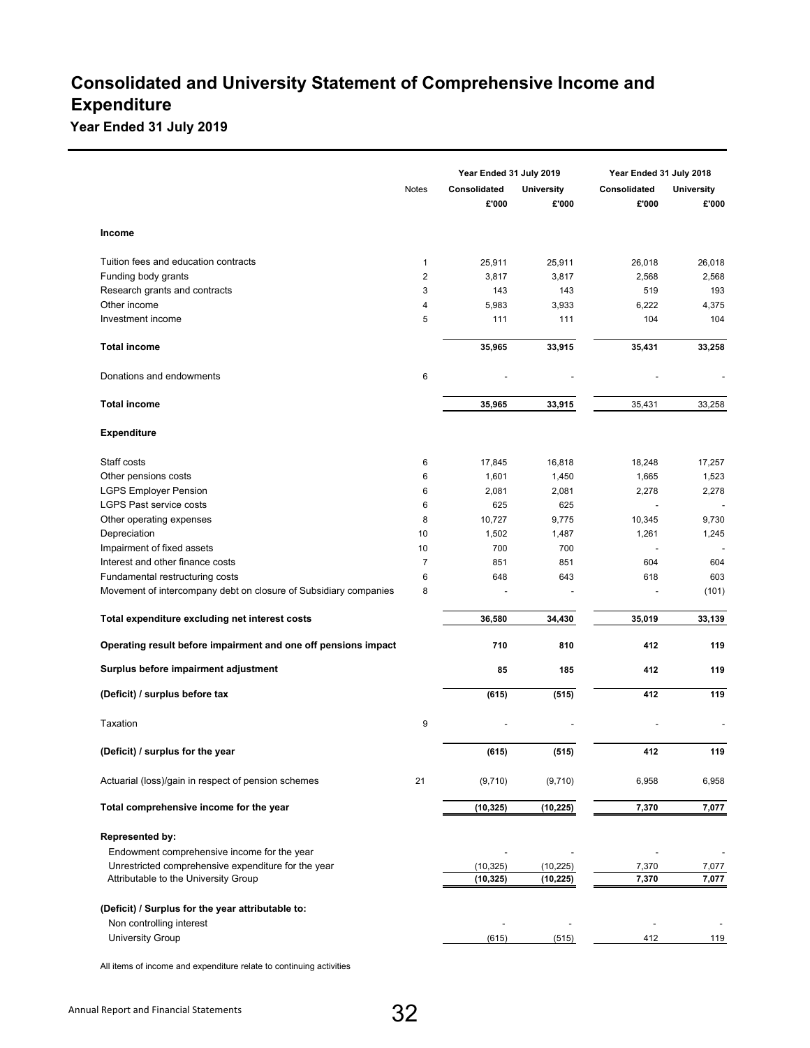# Consolidated and University Statement of Comprehensive Income and Expenditure

**Year Ended 31 July 2019**

| | Notes | Year Ended 31 July 2019 | | Year Ended 31 July 2018 | |
|---|---|---|---|---|---|
| | | Consolidated £'000 | University £'000 | Consolidated £'000 | University £'000 |
| **Income** | | | | | |
| Tuition fees and education contracts | 1 | 25,911 | 25,911 | 26,018 | 26,018 |
| Funding body grants | 2 | 3,817 | 3,817 | 2,568 | 2,568 |
| Research grants and contracts | 3 | 143 | 143 | 519 | 193 |
| Other income | 4 | 5,983 | 3,933 | 6,222 | 4,375 |
| Investment income | 5 | 111 | 111 | 104 | 104 |
| **Total income** | | **35,965** | **33,915** | **35,431** | **33,258** |
| Donations and endowments | 6 | - | - | - | - |
| **Total income** | | **35,965** | **33,915** | 35,431 | 33,258 |
| **Expenditure** | | | | | |
| Staff costs | 6 | 17,845 | 16,818 | 18,248 | 17,257 |
| Other pensions costs | 6 | 1,601 | 1,450 | 1,665 | 1,523 |
| LGPS Employer Pension | 6 | 2,081 | 2,081 | 2,278 | 2,278 |
| LGPS Past service costs | 6 | 625 | 625 | - | - |
| Other operating expenses | 8 | 10,727 | 9,775 | 10,345 | 9,730 |
| Depreciation | 10 | 1,502 | 1,487 | 1,261 | 1,245 |
| Impairment of fixed assets | 10 | 700 | 700 | - | - |
| Interest and other finance costs | 7 | 851 | 851 | 604 | 604 |
| Fundamental restructuring costs | 6 | 648 | 643 | 618 | 603 |
| Movement of intercompany debt on closure of Subsidiary companies | 8 | - | - | - | (101) |
| **Total expenditure excluding net interest costs** | | **36,580** | **34,430** | **35,019** | **33,139** |
| **Operating result before impairment and one off pensions impact** | | **710** | **810** | **412** | **119** |
| **Surplus before impairment adjustment** | | **85** | **185** | **412** | **119** |
| **(Deficit) / surplus before tax** | | **(615)** | **(515)** | **412** | **119** |
| Taxation | 9 | - | - | - | - |
| **(Deficit) / surplus for the year** | | **(615)** | **(515)** | **412** | **119** |
| Actuarial (loss)/gain in respect of pension schemes | 21 | (9,710) | (9,710) | 6,958 | 6,958 |
| **Total comprehensive income for the year** | | **(10,325)** | **(10,225)** | **7,370** | **7,077** |
| **Represented by:** | | | | | |
| Endowment comprehensive income for the year | | - | - | - | - |
| Unrestricted comprehensive expenditure for the year | | (10,325) | (10,225) | 7,370 | 7,077 |
| Attributable to the University Group | | **(10,325)** | **(10,225)** | **7,370** | **7,077** |
| **(Deficit) / Surplus for the year attributable to:** | | | | | |
| Non controlling interest | | - | - | - | - |
| University Group | | (615) | (515) | 412 | 119 |

All items of income and expenditure relate to continuing activities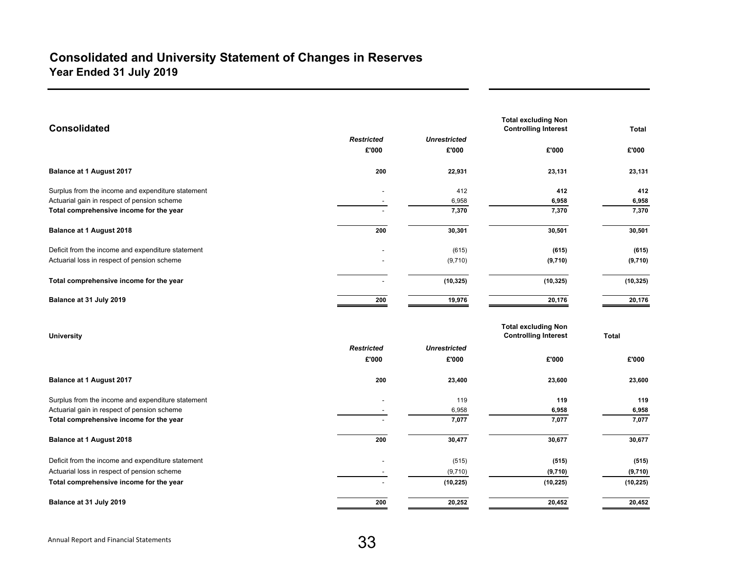# Consolidated and University Statement of Changes in Reserves

## Year Ended 31 July 2019

| Consolidated | Restricted | Unrestricted | Total excluding Non Controlling Interest | Total |
|---|---|---|---|---|
| | £'000 | £'000 | £'000 | £'000 |
| **Balance at 1 August 2017** | **200** | **22,931** | **23,131** | **23,131** |
| Surplus from the income and expenditure statement | - | 412 | **412** | **412** |
| Actuarial gain in respect of pension scheme | - | 6,958 | **6,958** | **6,958** |
| **Total comprehensive income for the year** | - | **7,370** | **7,370** | **7,370** |
| **Balance at 1 August 2018** | **200** | **30,301** | **30,501** | **30,501** |
| Deficit from the income and expenditure statement | - | (615) | **(615)** | **(615)** |
| Actuarial loss in respect of pension scheme | - | (9,710) | **(9,710)** | **(9,710)** |
| **Total comprehensive income for the year** | - | **(10,325)** | **(10,325)** | **(10,325)** |
| **Balance at 31 July 2019** | **200** | **19,976** | **20,176** | **20,176** |

| University | Restricted | Unrestricted | Total excluding Non Controlling Interest | Total |
|---|---|---|---|---|
| | £'000 | £'000 | £'000 | £'000 |
| **Balance at 1 August 2017** | **200** | **23,400** | **23,600** | **23,600** |
| Surplus from the income and expenditure statement | - | 119 | **119** | **119** |
| Actuarial gain in respect of pension scheme | - | 6,958 | **6,958** | **6,958** |
| **Total comprehensive income for the year** | - | **7,077** | **7,077** | **7,077** |
| **Balance at 1 August 2018** | **200** | **30,477** | **30,677** | **30,677** |
| Deficit from the income and expenditure statement | - | (515) | **(515)** | **(515)** |
| Actuarial loss in respect of pension scheme | - | (9,710) | **(9,710)** | **(9,710)** |
| **Total comprehensive income for the year** | - | **(10,225)** | **(10,225)** | **(10,225)** |
| **Balance at 31 July 2019** | **200** | **20,252** | **20,452** | **20,452** |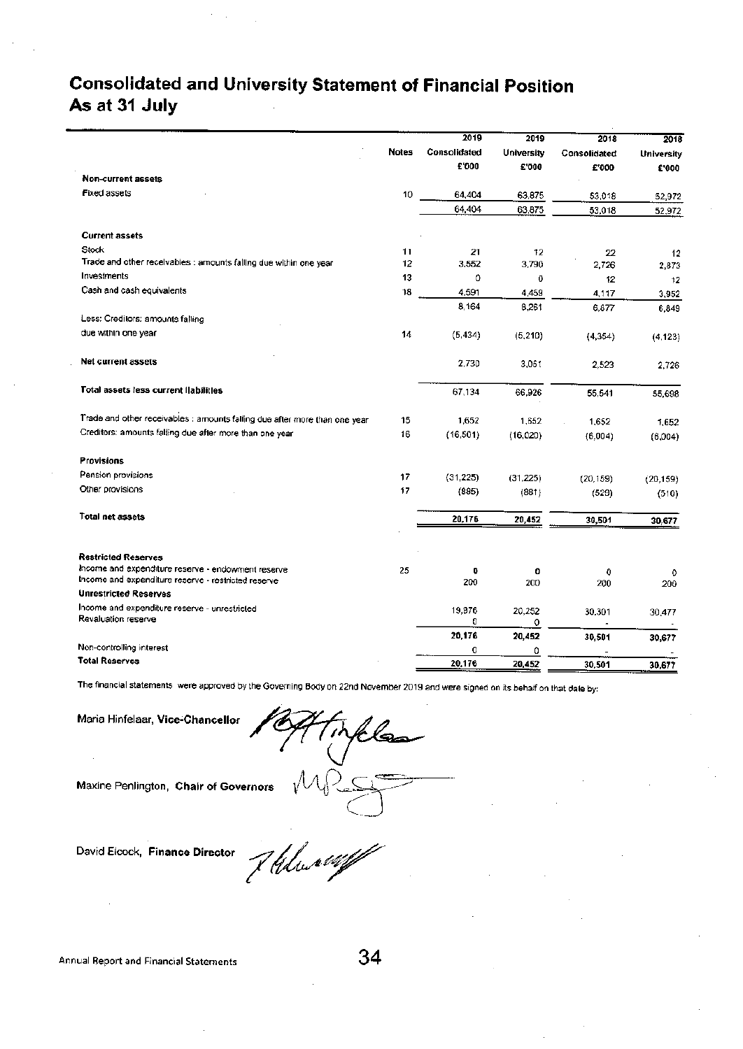# Consolidated and University Statement of Financial Position
## As at 31 July

| | Notes | 2019 Consolidated £'000 | 2019 University £'000 | 2018 Consolidated £'000 | 2018 University £'000 |
|---|---|---|---|---|---|
| **Non-current assets** | | | | | |
| Fixed assets | 10 | 64,404 | 63,875 | 53,018 | 52,972 |
| | | 64,404 | 63,875 | 53,018 | 52,972 |
| **Current assets** | | | | | |
| Stock | 11 | 21 | 12 | 22 | 12 |
| Trade and other receivables : amounts falling due within one year | 12 | 3,552 | 3,790 | 2,726 | 2,873 |
| Investments | 13 | 0 | 0 | 12 | 12 |
| Cash and cash equivalents | 18 | 4,591 | 4,459 | 4,117 | 3,952 |
| | | 8,164 | 8,261 | 6,877 | 6,849 |
| Less: Creditors: amounts falling due within one year | 14 | (5,434) | (5,210) | (4,354) | (4,123) |
| **Net current assets** | | 2,730 | 3,051 | 2,523 | 2,726 |
| **Total assets less current liabilities** | | 67,134 | 66,926 | 55,541 | 55,698 |
| Trade and other receivables : amounts falling due after more than one year | 15 | 1,652 | 1,652 | 1,652 | 1,652 |
| Creditors: amounts falling due after more than one year | 16 | (16,501) | (16,020) | (6,004) | (6,004) |
| **Provisions** | | | | | |
| Pension provisions | 17 | (31,225) | (31,225) | (20,159) | (20,159) |
| Other provisions | 17 | (885) | (881) | (529) | (510) |
| **Total net assets** | | **20,176** | **20,452** | **30,501** | **30,677** |
| **Restricted Reserves** | | | | | |
| Income and expenditure reserve - endowment reserve | 25 | 0 | 0 | 0 | 0 |
| Income and expenditure reserve - restricted reserve | | 200 | 200 | 200 | 200 |
| **Unrestricted Reserves** | | | | | |
| Income and expenditure reserve - unrestricted | | 19,976 | 20,252 | 30,301 | 30,477 |
| Revaluation reserve | | 0 | 0 | - | - |
| | | **20,176** | **20,452** | **30,501** | **30,677** |
| Non-controlling interest | | 0 | 0 | - | - |
| **Total Reserves** | | **20,176** | **20,452** | **30,501** | **30,677** |

The financial statements were approved by the Governing Body on 22nd November 2019 and were signed on its behalf on that date by:

Maria Hinfelaar, **Vice-Chancellor**

Maxine Penlington, **Chair of Governors**

David Elcock, **Finance Director**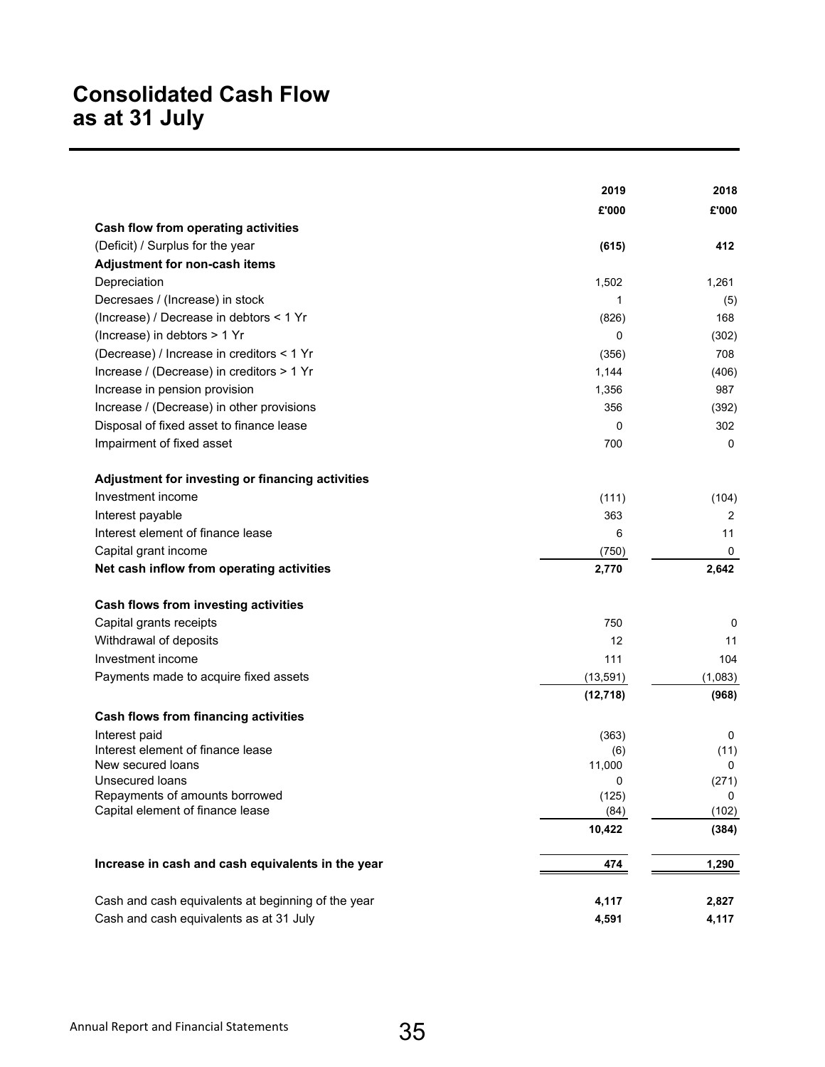# Consolidated Cash Flow as at 31 July

| | 2019 | 2018 |
|---|---|---|
| | £'000 | £'000 |
| **Cash flow from operating activities** | | |
| (Deficit) / Surplus for the year | **(615)** | **412** |
| **Adjustment for non-cash items** | | |
| Depreciation | 1,502 | 1,261 |
| Decresaes / (Increase) in stock | 1 | (5) |
| (Increase) / Decrease in debtors < 1 Yr | (826) | 168 |
| (Increase) in debtors > 1 Yr | 0 | (302) |
| (Decrease) / Increase in creditors < 1 Yr | (356) | 708 |
| Increase / (Decrease) in creditors > 1 Yr | 1,144 | (406) |
| Increase in pension provision | 1,356 | 987 |
| Increase / (Decrease) in other provisions | 356 | (392) |
| Disposal of fixed asset to finance lease | 0 | 302 |
| Impairment of fixed asset | 700 | 0 |
| **Adjustment for investing or financing activities** | | |
| Investment income | (111) | (104) |
| Interest payable | 363 | 2 |
| Interest element of finance lease | 6 | 11 |
| Capital grant income | (750) | 0 |
| **Net cash inflow from operating activities** | **2,770** | **2,642** |
| **Cash flows from investing activities** | | |
| Capital grants receipts | 750 | 0 |
| Withdrawal of deposits | 12 | 11 |
| Investment income | 111 | 104 |
| Payments made to acquire fixed assets | (13,591) | (1,083) |
| | **(12,718)** | **(968)** |
| **Cash flows from financing activities** | | |
| Interest paid | (363) | 0 |
| Interest element of finance lease | (6) | (11) |
| New secured loans | 11,000 | 0 |
| Unsecured loans | 0 | (271) |
| Repayments of amounts borrowed | (125) | 0 |
| Capital element of finance lease | (84) | (102) |
| | **10,422** | **(384)** |
| **Increase in cash and cash equivalents in the year** | **474** | **1,290** |
| Cash and cash equivalents at beginning of the year | **4,117** | **2,827** |
| Cash and cash equivalents as at 31 July | **4,591** | **4,117** |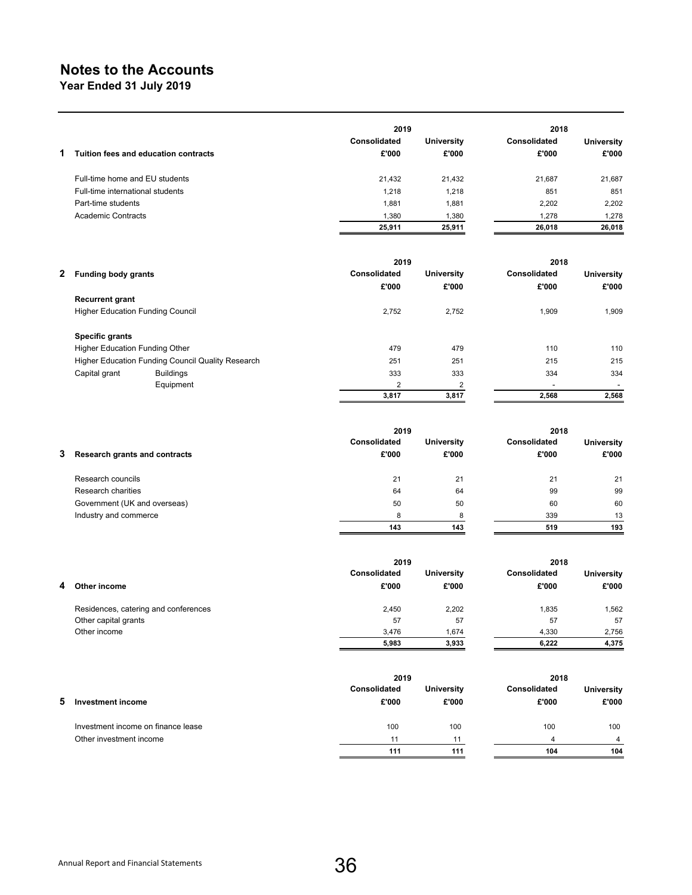# Notes to the Accounts

**Year Ended 31 July 2019**

| 1 Tuition fees and education contracts | 2019 Consolidated £'000 | 2019 University £'000 | 2018 Consolidated £'000 | 2018 University £'000 |
|---|---|---|---|---|
| Full-time home and EU students | 21,432 | 21,432 | 21,687 | 21,687 |
| Full-time international students | 1,218 | 1,218 | 851 | 851 |
| Part-time students | 1,881 | 1,881 | 2,202 | 2,202 |
| Academic Contracts | 1,380 | 1,380 | 1,278 | 1,278 |
| | **25,911** | **25,911** | **26,018** | **26,018** |

| 2 Funding body grants | 2019 Consolidated £'000 | 2019 University £'000 | 2018 Consolidated £'000 | 2018 University £'000 |
|---|---|---|---|---|
| **Recurrent grant** | | | | |
| Higher Education Funding Council | 2,752 | 2,752 | 1,909 | 1,909 |
| **Specific grants** | | | | |
| Higher Education Funding Other | 479 | 479 | 110 | 110 |
| Higher Education Funding Council Quality Research | 251 | 251 | 215 | 215 |
| Capital grant Buildings | 333 | 333 | 334 | 334 |
| Equipment | 2 | 2 | - | - |
| | **3,817** | **3,817** | **2,568** | **2,568** |

| 3 Research grants and contracts | 2019 Consolidated £'000 | 2019 University £'000 | 2018 Consolidated £'000 | 2018 University £'000 |
|---|---|---|---|---|
| Research councils | 21 | 21 | 21 | 21 |
| Research charities | 64 | 64 | 99 | 99 |
| Government (UK and overseas) | 50 | 50 | 60 | 60 |
| Industry and commerce | 8 | 8 | 339 | 13 |
| | **143** | **143** | **519** | **193** |

| 4 Other income | 2019 Consolidated £'000 | 2019 University £'000 | 2018 Consolidated £'000 | 2018 University £'000 |
|---|---|---|---|---|
| Residences, catering and conferences | 2,450 | 2,202 | 1,835 | 1,562 |
| Other capital grants | 57 | 57 | 57 | 57 |
| Other income | 3,476 | 1,674 | 4,330 | 2,756 |
| | **5,983** | **3,933** | **6,222** | **4,375** |

| 5 Investment income | 2019 Consolidated £'000 | 2019 University £'000 | 2018 Consolidated £'000 | 2018 University £'000 |
|---|---|---|---|---|
| Investment income on finance lease | 100 | 100 | 100 | 100 |
| Other investment income | 11 | 11 | 4 | 4 |
| | **111** | **111** | **104** | **104** |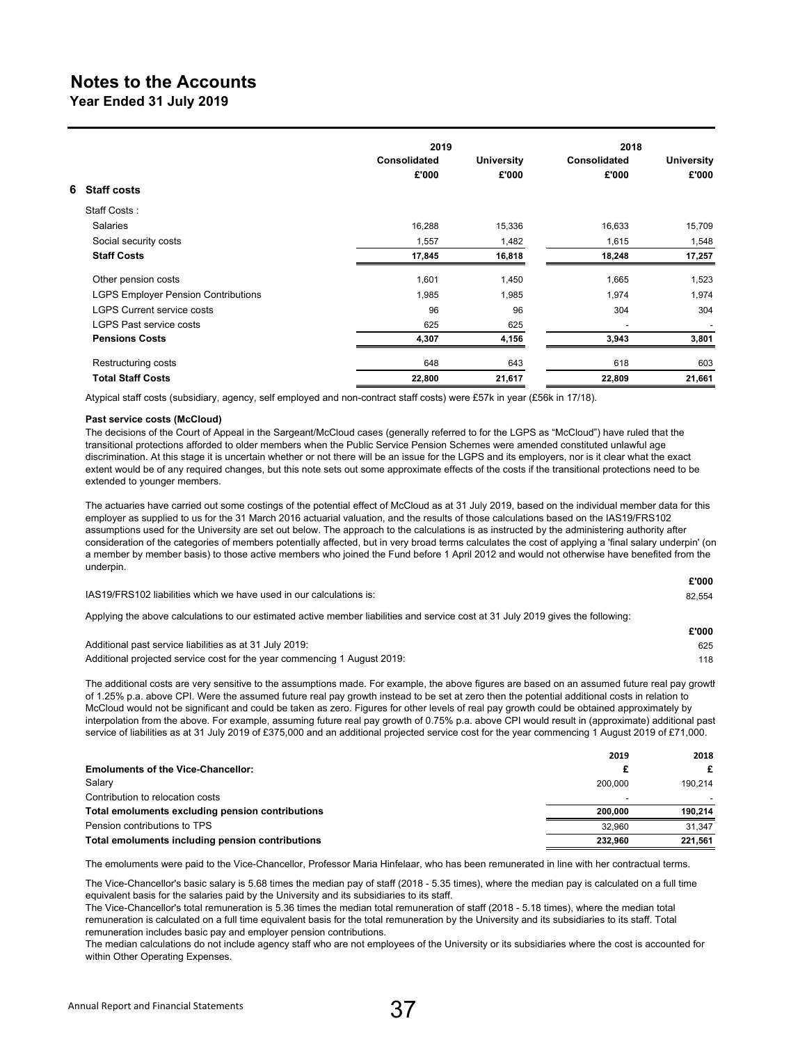# Notes to the Accounts

## Year Ended 31 July 2019

| | 2019 Consolidated £'000 | 2019 University £'000 | 2018 Consolidated £'000 | 2018 University £'000 |
|---|---|---|---|---|
| **6 Staff costs** | | | | |
| Staff Costs : | | | | |
| Salaries | 16,288 | 15,336 | 16,633 | 15,709 |
| Social security costs | 1,557 | 1,482 | 1,615 | 1,548 |
| **Staff Costs** | **17,845** | **16,818** | **18,248** | **17,257** |
| Other pension costs | 1,601 | 1,450 | 1,665 | 1,523 |
| LGPS Employer Pension Contributions | 1,985 | 1,985 | 1,974 | 1,974 |
| LGPS Current service costs | 96 | 96 | 304 | 304 |
| LGPS Past service costs | 625 | 625 | - | - |
| **Pensions Costs** | **4,307** | **4,156** | **3,943** | **3,801** |
| Restructuring costs | 648 | 643 | 618 | 603 |
| **Total Staff Costs** | **22,800** | **21,617** | **22,809** | **21,661** |

Atypical staff costs (subsidiary, agency, self employed and non-contract staff costs) were £57k in year (£56k in 17/18).

**Past service costs (McCloud)**

The decisions of the Court of Appeal in the Sargeant/McCloud cases (generally referred to for the LGPS as "McCloud") have ruled that the transitional protections afforded to older members when the Public Service Pension Schemes were amended constituted unlawful age discrimination. At this stage it is uncertain whether or not there will be an issue for the LGPS and its employers, nor is it clear what the exact extent would be of any required changes, but this note sets out some approximate effects of the costs if the transitional protections need to be extended to younger members.

The actuaries have carried out some costings of the potential effect of McCloud as at 31 July 2019, based on the individual member data for this employer as supplied to us for the 31 March 2016 actuarial valuation, and the results of those calculations based on the IAS19/FRS102 assumptions used for the University are set out below. The approach to the calculations is as instructed by the administering authority after consideration of the categories of members potentially affected, but in very broad terms calculates the cost of applying a 'final salary underpin' (on a member by member basis) to those active members who joined the Fund before 1 April 2012 and would not otherwise have benefited from the underpin.

| | £'000 |
|---|---|
| IAS19/FRS102 liabilities which we have used in our calculations is: | 82,554 |

Applying the above calculations to our estimated active member liabilities and service cost at 31 July 2019 gives the following:

| | £'000 |
|---|---|
| Additional past service liabilities as at 31 July 2019: | 625 |
| Additional projected service cost for the year commencing 1 August 2019: | 118 |

The additional costs are very sensitive to the assumptions made. For example, the above figures are based on an assumed future real pay growth of 1.25% p.a. above CPI. Were the assumed future real pay growth instead to be set at zero then the potential additional costs in relation to McCloud would not be significant and could be taken as zero. Figures for other levels of real pay growth could be obtained approximately by interpolation from the above. For example, assuming future real pay growth of 0.75% p.a. above CPI would result in (approximate) additional past service of liabilities as at 31 July 2019 of £375,000 and an additional projected service cost for the year commencing 1 August 2019 of £71,000.

| | 2019 £ | 2018 £ |
|---|---|---|
| **Emoluments of the Vice-Chancellor:** | | |
| Salary | 200,000 | 190,214 |
| Contribution to relocation costs | - | - |
| **Total emoluments excluding pension contributions** | **200,000** | **190,214** |
| Pension contributions to TPS | 32,960 | 31,347 |
| **Total emoluments including pension contributions** | **232,960** | **221,561** |

The emoluments were paid to the Vice-Chancellor, Professor Maria Hinfelaar, who has been remunerated in line with her contractual terms.

The Vice-Chancellor's basic salary is 5.68 times the median pay of staff (2018 - 5.35 times), where the median pay is calculated on a full time equivalent basis for the salaries paid by the University and its subsidiaries to its staff.
The Vice-Chancellor's total remuneration is 5.36 times the median total remuneration of staff (2018 - 5.18 times), where the median total remuneration is calculated on a full time equivalent basis for the total remuneration by the University and its subsidiaries to its staff. Total remuneration includes basic pay and employer pension contributions.
The median calculations do not include agency staff who are not employees of the University or its subsidiaries where the cost is accounted for within Other Operating Expenses.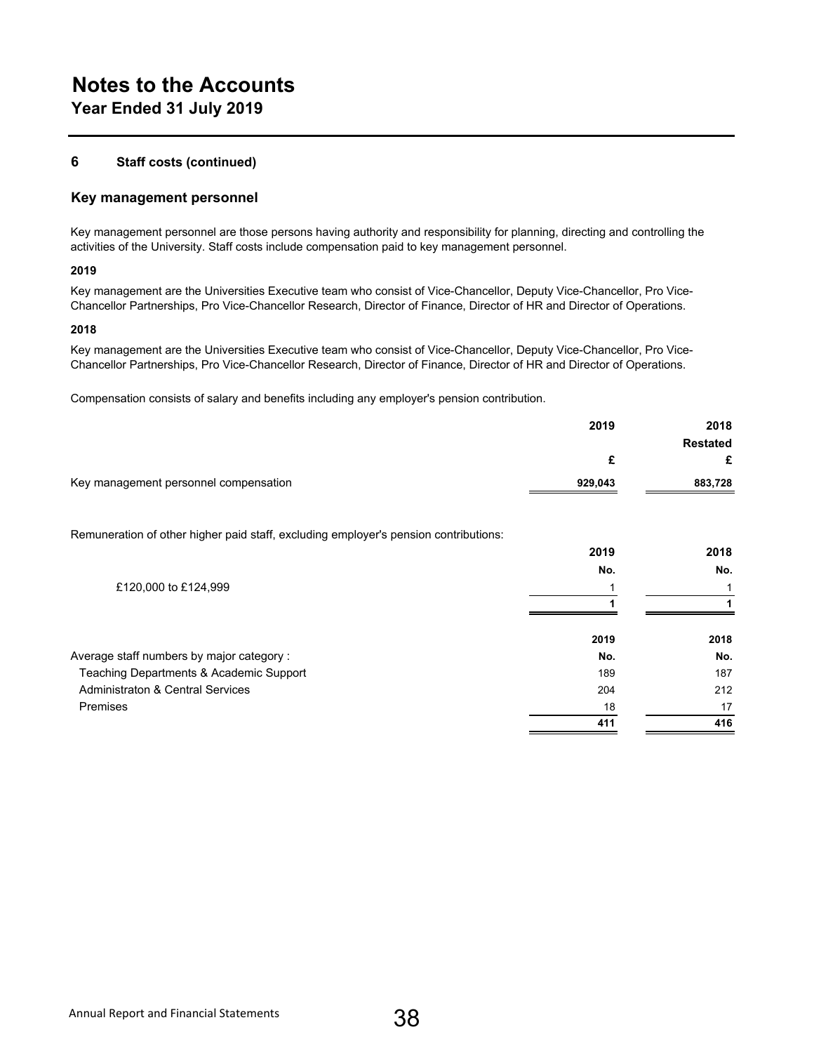# Notes to the Accounts
## Year Ended 31 July 2019

### 6 Staff costs (continued)

### Key management personnel

Key management personnel are those persons having authority and responsibility for planning, directing and controlling the activities of the University. Staff costs include compensation paid to key management personnel.

**2019**

Key management are the Universities Executive team who consist of Vice-Chancellor, Deputy Vice-Chancellor, Pro Vice-Chancellor Partnerships, Pro Vice-Chancellor Research, Director of Finance, Director of HR and Director of Operations.

**2018**

Key management are the Universities Executive team who consist of Vice-Chancellor, Deputy Vice-Chancellor, Pro Vice-Chancellor Partnerships, Pro Vice-Chancellor Research, Director of Finance, Director of HR and Director of Operations.

Compensation consists of salary and benefits including any employer's pension contribution.

| | 2019 | 2018 Restated |
|---|---|---|
| | £ | £ |
| Key management personnel compensation | 929,043 | 883,728 |

Remuneration of other higher paid staff, excluding employer's pension contributions:

| | 2019 | 2018 |
|---|---|---|
| | No. | No. |
| £120,000 to £124,999 | 1 | 1 |
| | 1 | 1 |

| | 2019 | 2018 |
|---|---|---|
| Average staff numbers by major category : | No. | No. |
| Teaching Departments & Academic Support | 189 | 187 |
| Administraton & Central Services | 204 | 212 |
| Premises | 18 | 17 |
| | 411 | 416 |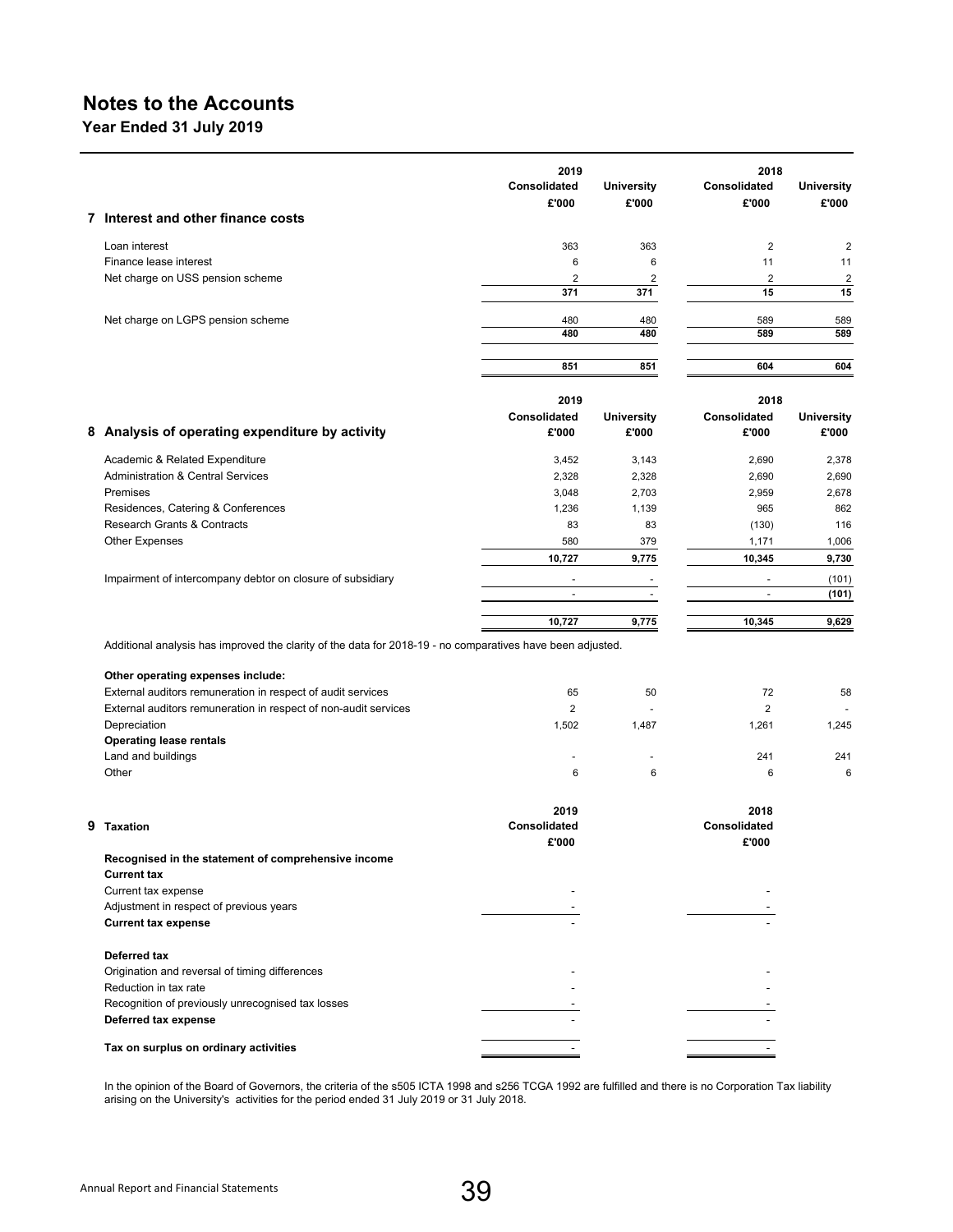# Notes to the Accounts

## Year Ended 31 July 2019

| | 2019 Consolidated £'000 | 2019 University £'000 | 2018 Consolidated £'000 | 2018 University £'000 |
|---|---|---|---|---|
| **7 Interest and other finance costs** | | | | |
| Loan interest | 363 | 363 | 2 | 2 |
| Finance lease interest | 6 | 6 | 11 | 11 |
| Net charge on USS pension scheme | 2 | 2 | 2 | 2 |
| | **371** | **371** | **15** | **15** |
| Net charge on LGPS pension scheme | 480 | 480 | 589 | 589 |
| | **480** | **480** | **589** | **589** |
| | **851** | **851** | **604** | **604** |

| **8 Analysis of operating expenditure by activity** | 2019 Consolidated £'000 | 2019 University £'000 | 2018 Consolidated £'000 | 2018 University £'000 |
|---|---|---|---|---|
| Academic & Related Expenditure | 3,452 | 3,143 | 2,690 | 2,378 |
| Administration & Central Services | 2,328 | 2,328 | 2,690 | 2,690 |
| Premises | 3,048 | 2,703 | 2,959 | 2,678 |
| Residences, Catering & Conferences | 1,236 | 1,139 | 965 | 862 |
| Research Grants & Contracts | 83 | 83 | (130) | 116 |
| Other Expenses | 580 | 379 | 1,171 | 1,006 |
| | **10,727** | **9,775** | **10,345** | **9,730** |
| Impairment of intercompany debtor on closure of subsidiary | - | - | - | (101) |
| | - | - | - | **(101)** |
| | **10,727** | **9,775** | **10,345** | **9,629** |

Additional analysis has improved the clarity of the data for 2018-19 - no comparatives have been adjusted.

| **Other operating expenses include:** | 2019 Consolidated £'000 | 2019 University £'000 | 2018 Consolidated £'000 | 2018 University £'000 |
|---|---|---|---|---|
| External auditors remuneration in respect of audit services | 65 | 50 | 72 | 58 |
| External auditors remuneration in respect of non-audit services | 2 | - | 2 | - |
| Depreciation | 1,502 | 1,487 | 1,261 | 1,245 |
| **Operating lease rentals** | | | | |
| Land and buildings | - | - | 241 | 241 |
| Other | 6 | 6 | 6 | 6 |

| **9 Taxation** | 2019 Consolidated £'000 | 2018 Consolidated £'000 |
|---|---|---|
| **Recognised in the statement of comprehensive income** | | |
| **Current tax** | | |
| Current tax expense | - | - |
| Adjustment in respect of previous years | - | - |
| **Current tax expense** | - | - |
| **Deferred tax** | | |
| Origination and reversal of timing differences | - | - |
| Reduction in tax rate | - | - |
| Recognition of previously unrecognised tax losses | - | - |
| **Deferred tax expense** | - | - |
| **Tax on surplus on ordinary activities** | - | - |

In the opinion of the Board of Governors, the criteria of the s505 ICTA 1998 and s256 TCGA 1992 are fulfilled and there is no Corporation Tax liability arising on the University's activities for the period ended 31 July 2019 or 31 July 2018.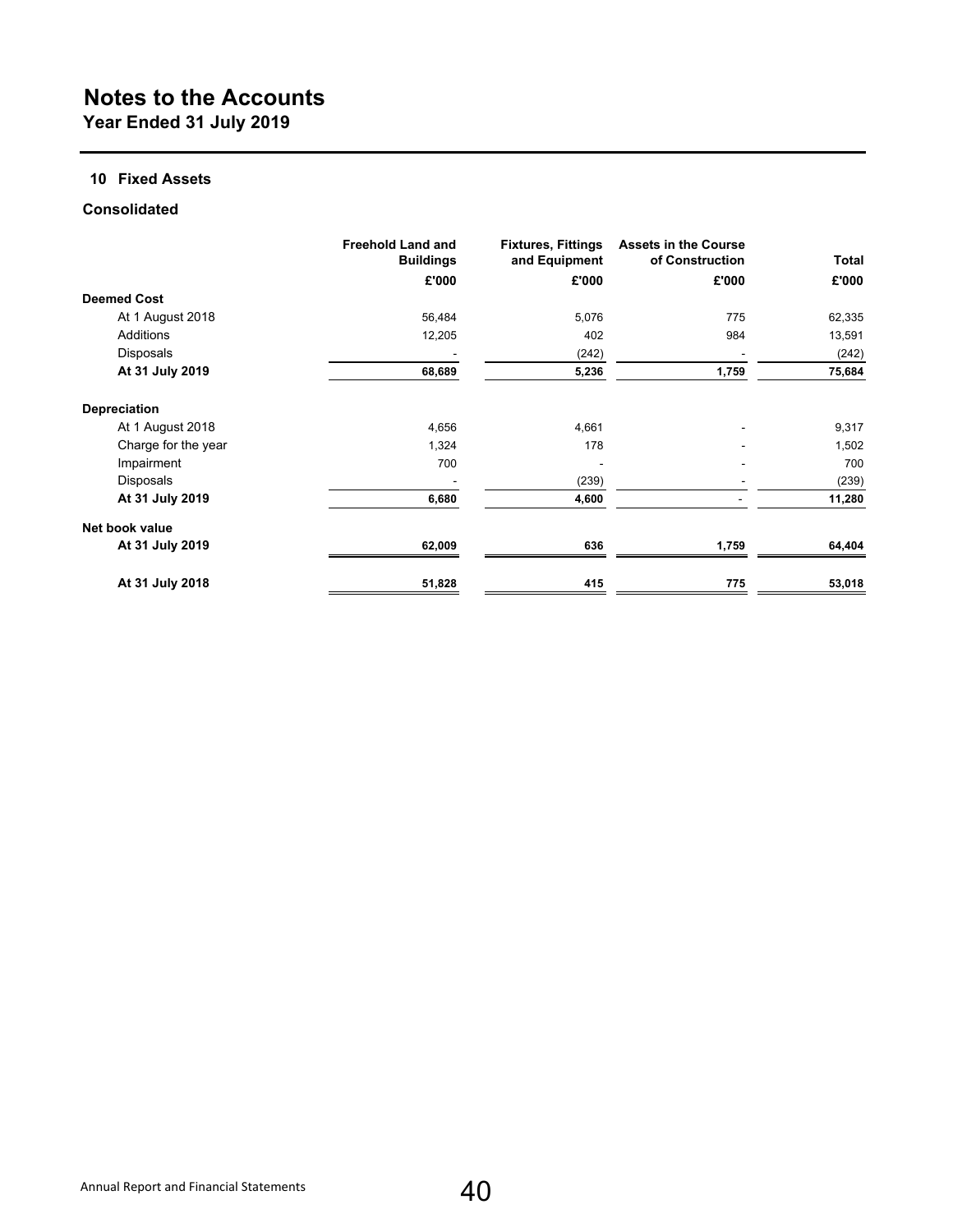# Notes to the Accounts

## Year Ended 31 July 2019

### 10 Fixed Assets

**Consolidated**

| | Freehold Land and Buildings | Fixtures, Fittings and Equipment | Assets in the Course of Construction | Total |
|---|---|---|---|---|
| | £'000 | £'000 | £'000 | £'000 |
| **Deemed Cost** | | | | |
| At 1 August 2018 | 56,484 | 5,076 | 775 | 62,335 |
| Additions | 12,205 | 402 | 984 | 13,591 |
| Disposals | - | (242) | - | (242) |
| **At 31 July 2019** | **68,689** | **5,236** | **1,759** | **75,684** |
| **Depreciation** | | | | |
| At 1 August 2018 | 4,656 | 4,661 | - | 9,317 |
| Charge for the year | 1,324 | 178 | - | 1,502 |
| Impairment | 700 | - | - | 700 |
| Disposals | - | (239) | - | (239) |
| **At 31 July 2019** | **6,680** | **4,600** | - | **11,280** |
| **Net book value** | | | | |
| **At 31 July 2019** | **62,009** | **636** | **1,759** | **64,404** |
| **At 31 July 2018** | **51,828** | **415** | **775** | **53,018** |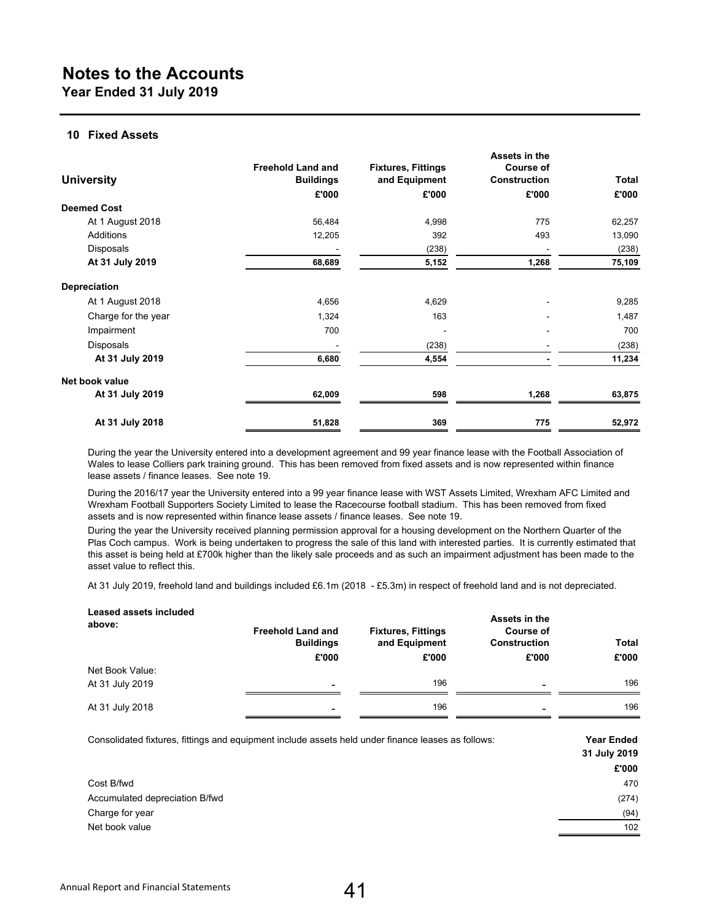# Notes to the Accounts

## Year Ended 31 July 2019

### 10 Fixed Assets

| University | Freehold Land and Buildings | Fixtures, Fittings and Equipment | Assets in the Course of Construction | Total |
|---|---|---|---|---|
| | £'000 | £'000 | £'000 | £'000 |
| **Deemed Cost** | | | | |
| At 1 August 2018 | 56,484 | 4,998 | 775 | 62,257 |
| Additions | 12,205 | 392 | 493 | 13,090 |
| Disposals | - | (238) | - | (238) |
| **At 31 July 2019** | **68,689** | **5,152** | **1,268** | **75,109** |
| **Depreciation** | | | | |
| At 1 August 2018 | 4,656 | 4,629 | - | 9,285 |
| Charge for the year | 1,324 | 163 | - | 1,487 |
| Impairment | 700 | - | - | 700 |
| Disposals | - | (238) | - | (238) |
| **At 31 July 2019** | **6,680** | **4,554** | **-** | **11,234** |
| **Net book value** | | | | |
| **At 31 July 2019** | **62,009** | **598** | **1,268** | **63,875** |
| **At 31 July 2018** | **51,828** | **369** | **775** | **52,972** |

During the year the University entered into a development agreement and 99 year finance lease with the Football Association of Wales to lease Colliers park training ground. This has been removed from fixed assets and is now represented within finance lease assets / finance leases. See note 19.

During the 2016/17 year the University entered into a 99 year finance lease with WST Assets Limited, Wrexham AFC Limited and Wrexham Football Supporters Society Limited to lease the Racecourse football stadium. This has been removed from fixed assets and is now represented within finance lease assets / finance leases. See note 19.

During the year the University received planning permission approval for a housing development on the Northern Quarter of the Plas Coch campus. Work is being undertaken to progress the sale of this land with interested parties. It is currently estimated that this asset is being held at £700k higher than the likely sale proceeds and as such an impairment adjustment has been made to the asset value to reflect this.

At 31 July 2019, freehold land and buildings included £6.1m (2018 - £5.3m) in respect of freehold land and is not depreciated.

| Leased assets included above: | Freehold Land and Buildings | Fixtures, Fittings and Equipment | Assets in the Course of Construction | Total |
|---|---|---|---|---|
| | £'000 | £'000 | £'000 | £'000 |
| Net Book Value: | | | | |
| At 31 July 2019 | - | 196 | - | 196 |
| At 31 July 2018 | - | 196 | - | 196 |

| Consolidated fixtures, fittings and equipment include assets held under finance leases as follows: | Year Ended 31 July 2019 |
|---|---|
| | £'000 |
| Cost B/fwd | 470 |
| Accumulated depreciation B/fwd | (274) |
| Charge for year | (94) |
| Net book value | 102 |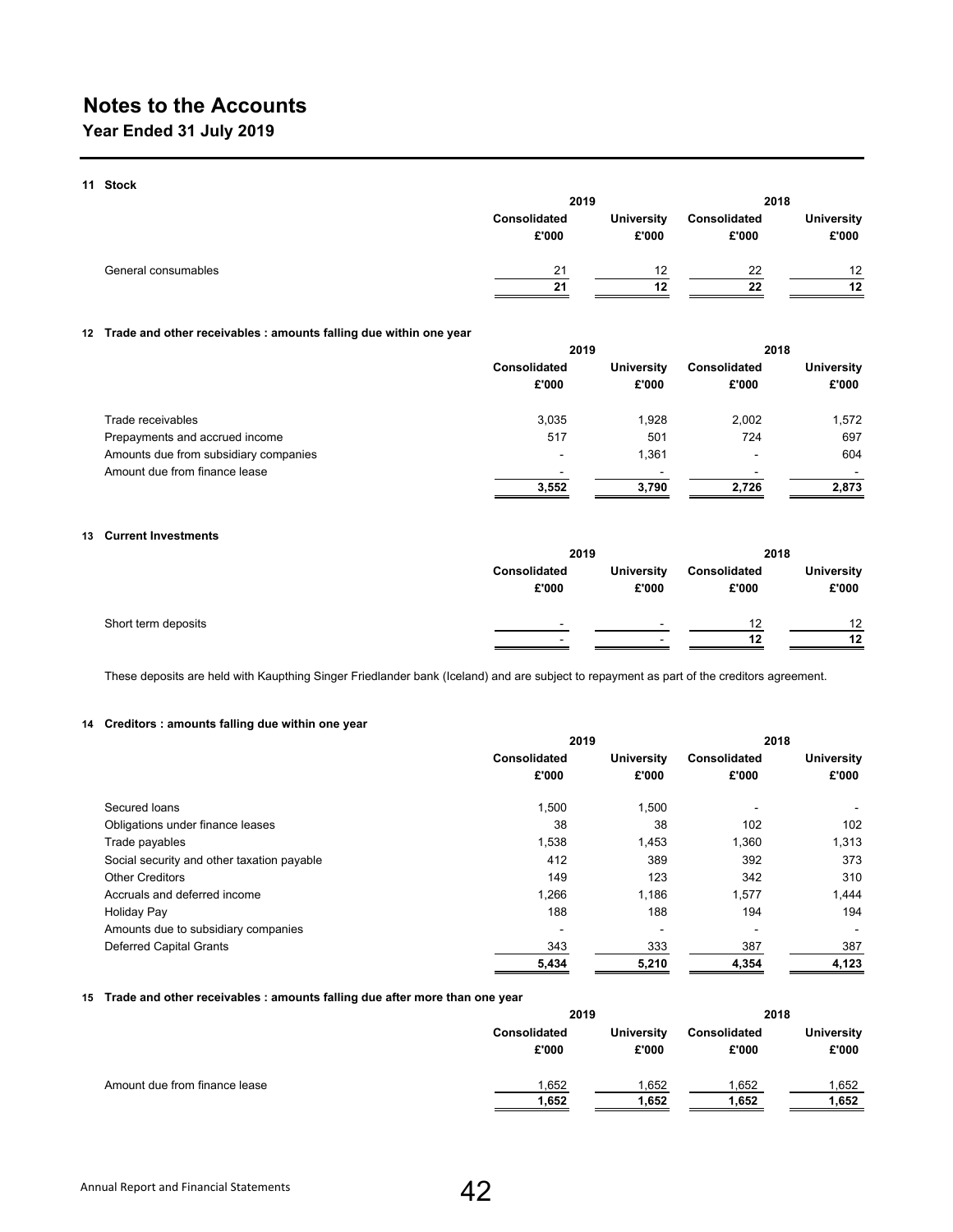# Notes to the Accounts

## Year Ended 31 July 2019

### 11 Stock

| | 2019 | | 2018 | |
|---|---|---|---|---|
| | Consolidated £'000 | University £'000 | Consolidated £'000 | University £'000 |
| General consumables | 21 | 12 | 22 | 12 |
| | **21** | **12** | **22** | **12** |

### 12 Trade and other receivables : amounts falling due within one year

| | 2019 | | 2018 | |
|---|---|---|---|---|
| | Consolidated £'000 | University £'000 | Consolidated £'000 | University £'000 |
| Trade receivables | 3,035 | 1,928 | 2,002 | 1,572 |
| Prepayments and accrued income | 517 | 501 | 724 | 697 |
| Amounts due from subsidiary companies | - | 1,361 | - | 604 |
| Amount due from finance lease | - | - | - | - |
| | **3,552** | **3,790** | **2,726** | **2,873** |

### 13 Current Investments

| | 2019 | | 2018 | |
|---|---|---|---|---|
| | Consolidated £'000 | University £'000 | Consolidated £'000 | University £'000 |
| Short term deposits | - | - | 12 | 12 |
| | - | - | **12** | **12** |

These deposits are held with Kaupthing Singer Friedlander bank (Iceland) and are subject to repayment as part of the creditors agreement.

### 14 Creditors : amounts falling due within one year

| | 2019 | | 2018 | |
|---|---|---|---|---|
| | Consolidated £'000 | University £'000 | Consolidated £'000 | University £'000 |
| Secured loans | 1,500 | 1,500 | - | - |
| Obligations under finance leases | 38 | 38 | 102 | 102 |
| Trade payables | 1,538 | 1,453 | 1,360 | 1,313 |
| Social security and other taxation payable | 412 | 389 | 392 | 373 |
| Other Creditors | 149 | 123 | 342 | 310 |
| Accruals and deferred income | 1,266 | 1,186 | 1,577 | 1,444 |
| Holiday Pay | 188 | 188 | 194 | 194 |
| Amounts due to subsidiary companies | - | - | - | - |
| Deferred Capital Grants | 343 | 333 | 387 | 387 |
| | **5,434** | **5,210** | **4,354** | **4,123** |

### 15 Trade and other receivables : amounts falling due after more than one year

| | 2019 | | 2018 | |
|---|---|---|---|---|
| | Consolidated £'000 | University £'000 | Consolidated £'000 | University £'000 |
| Amount due from finance lease | 1,652 | 1,652 | 1,652 | 1,652 |
| | **1,652** | **1,652** | **1,652** | **1,652** |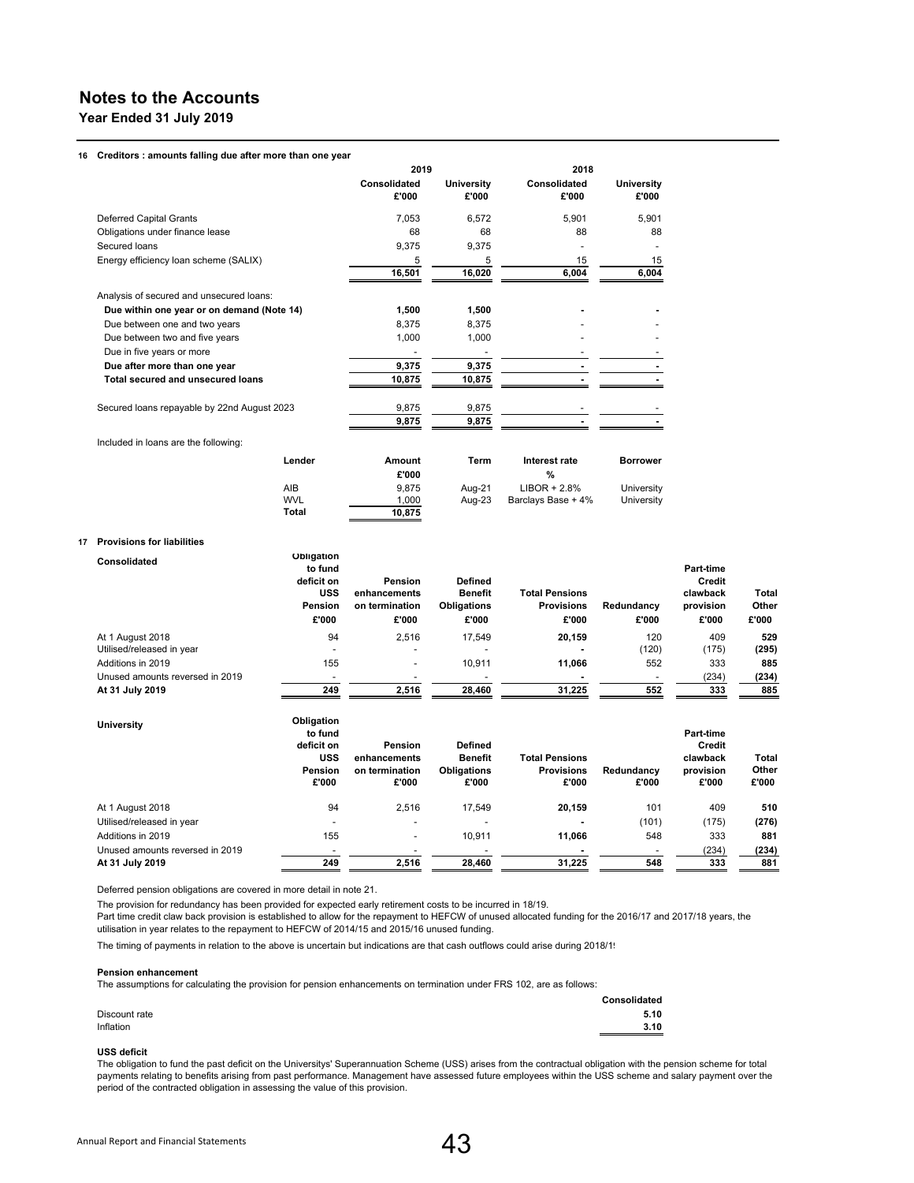# Notes to the Accounts

**Year Ended 31 July 2019**

**16 Creditors : amounts falling due after more than one year**

| | 2019 Consolidated £'000 | 2019 University £'000 | 2018 Consolidated £'000 | 2018 University £'000 |
|---|---|---|---|---|
| Deferred Capital Grants | 7,053 | 6,572 | 5,901 | 5,901 |
| Obligations under finance lease | 68 | 68 | 88 | 88 |
| Secured loans | 9,375 | 9,375 | - | - |
| Energy efficiency loan scheme (SALIX) | 5 | 5 | 15 | 15 |
| | **16,501** | **16,020** | **6,004** | **6,004** |
| Analysis of secured and unsecured loans: | | | | |
| **Due within one year or on demand (Note 14)** | **1,500** | **1,500** | **-** | **-** |
| Due between one and two years | 8,375 | 8,375 | - | - |
| Due between two and five years | 1,000 | 1,000 | - | - |
| Due in five years or more | - | - | - | - |
| **Due after more than one year** | **9,375** | **9,375** | **-** | **-** |
| **Total secured and unsecured loans** | **10,875** | **10,875** | **-** | **-** |
| Secured loans repayable by 22nd August 2023 | 9,875 | 9,875 | - | - |
| | 9,875 | 9,875 | - | - |

Included in loans are the following:

| Lender | Amount £'000 | Term | Interest rate % | Borrower |
|---|---|---|---|---|
| AIB | 9,875 | Aug-21 | LIBOR + 2.8% | University |
| WVL | 1,000 | Aug-23 | Barclays Base + 4% | University |
| **Total** | 10,875 | | | |

**17 Provisions for liabilities**

| Consolidated | Obligation to fund deficit on USS Pension £'000 | Pension enhancements on termination £'000 | Defined Benefit Obligations £'000 | Total Pensions Provisions £'000 | Redundancy £'000 | Part-time Credit clawback provision £'000 | Total Other £'000 |
|---|---|---|---|---|---|---|---|
| At 1 August 2018 | 94 | 2,516 | 17,549 | **20,159** | 120 | 409 | **529** |
| Utilised/released in year | - | - | - | **-** | (120) | (175) | **(295)** |
| Additions in 2019 | 155 | - | 10,911 | **11,066** | 552 | 333 | **885** |
| Unused amounts reversed in 2019 | - | - | - | **-** | - | (234) | **(234)** |
| **At 31 July 2019** | **249** | **2,516** | **28,460** | **31,225** | **552** | **333** | **885** |

| University | Obligation to fund deficit on USS Pension £'000 | Pension enhancements on termination £'000 | Defined Benefit Obligations £'000 | Total Pensions Provisions £'000 | Redundancy £'000 | Part-time Credit clawback provision £'000 | Total Other £'000 |
|---|---|---|---|---|---|---|---|
| At 1 August 2018 | 94 | 2,516 | 17,549 | **20,159** | 101 | 409 | **510** |
| Utilised/released in year | - | - | - | **-** | (101) | (175) | **(276)** |
| Additions in 2019 | 155 | - | 10,911 | **11,066** | 548 | 333 | **881** |
| Unused amounts reversed in 2019 | - | - | - | **-** | - | (234) | **(234)** |
| **At 31 July 2019** | **249** | **2,516** | **28,460** | **31,225** | **548** | **333** | **881** |

Deferred pension obligations are covered in more detail in note 21.

The provision for redundancy has been provided for expected early retirement costs to be incurred in 18/19.

Part time credit claw back provision is established to allow for the repayment to HEFCW of unused allocated funding for the 2016/17 and 2017/18 years, the utilisation in year relates to the repayment to HEFCW of 2014/15 and 2015/16 unused funding.

The timing of payments in relation to the above is uncertain but indications are that cash outflows could arise during 2018/19

**Pension enhancement**

The assumptions for calculating the provision for pension enhancements on termination under FRS 102, are as follows:

| | Consolidated |
|---|---|
| Discount rate | **5.10** |
| Inflation | **3.10** |

**USS deficit**

The obligation to fund the past deficit on the Universitys' Superannuation Scheme (USS) arises from the contractual obligation with the pension scheme for total payments relating to benefits arising from past performance. Management have assessed future employees within the USS scheme and salary payment over the period of the contracted obligation in assessing the value of this provision.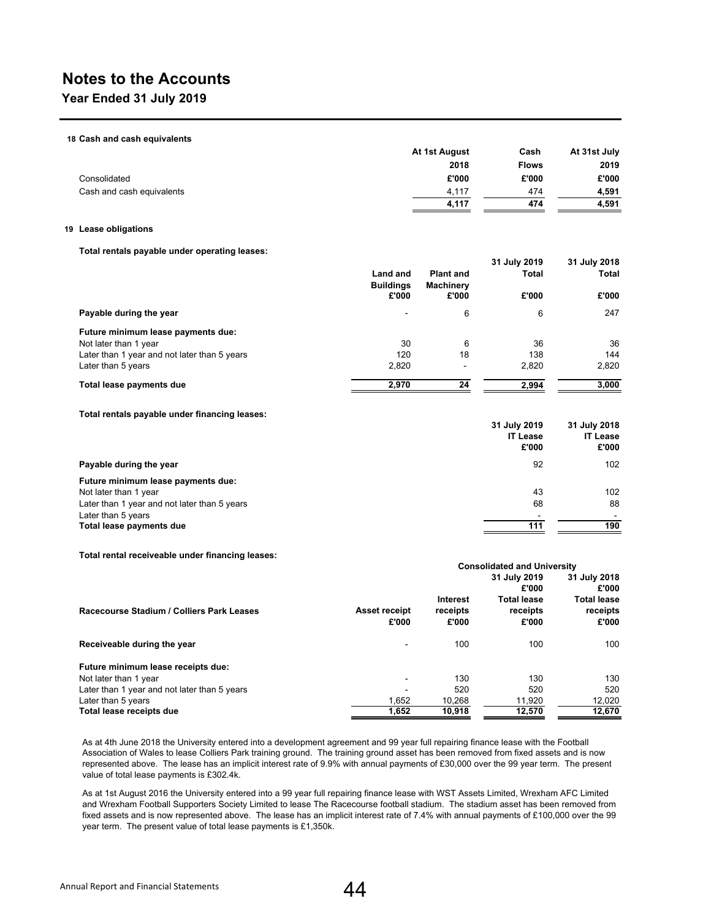# Notes to the Accounts

## Year Ended 31 July 2019

### 18 Cash and cash equivalents

| | At 1st August 2018 | Cash Flows | At 31st July 2019 |
|---|---|---|---|
| Consolidated | £'000 | £'000 | £'000 |
| Cash and cash equivalents | 4,117 | 474 | 4,591 |
| | **4,117** | **474** | **4,591** |

### 19 Lease obligations

**Total rentals payable under operating leases:**

| | Land and Buildings £'000 | Plant and Machinery £'000 | 31 July 2019 Total £'000 | 31 July 2018 Total £'000 |
|---|---|---|---|---|
| **Payable during the year** | - | 6 | 6 | 247 |
| **Future minimum lease payments due:** | | | | |
| Not later than 1 year | 30 | 6 | 36 | 36 |
| Later than 1 year and not later than 5 years | 120 | 18 | 138 | 144 |
| Later than 5 years | 2,820 | - | 2,820 | 2,820 |
| **Total lease payments due** | **2,970** | **24** | **2,994** | **3,000** |

**Total rentals payable under financing leases:**

| | 31 July 2019 IT Lease £'000 | 31 July 2018 IT Lease £'000 |
|---|---|---|
| **Payable during the year** | 92 | 102 |
| **Future minimum lease payments due:** | | |
| Not later than 1 year | 43 | 102 |
| Later than 1 year and not later than 5 years | 68 | 88 |
| Later than 5 years | - | - |
| **Total lease payments due** | **111** | **190** |

**Total rental receiveable under financing leases:**

| | | | Consolidated and University | |
|---|---|---|---|---|
| **Racecourse Stadium / Colliers Park Leases** | **Asset receipt £'000** | **Interest receipts £'000** | **31 July 2019 £'000 Total lease receipts £'000** | **31 July 2018 £'000 Total lease receipts £'000** |
| **Receiveable during the year** | - | 100 | 100 | 100 |
| **Future minimum lease receipts due:** | | | | |
| Not later than 1 year | - | 130 | 130 | 130 |
| Later than 1 year and not later than 5 years | - | 520 | 520 | 520 |
| Later than 5 years | 1,652 | 10,268 | 11,920 | 12,020 |
| **Total lease receipts due** | **1,652** | **10,918** | **12,570** | **12,670** |

As at 4th June 2018 the University entered into a development agreement and 99 year full repairing finance lease with the Football Association of Wales to lease Colliers Park training ground. The training ground asset has been removed from fixed assets and is now represented above. The lease has an implicit interest rate of 9.9% with annual payments of £30,000 over the 99 year term. The present value of total lease payments is £302.4k.

As at 1st August 2016 the University entered into a 99 year full repairing finance lease with WST Assets Limited, Wrexham AFC Limited and Wrexham Football Supporters Society Limited to lease The Racecourse football stadium. The stadium asset has been removed from fixed assets and is now represented above. The lease has an implicit interest rate of 7.4% with annual payments of £100,000 over the 99 year term. The present value of total lease payments is £1,350k.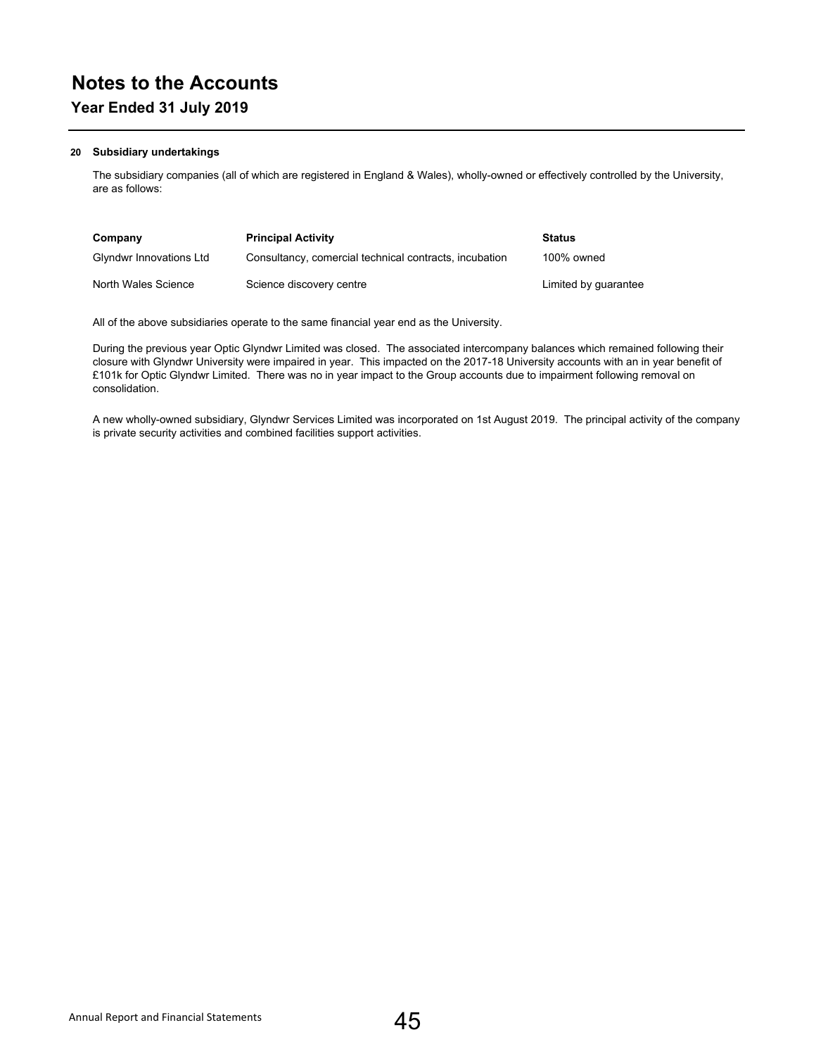# Notes to the Accounts

## Year Ended 31 July 2019

### 20 Subsidiary undertakings

The subsidiary companies (all of which are registered in England & Wales), wholly-owned or effectively controlled by the University, are as follows:

| Company | Principal Activity | Status |
|---|---|---|
| Glyndwr Innovations Ltd | Consultancy, comercial technical contracts, incubation | 100% owned |
| North Wales Science | Science discovery centre | Limited by guarantee |

All of the above subsidiaries operate to the same financial year end as the University.

During the previous year Optic Glyndwr Limited was closed. The associated intercompany balances which remained following their closure with Glyndwr University were impaired in year. This impacted on the 2017-18 University accounts with an in year benefit of £101k for Optic Glyndwr Limited. There was no in year impact to the Group accounts due to impairment following removal on consolidation.

A new wholly-owned subsidiary, Glyndwr Services Limited was incorporated on 1st August 2019. The principal activity of the company is private security activities and combined facilities support activities.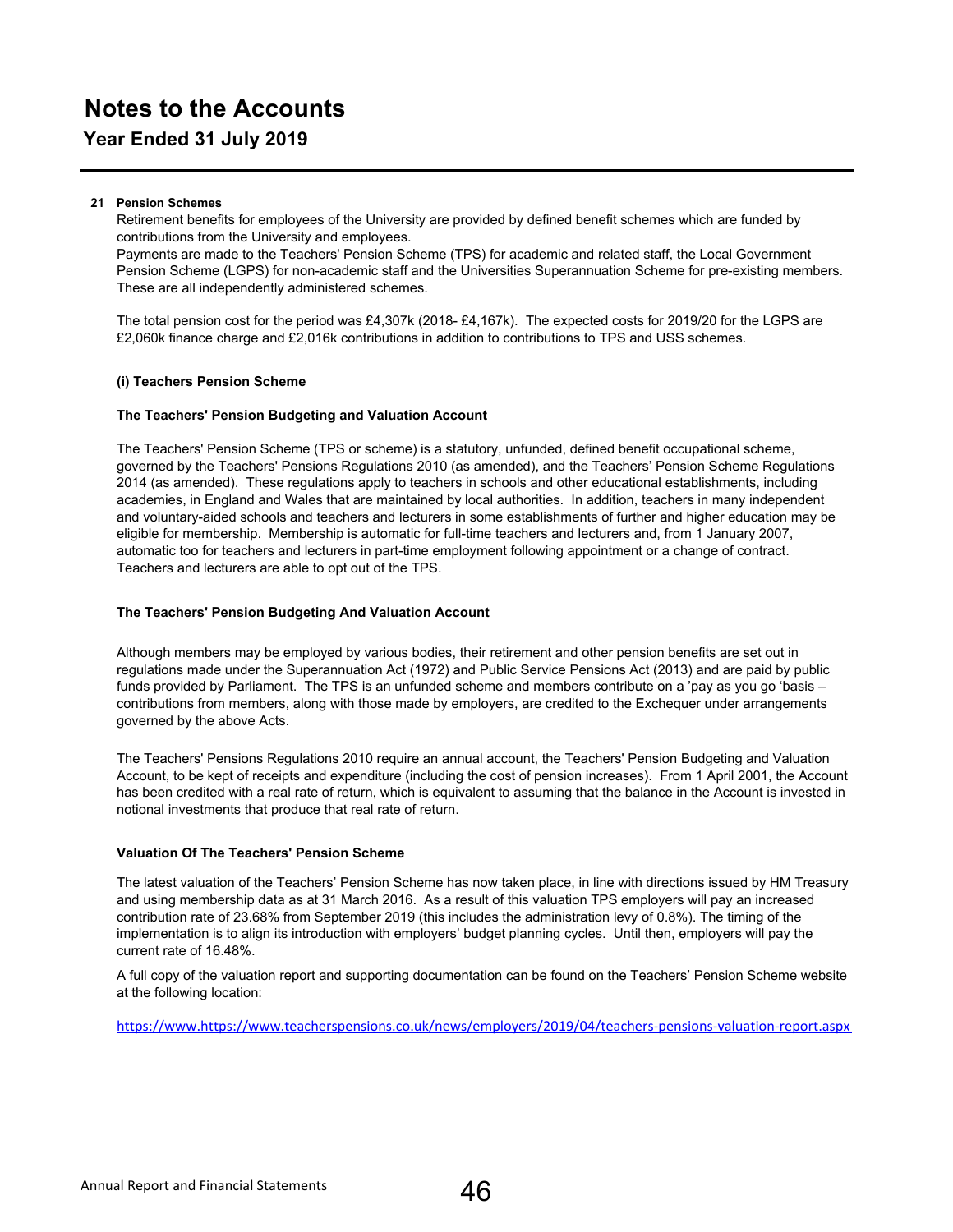# Notes to the Accounts

## Year Ended 31 July 2019

**21 Pension Schemes**

Retirement benefits for employees of the University are provided by defined benefit schemes which are funded by contributions from the University and employees.
Payments are made to the Teachers' Pension Scheme (TPS) for academic and related staff, the Local Government Pension Scheme (LGPS) for non-academic staff and the Universities Superannuation Scheme for pre-existing members. These are all independently administered schemes.

The total pension cost for the period was £4,307k (2018- £4,167k). The expected costs for 2019/20 for the LGPS are £2,060k finance charge and £2,016k contributions in addition to contributions to TPS and USS schemes.

**(i) Teachers Pension Scheme**

**The Teachers' Pension Budgeting and Valuation Account**

The Teachers' Pension Scheme (TPS or scheme) is a statutory, unfunded, defined benefit occupational scheme, governed by the Teachers' Pensions Regulations 2010 (as amended), and the Teachers' Pension Scheme Regulations 2014 (as amended). These regulations apply to teachers in schools and other educational establishments, including academies, in England and Wales that are maintained by local authorities. In addition, teachers in many independent and voluntary-aided schools and teachers and lecturers in some establishments of further and higher education may be eligible for membership. Membership is automatic for full-time teachers and lecturers and, from 1 January 2007, automatic too for teachers and lecturers in part-time employment following appointment or a change of contract. Teachers and lecturers are able to opt out of the TPS.

**The Teachers' Pension Budgeting And Valuation Account**

Although members may be employed by various bodies, their retirement and other pension benefits are set out in regulations made under the Superannuation Act (1972) and Public Service Pensions Act (2013) and are paid by public funds provided by Parliament. The TPS is an unfunded scheme and members contribute on a 'pay as you go 'basis – contributions from members, along with those made by employers, are credited to the Exchequer under arrangements governed by the above Acts.

The Teachers' Pensions Regulations 2010 require an annual account, the Teachers' Pension Budgeting and Valuation Account, to be kept of receipts and expenditure (including the cost of pension increases). From 1 April 2001, the Account has been credited with a real rate of return, which is equivalent to assuming that the balance in the Account is invested in notional investments that produce that real rate of return.

**Valuation Of The Teachers' Pension Scheme**

The latest valuation of the Teachers' Pension Scheme has now taken place, in line with directions issued by HM Treasury and using membership data as at 31 March 2016. As a result of this valuation TPS employers will pay an increased contribution rate of 23.68% from September 2019 (this includes the administration levy of 0.8%). The timing of the implementation is to align its introduction with employers' budget planning cycles. Until then, employers will pay the current rate of 16.48%.

A full copy of the valuation report and supporting documentation can be found on the Teachers' Pension Scheme website at the following location:

https://www.https://www.teacherspensions.co.uk/news/employers/2019/04/teachers-pensions-valuation-report.aspx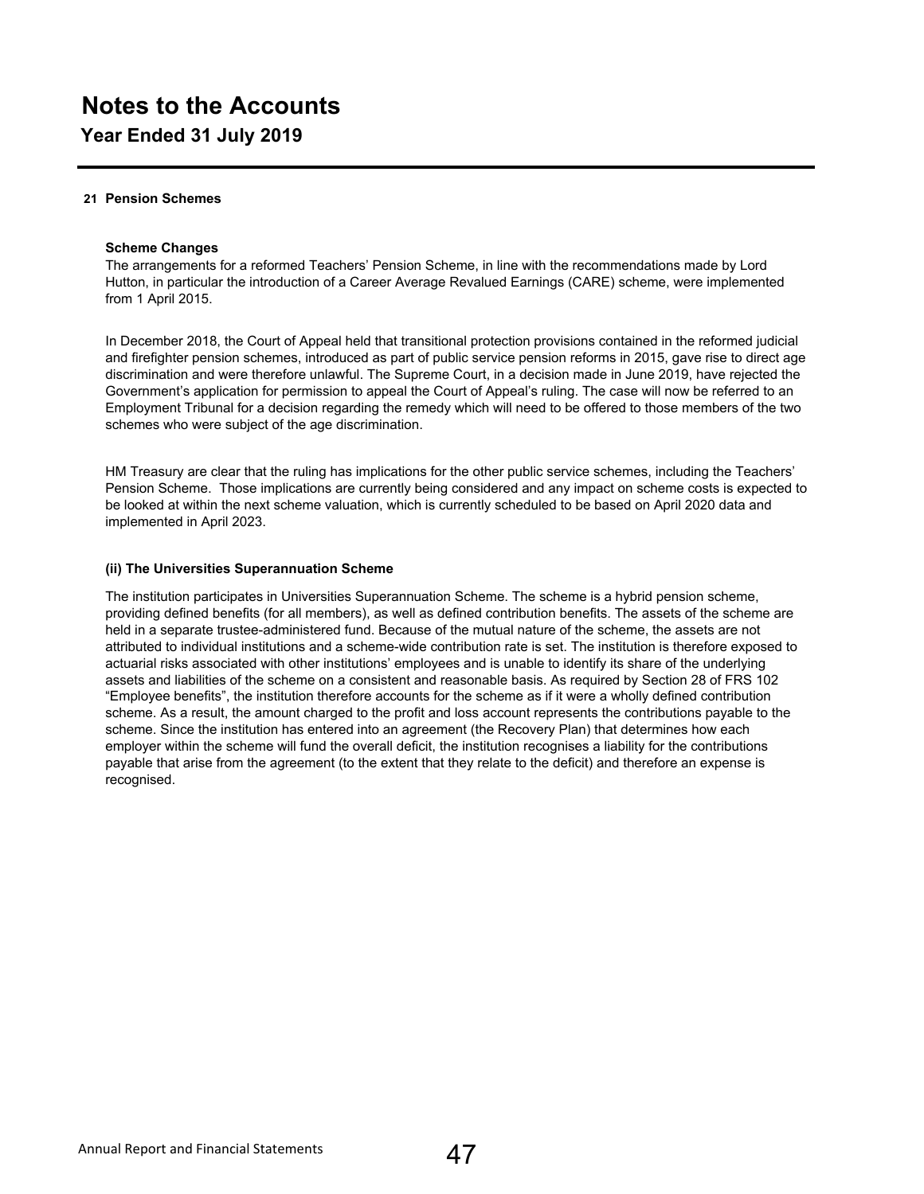# Notes to the Accounts

## Year Ended 31 July 2019

### 21 Pension Schemes

**Scheme Changes**

The arrangements for a reformed Teachers' Pension Scheme, in line with the recommendations made by Lord Hutton, in particular the introduction of a Career Average Revalued Earnings (CARE) scheme, were implemented from 1 April 2015.

In December 2018, the Court of Appeal held that transitional protection provisions contained in the reformed judicial and firefighter pension schemes, introduced as part of public service pension reforms in 2015, gave rise to direct age discrimination and were therefore unlawful. The Supreme Court, in a decision made in June 2019, have rejected the Government's application for permission to appeal the Court of Appeal's ruling. The case will now be referred to an Employment Tribunal for a decision regarding the remedy which will need to be offered to those members of the two schemes who were subject of the age discrimination.

HM Treasury are clear that the ruling has implications for the other public service schemes, including the Teachers' Pension Scheme. Those implications are currently being considered and any impact on scheme costs is expected to be looked at within the next scheme valuation, which is currently scheduled to be based on April 2020 data and implemented in April 2023.

**(ii) The Universities Superannuation Scheme**

The institution participates in Universities Superannuation Scheme. The scheme is a hybrid pension scheme, providing defined benefits (for all members), as well as defined contribution benefits. The assets of the scheme are held in a separate trustee-administered fund. Because of the mutual nature of the scheme, the assets are not attributed to individual institutions and a scheme-wide contribution rate is set. The institution is therefore exposed to actuarial risks associated with other institutions' employees and is unable to identify its share of the underlying assets and liabilities of the scheme on a consistent and reasonable basis. As required by Section 28 of FRS 102 "Employee benefits", the institution therefore accounts for the scheme as if it were a wholly defined contribution scheme. As a result, the amount charged to the profit and loss account represents the contributions payable to the scheme. Since the institution has entered into an agreement (the Recovery Plan) that determines how each employer within the scheme will fund the overall deficit, the institution recognises a liability for the contributions payable that arise from the agreement (to the extent that they relate to the deficit) and therefore an expense is recognised.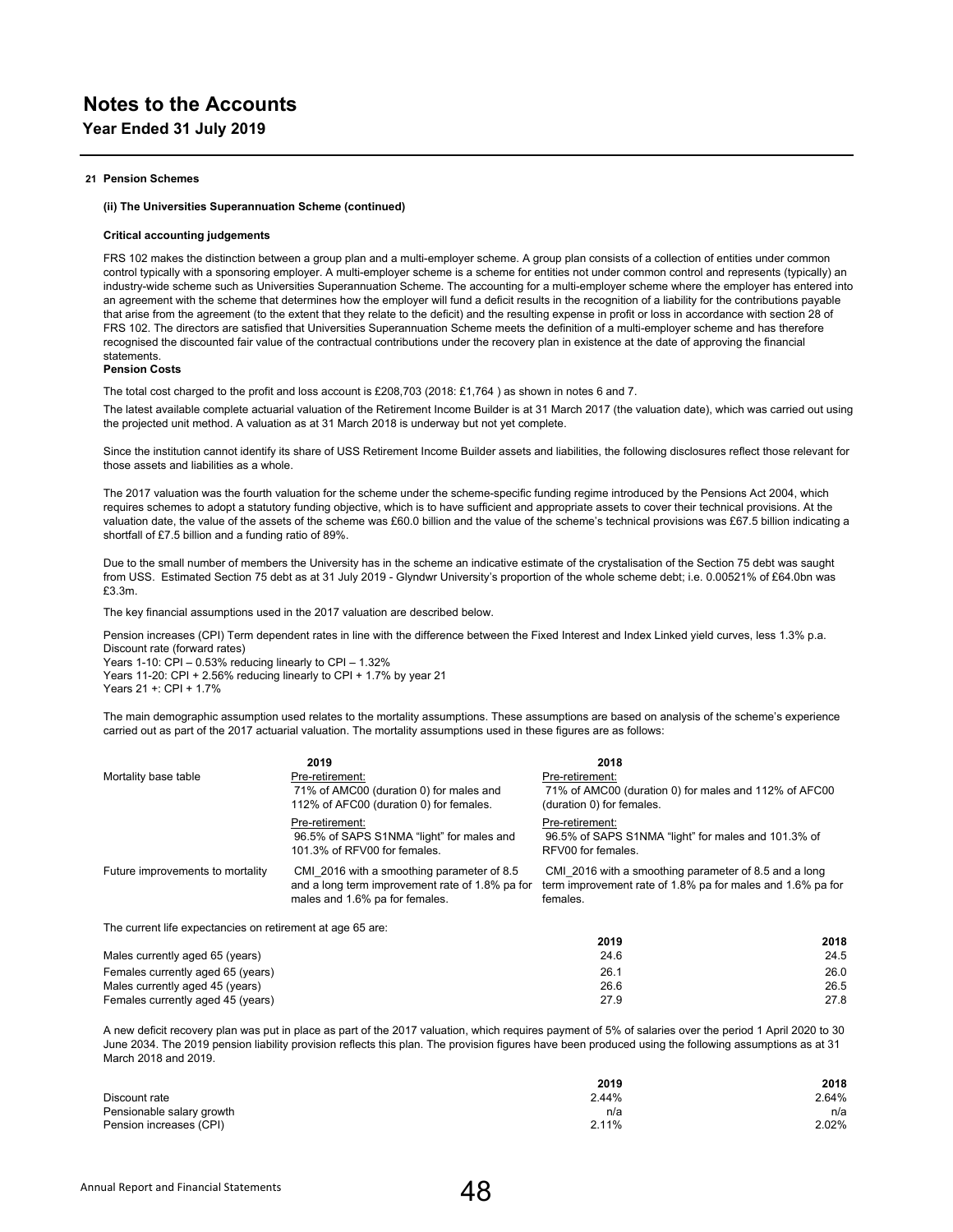# Notes to the Accounts

## Year Ended 31 July 2019

**21 Pension Schemes**

**(ii) The Universities Superannuation Scheme (continued)**

**Critical accounting judgements**

FRS 102 makes the distinction between a group plan and a multi-employer scheme. A group plan consists of a collection of entities under common control typically with a sponsoring employer. A multi-employer scheme is a scheme for entities not under common control and represents (typically) an industry-wide scheme such as Universities Superannuation Scheme. The accounting for a multi-employer scheme where the employer has entered into an agreement with the scheme that determines how the employer will fund a deficit results in the recognition of a liability for the contributions payable that arise from the agreement (to the extent that they relate to the deficit) and the resulting expense in profit or loss in accordance with section 28 of FRS 102. The directors are satisfied that Universities Superannuation Scheme meets the definition of a multi-employer scheme and has therefore recognised the discounted fair value of the contractual contributions under the recovery plan in existence at the date of approving the financial statements.

**Pension Costs**

The total cost charged to the profit and loss account is £208,703 (2018: £1,764 ) as shown in notes 6 and 7.

The latest available complete actuarial valuation of the Retirement Income Builder is at 31 March 2017 (the valuation date), which was carried out using the projected unit method. A valuation as at 31 March 2018 is underway but not yet complete.

Since the institution cannot identify its share of USS Retirement Income Builder assets and liabilities, the following disclosures reflect those relevant for those assets and liabilities as a whole.

The 2017 valuation was the fourth valuation for the scheme under the scheme-specific funding regime introduced by the Pensions Act 2004, which requires schemes to adopt a statutory funding objective, which is to have sufficient and appropriate assets to cover their technical provisions. At the valuation date, the value of the assets of the scheme was £60.0 billion and the value of the scheme's technical provisions was £67.5 billion indicating a shortfall of £7.5 billion and a funding ratio of 89%.

Due to the small number of members the University has in the scheme an indicative estimate of the crystalisation of the Section 75 debt was saught from USS. Estimated Section 75 debt as at 31 July 2019 - Glyndwr University's proportion of the whole scheme debt; i.e. 0.00521% of £64.0bn was £3.3m.

The key financial assumptions used in the 2017 valuation are described below.

Pension increases (CPI) Term dependent rates in line with the difference between the Fixed Interest and Index Linked yield curves, less 1.3% p.a.
Discount rate (forward rates)
Years 1-10: CPI – 0.53% reducing linearly to CPI – 1.32%
Years 11-20: CPI + 2.56% reducing linearly to CPI + 1.7% by year 21
Years 21 +: CPI + 1.7%

The main demographic assumption used relates to the mortality assumptions. These assumptions are based on analysis of the scheme's experience carried out as part of the 2017 actuarial valuation. The mortality assumptions used in these figures are as follows:

| | 2019 | 2018 |
|---|---|---|
| Mortality base table | Pre-retirement: 71% of AMC00 (duration 0) for males and 112% of AFC00 (duration 0) for females. | Pre-retirement: 71% of AMC00 (duration 0) for males and 112% of AFC00 (duration 0) for females. |
| | Pre-retirement: 96.5% of SAPS S1NMA "light" for males and 101.3% of RFV00 for females. | Pre-retirement: 96.5% of SAPS S1NMA "light" for males and 101.3% of RFV00 for females. |
| Future improvements to mortality | CMI_2016 with a smoothing parameter of 8.5 and a long term improvement rate of 1.8% pa for males and 1.6% pa for females. | CMI_2016 with a smoothing parameter of 8.5 and a long term improvement rate of 1.8% pa for males and 1.6% pa for females. |

The current life expectancies on retirement at age 65 are:

| | 2019 | 2018 |
|---|---|---|
| Males currently aged 65 (years) | 24.6 | 24.5 |
| Females currently aged 65 (years) | 26.1 | 26.0 |
| Males currently aged 45 (years) | 26.6 | 26.5 |
| Females currently aged 45 (years) | 27.9 | 27.8 |

A new deficit recovery plan was put in place as part of the 2017 valuation, which requires payment of 5% of salaries over the period 1 April 2020 to 30 June 2034. The 2019 pension liability provision reflects this plan. The provision figures have been produced using the following assumptions as at 31 March 2018 and 2019.

| | 2019 | 2018 |
|---|---|---|
| Discount rate | 2.44% | 2.64% |
| Pensionable salary growth | n/a | n/a |
| Pension increases (CPI) | 2.11% | 2.02% |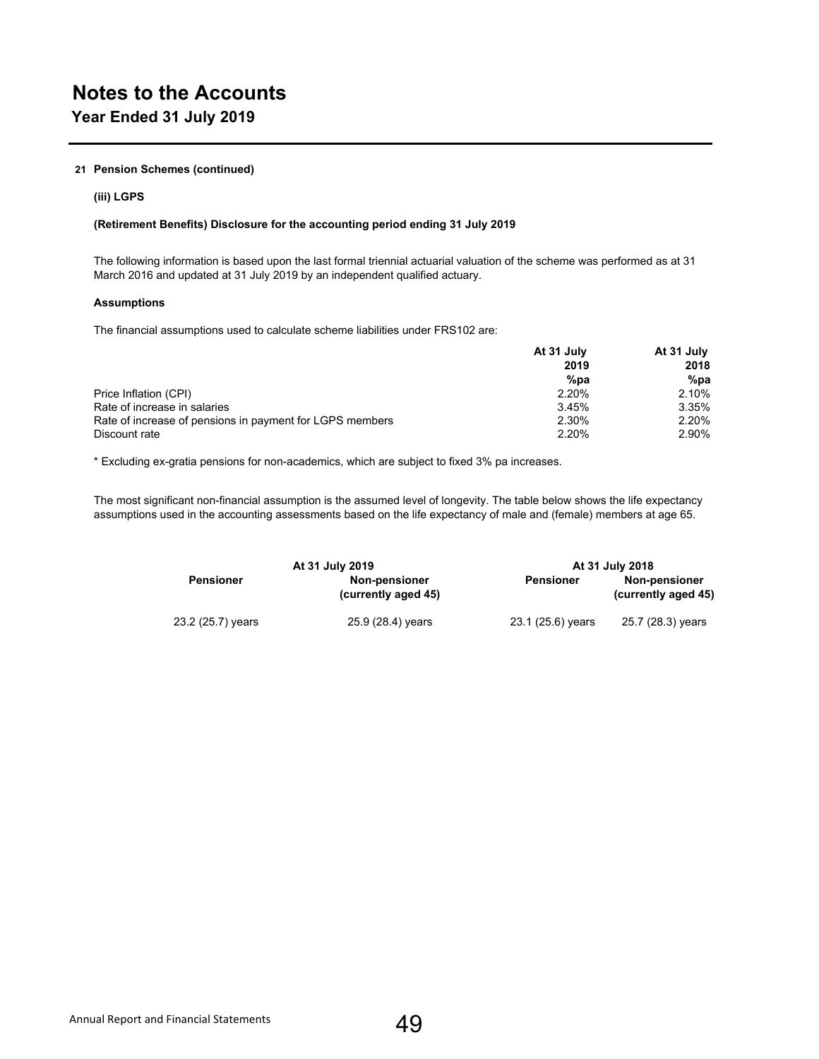# Notes to the Accounts

## Year Ended 31 July 2019

**21 Pension Schemes (continued)**

**(iii) LGPS**

**(Retirement Benefits) Disclosure for the accounting period ending 31 July 2019**

The following information is based upon the last formal triennial actuarial valuation of the scheme was performed as at 31 March 2016 and updated at 31 July 2019 by an independent qualified actuary.

**Assumptions**

The financial assumptions used to calculate scheme liabilities under FRS102 are:

| | At 31 July 2019 %pa | At 31 July 2018 %pa |
|---|---|---|
| Price Inflation (CPI) | 2.20% | 2.10% |
| Rate of increase in salaries | 3.45% | 3.35% |
| Rate of increase of pensions in payment for LGPS members | 2.30% | 2.20% |
| Discount rate | 2.20% | 2.90% |

* Excluding ex-gratia pensions for non-academics, which are subject to fixed 3% pa increases.

The most significant non-financial assumption is the assumed level of longevity. The table below shows the life expectancy assumptions used in the accounting assessments based on the life expectancy of male and (female) members at age 65.

| At 31 July 2019 | | At 31 July 2018 | |
|---|---|---|---|
| **Pensioner** | **Non-pensioner (currently aged 45)** | **Pensioner** | **Non-pensioner (currently aged 45)** |
| 23.2 (25.7) years | 25.9 (28.4) years | 23.1 (25.6) years | 25.7 (28.3) years |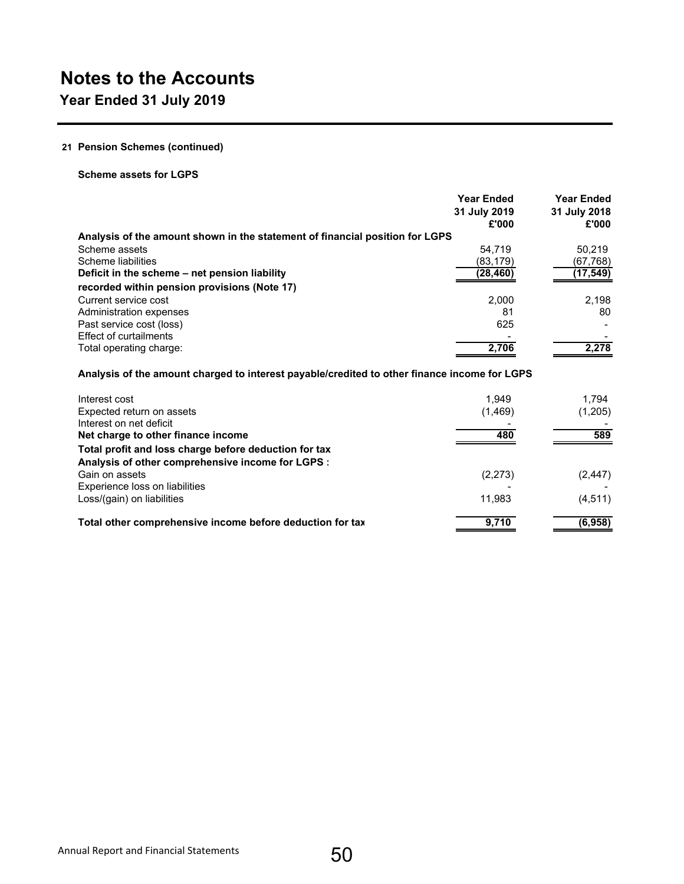# Notes to the Accounts

## Year Ended 31 July 2019

### 21 Pension Schemes (continued)

**Scheme assets for LGPS**

| | Year Ended 31 July 2019 £'000 | Year Ended 31 July 2018 £'000 |
|---|---|---|
| **Analysis of the amount shown in the statement of financial position for LGPS** | | |
| Scheme assets | 54,719 | 50,219 |
| Scheme liabilities | (83,179) | (67,768) |
| **Deficit in the scheme – net pension liability** | **(28,460)** | **(17,549)** |
| **recorded within pension provisions (Note 17)** | | |
| Current service cost | 2,000 | 2,198 |
| Administration expenses | 81 | 80 |
| Past service cost (loss) | 625 | - |
| Effect of curtailments | - | - |
| Total operating charge: | **2,706** | **2,278** |
| **Analysis of the amount charged to interest payable/credited to other finance income for LGPS** | | |
| Interest cost | 1,949 | 1,794 |
| Expected return on assets | (1,469) | (1,205) |
| Interest on net deficit | - | - |
| **Net charge to other finance income** | **480** | **589** |
| **Total profit and loss charge before deduction for tax** | | |
| **Analysis of other comprehensive income for LGPS :** | | |
| Gain on assets | (2,273) | (2,447) |
| Experience loss on liabilities | - | - |
| Loss/(gain) on liabilities | 11,983 | (4,511) |
| **Total other comprehensive income before deduction for tax** | **9,710** | **(6,958)** |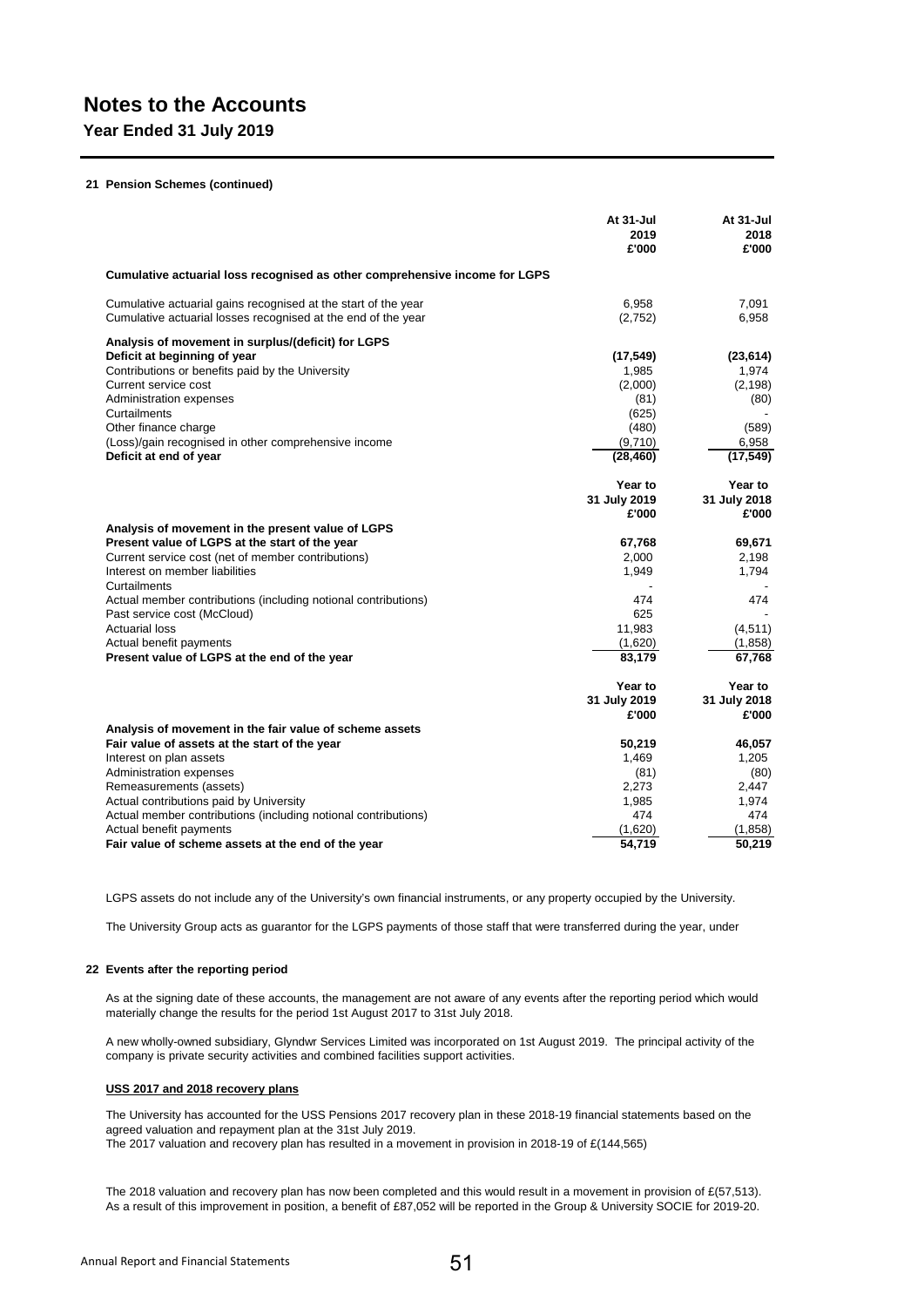# Notes to the Accounts

## Year Ended 31 July 2019

### 21 Pension Schemes (continued)

| | At 31-Jul 2019 £'000 | At 31-Jul 2018 £'000 |
|---|---|---|
| **Cumulative actuarial loss recognised as other comprehensive income for LGPS** | | |
| Cumulative actuarial gains recognised at the start of the year | 6,958 | 7,091 |
| Cumulative actuarial losses recognised at the end of the year | (2,752) | 6,958 |
| **Analysis of movement in surplus/(deficit) for LGPS** | | |
| **Deficit at beginning of year** | **(17,549)** | **(23,614)** |
| Contributions or benefits paid by the University | 1,985 | 1,974 |
| Current service cost | (2,000) | (2,198) |
| Administration expenses | (81) | (80) |
| Curtailments | (625) | - |
| Other finance charge | (480) | (589) |
| (Loss)/gain recognised in other comprehensive income | (9,710) | 6,958 |
| **Deficit at end of year** | **(28,460)** | **(17,549)** |

| | Year to 31 July 2019 £'000 | Year to 31 July 2018 £'000 |
|---|---|---|
| **Analysis of movement in the present value of LGPS** | | |
| **Present value of LGPS at the start of the year** | **67,768** | **69,671** |
| Current service cost (net of member contributions) | 2,000 | 2,198 |
| Interest on member liabilities | 1,949 | 1,794 |
| Curtailments | - | - |
| Actual member contributions (including notional contributions) | 474 | 474 |
| Past service cost (McCloud) | 625 | - |
| Actuarial loss | 11,983 | (4,511) |
| Actual benefit payments | (1,620) | (1,858) |
| **Present value of LGPS at the end of the year** | **83,179** | **67,768** |

| | Year to 31 July 2019 £'000 | Year to 31 July 2018 £'000 |
|---|---|---|
| **Analysis of movement in the fair value of scheme assets** | | |
| **Fair value of assets at the start of the year** | **50,219** | **46,057** |
| Interest on plan assets | 1,469 | 1,205 |
| Administration expenses | (81) | (80) |
| Remeasurements (assets) | 2,273 | 2,447 |
| Actual contributions paid by University | 1,985 | 1,974 |
| Actual member contributions (including notional contributions) | 474 | 474 |
| Actual benefit payments | (1,620) | (1,858) |
| **Fair value of scheme assets at the end of the year** | **54,719** | **50,219** |

LGPS assets do not include any of the University's own financial instruments, or any property occupied by the University.

The University Group acts as guarantor for the LGPS payments of those staff that were transferred during the year, under

### 22 Events after the reporting period

As at the signing date of these accounts, the management are not aware of any events after the reporting period which would materially change the results for the period 1st August 2017 to 31st July 2018.

A new wholly-owned subsidiary, Glyndwr Services Limited was incorporated on 1st August 2019. The principal activity of the company is private security activities and combined facilities support activities.

**USS 2017 and 2018 recovery plans**

The University has accounted for the USS Pensions 2017 recovery plan in these 2018-19 financial statements based on the agreed valuation and repayment plan at the 31st July 2019.
The 2017 valuation and recovery plan has resulted in a movement in provision in 2018-19 of £(144,565)

The 2018 valuation and recovery plan has now been completed and this would result in a movement in provision of £(57,513). As a result of this improvement in position, a benefit of £87,052 will be reported in the Group & University SOCIE for 2019-20.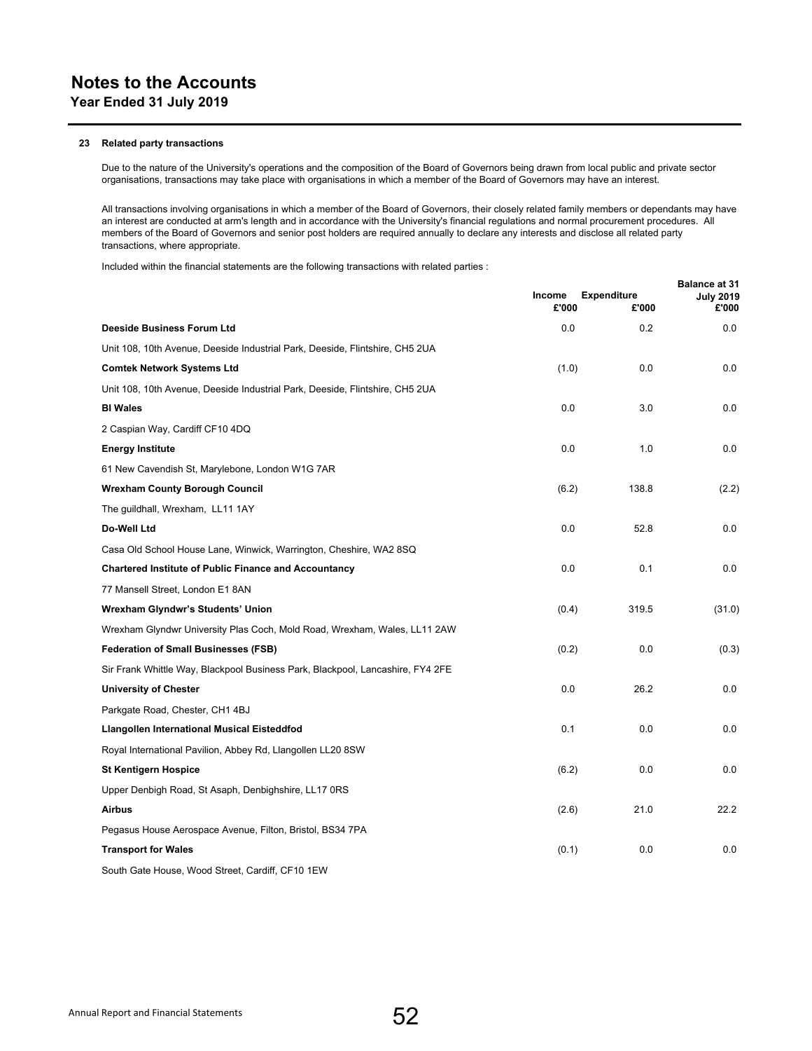# Notes to the Accounts

## Year Ended 31 July 2019

### 23 Related party transactions

Due to the nature of the University's operations and the composition of the Board of Governors being drawn from local public and private sector organisations, transactions may take place with organisations in which a member of the Board of Governors may have an interest.

All transactions involving organisations in which a member of the Board of Governors, their closely related family members or dependants may have an interest are conducted at arm's length and in accordance with the University's financial regulations and normal procurement procedures. All members of the Board of Governors and senior post holders are required annually to declare any interests and disclose all related party transactions, where appropriate.

Included within the financial statements are the following transactions with related parties :

| | Income £'000 | Expenditure £'000 | Balance at 31 July 2019 £'000 |
|---|---|---|---|
| **Deeside Business Forum Ltd** | 0.0 | 0.2 | 0.0 |
| Unit 108, 10th Avenue, Deeside Industrial Park, Deeside, Flintshire, CH5 2UA | | | |
| **Comtek Network Systems Ltd** | (1.0) | 0.0 | 0.0 |
| Unit 108, 10th Avenue, Deeside Industrial Park, Deeside, Flintshire, CH5 2UA | | | |
| **BI Wales** | 0.0 | 3.0 | 0.0 |
| 2 Caspian Way, Cardiff CF10 4DQ | | | |
| **Energy Institute** | 0.0 | 1.0 | 0.0 |
| 61 New Cavendish St, Marylebone, London W1G 7AR | | | |
| **Wrexham County Borough Council** | (6.2) | 138.8 | (2.2) |
| The guildhall, Wrexham, LL11 1AY | | | |
| **Do-Well Ltd** | 0.0 | 52.8 | 0.0 |
| Casa Old School House Lane, Winwick, Warrington, Cheshire, WA2 8SQ | | | |
| **Chartered Institute of Public Finance and Accountancy** | 0.0 | 0.1 | 0.0 |
| 77 Mansell Street, London E1 8AN | | | |
| **Wrexham Glyndwr's Students' Union** | (0.4) | 319.5 | (31.0) |
| Wrexham Glyndwr University Plas Coch, Mold Road, Wrexham, Wales, LL11 2AW | | | |
| **Federation of Small Businesses (FSB)** | (0.2) | 0.0 | (0.3) |
| Sir Frank Whittle Way, Blackpool Business Park, Blackpool, Lancashire, FY4 2FE | | | |
| **University of Chester** | 0.0 | 26.2 | 0.0 |
| Parkgate Road, Chester, CH1 4BJ | | | |
| **Llangollen International Musical Eisteddfod** | 0.1 | 0.0 | 0.0 |
| Royal International Pavilion, Abbey Rd, Llangollen LL20 8SW | | | |
| **St Kentigern Hospice** | (6.2) | 0.0 | 0.0 |
| Upper Denbigh Road, St Asaph, Denbighshire, LL17 0RS | | | |
| **Airbus** | (2.6) | 21.0 | 22.2 |
| Pegasus House Aerospace Avenue, Filton, Bristol, BS34 7PA | | | |
| **Transport for Wales** | (0.1) | 0.0 | 0.0 |
| South Gate House, Wood Street, Cardiff, CF10 1EW | | | |